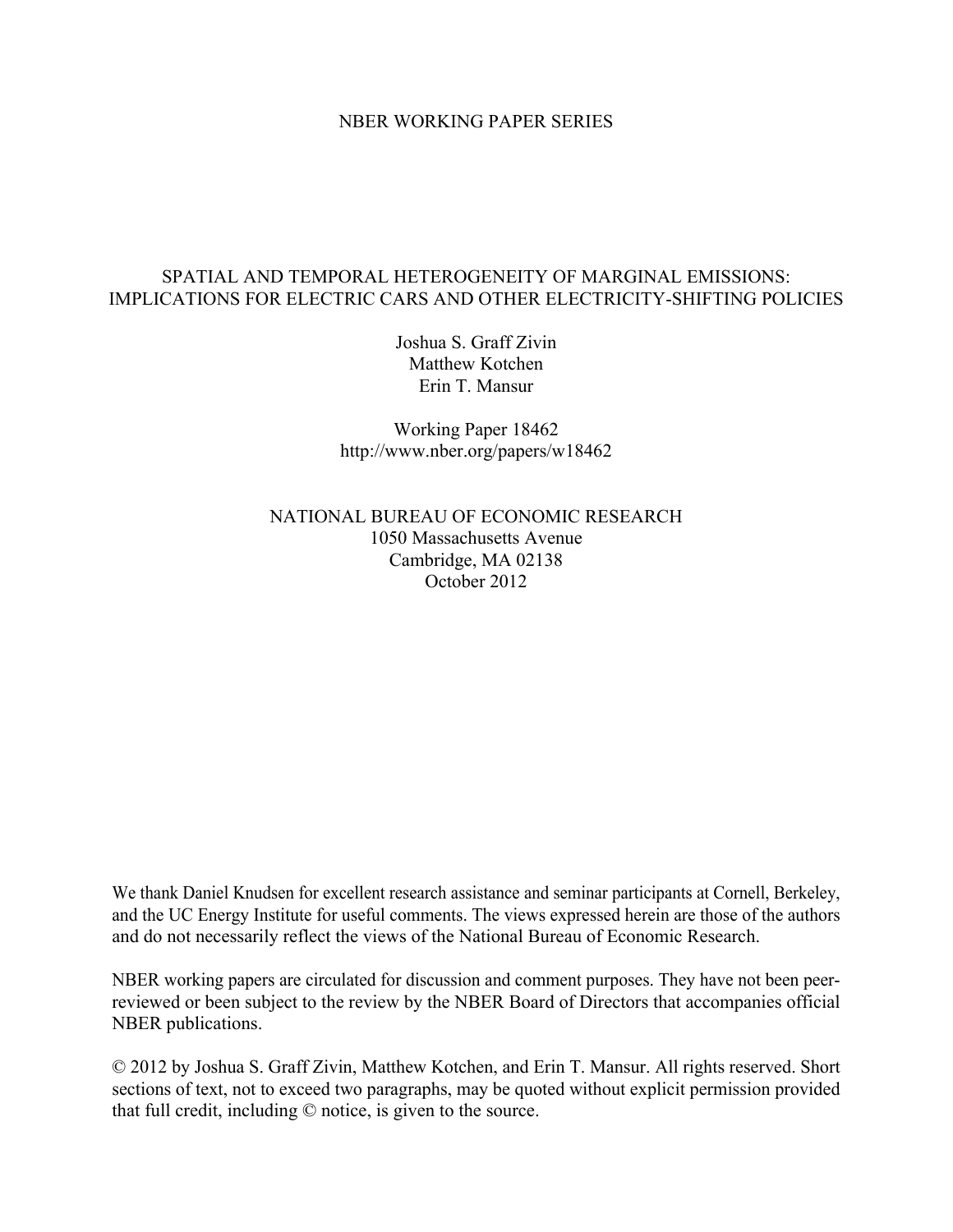NBER WORKING PAPER SERIES

# SPATIAL AND TEMPORAL HETEROGENEITY OF MARGINAL EMISSIONS: IMPLICATIONS FOR ELECTRIC CARS AND OTHER ELECTRICITY-SHIFTING POLICIES

Joshua S. Graff Zivin
Matthew Kotchen
Erin T. Mansur

Working Paper 18462
http://www.nber.org/papers/w18462

NATIONAL BUREAU OF ECONOMIC RESEARCH
1050 Massachusetts Avenue
Cambridge, MA 02138
October 2012

We thank Daniel Knudsen for excellent research assistance and seminar participants at Cornell, Berkeley, and the UC Energy Institute for useful comments. The views expressed herein are those of the authors and do not necessarily reflect the views of the National Bureau of Economic Research.

NBER working papers are circulated for discussion and comment purposes. They have not been peer-reviewed or been subject to the review by the NBER Board of Directors that accompanies official NBER publications.

© 2012 by Joshua S. Graff Zivin, Matthew Kotchen, and Erin T. Mansur. All rights reserved. Short sections of text, not to exceed two paragraphs, may be quoted without explicit permission provided that full credit, including © notice, is given to the source.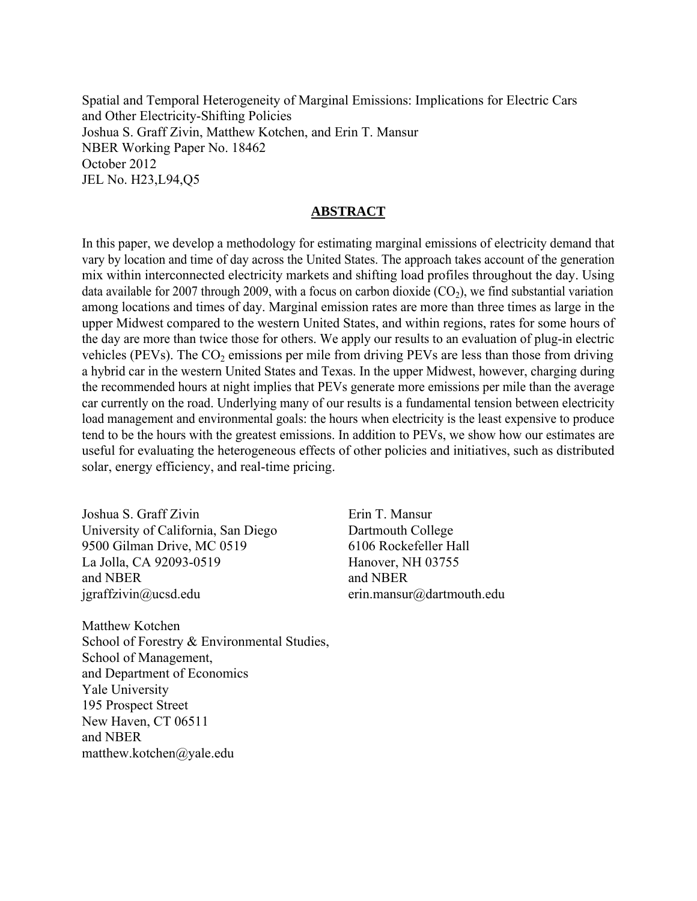Spatial and Temporal Heterogeneity of Marginal Emissions: Implications for Electric Cars and Other Electricity-Shifting Policies
Joshua S. Graff Zivin, Matthew Kotchen, and Erin T. Mansur
NBER Working Paper No. 18462
October 2012
JEL No. H23,L94,Q5

## ABSTRACT

In this paper, we develop a methodology for estimating marginal emissions of electricity demand that vary by location and time of day across the United States. The approach takes account of the generation mix within interconnected electricity markets and shifting load profiles throughout the day. Using data available for 2007 through 2009, with a focus on carbon dioxide ($CO_2$), we find substantial variation among locations and times of day. Marginal emission rates are more than three times as large in the upper Midwest compared to the western United States, and within regions, rates for some hours of the day are more than twice those for others. We apply our results to an evaluation of plug-in electric vehicles (PEVs). The $CO_2$ emissions per mile from driving PEVs are less than those from driving a hybrid car in the western United States and Texas. In the upper Midwest, however, charging during the recommended hours at night implies that PEVs generate more emissions per mile than the average car currently on the road. Underlying many of our results is a fundamental tension between electricity load management and environmental goals: the hours when electricity is the least expensive to produce tend to be the hours with the greatest emissions. In addition to PEVs, we show how our estimates are useful for evaluating the heterogeneous effects of other policies and initiatives, such as distributed solar, energy efficiency, and real-time pricing.

Joshua S. Graff Zivin
University of California, San Diego
9500 Gilman Drive, MC 0519
La Jolla, CA 92093-0519
and NBER
jgraffzivin@ucsd.edu

Erin T. Mansur
Dartmouth College
6106 Rockefeller Hall
Hanover, NH 03755
and NBER
erin.mansur@dartmouth.edu

Matthew Kotchen
School of Forestry & Environmental Studies,
School of Management,
and Department of Economics
Yale University
195 Prospect Street
New Haven, CT 06511
and NBER
matthew.kotchen@yale.edu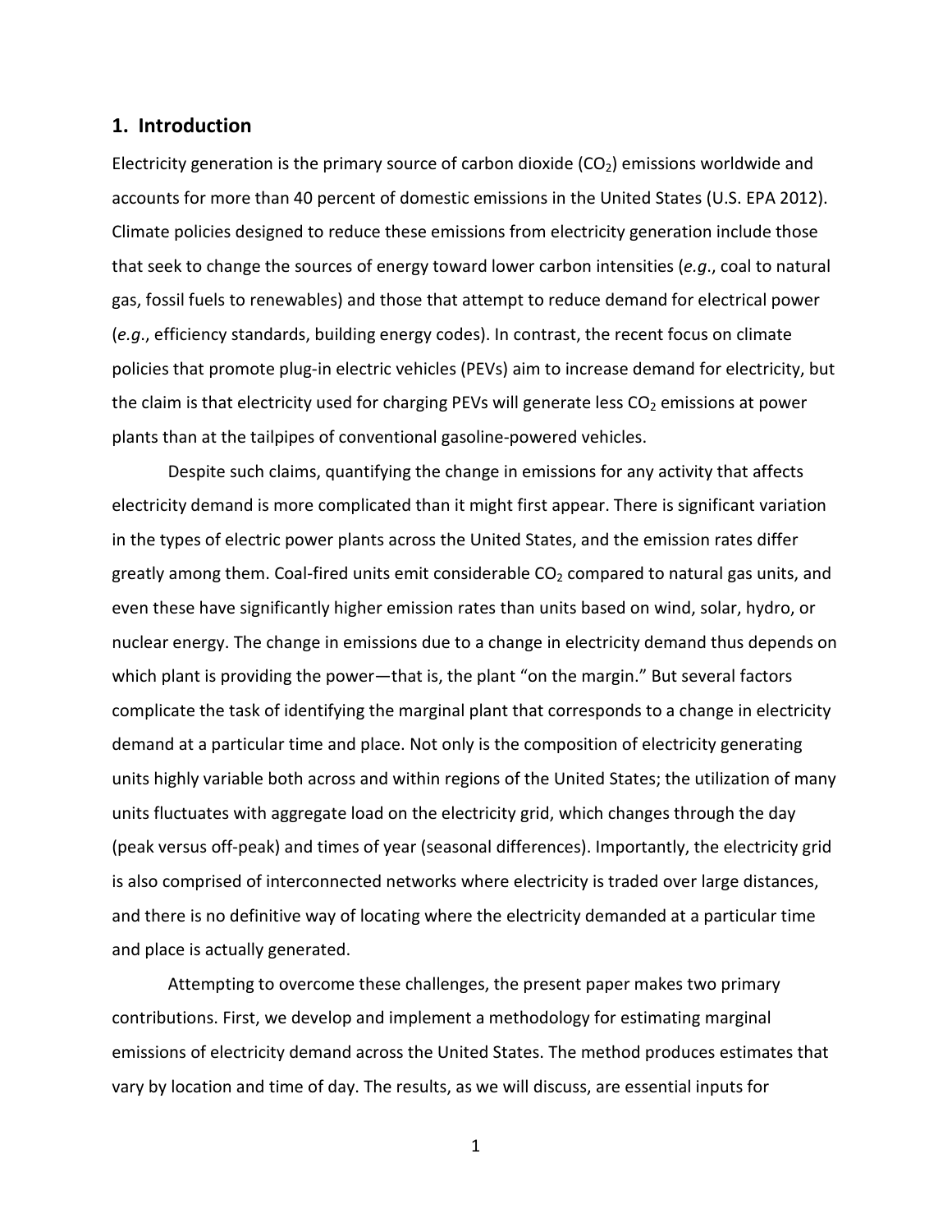## 1. Introduction

Electricity generation is the primary source of carbon dioxide ($CO_2$) emissions worldwide and accounts for more than 40 percent of domestic emissions in the United States (U.S. EPA 2012). Climate policies designed to reduce these emissions from electricity generation include those that seek to change the sources of energy toward lower carbon intensities (*e.g.*, coal to natural gas, fossil fuels to renewables) and those that attempt to reduce demand for electrical power (*e.g.*, efficiency standards, building energy codes). In contrast, the recent focus on climate policies that promote plug-in electric vehicles (PEVs) aim to increase demand for electricity, but the claim is that electricity used for charging PEVs will generate less $CO_2$ emissions at power plants than at the tailpipes of conventional gasoline-powered vehicles.

Despite such claims, quantifying the change in emissions for any activity that affects electricity demand is more complicated than it might first appear. There is significant variation in the types of electric power plants across the United States, and the emission rates differ greatly among them. Coal-fired units emit considerable $CO_2$ compared to natural gas units, and even these have significantly higher emission rates than units based on wind, solar, hydro, or nuclear energy. The change in emissions due to a change in electricity demand thus depends on which plant is providing the power—that is, the plant "on the margin." But several factors complicate the task of identifying the marginal plant that corresponds to a change in electricity demand at a particular time and place. Not only is the composition of electricity generating units highly variable both across and within regions of the United States; the utilization of many units fluctuates with aggregate load on the electricity grid, which changes through the day (peak versus off-peak) and times of year (seasonal differences). Importantly, the electricity grid is also comprised of interconnected networks where electricity is traded over large distances, and there is no definitive way of locating where the electricity demanded at a particular time and place is actually generated.

Attempting to overcome these challenges, the present paper makes two primary contributions. First, we develop and implement a methodology for estimating marginal emissions of electricity demand across the United States. The method produces estimates that vary by location and time of day. The results, as we will discuss, are essential inputs for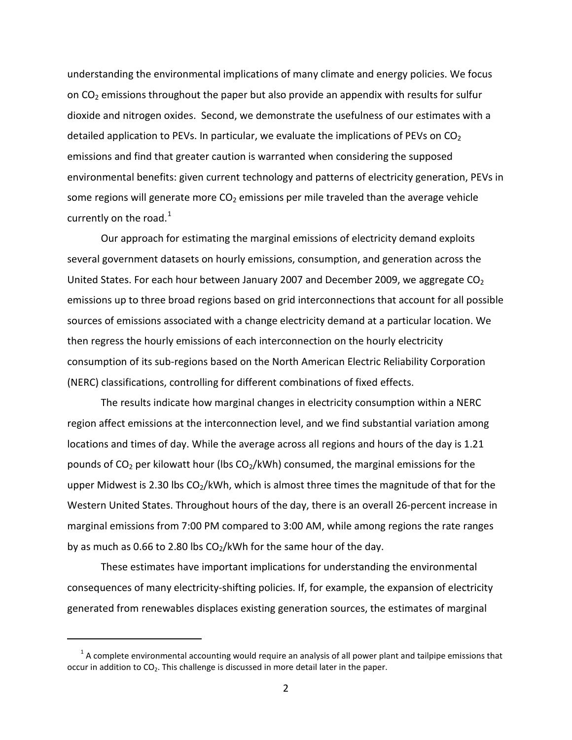understanding the environmental implications of many climate and energy policies. We focus on $CO_2$ emissions throughout the paper but also provide an appendix with results for sulfur dioxide and nitrogen oxides. Second, we demonstrate the usefulness of our estimates with a detailed application to PEVs. In particular, we evaluate the implications of PEVs on $CO_2$ emissions and find that greater caution is warranted when considering the supposed environmental benefits: given current technology and patterns of electricity generation, PEVs in some regions will generate more $CO_2$ emissions per mile traveled than the average vehicle currently on the road.[1]

Our approach for estimating the marginal emissions of electricity demand exploits several government datasets on hourly emissions, consumption, and generation across the United States. For each hour between January 2007 and December 2009, we aggregate $CO_2$ emissions up to three broad regions based on grid interconnections that account for all possible sources of emissions associated with a change electricity demand at a particular location. We then regress the hourly emissions of each interconnection on the hourly electricity consumption of its sub-regions based on the North American Electric Reliability Corporation (NERC) classifications, controlling for different combinations of fixed effects.

The results indicate how marginal changes in electricity consumption within a NERC region affect emissions at the interconnection level, and we find substantial variation among locations and times of day. While the average across all regions and hours of the day is 1.21 pounds of $CO_2$ per kilowatt hour (lbs $CO_2$/kWh) consumed, the marginal emissions for the upper Midwest is 2.30 lbs $CO_2$/kWh, which is almost three times the magnitude of that for the Western United States. Throughout hours of the day, there is an overall 26-percent increase in marginal emissions from 7:00 PM compared to 3:00 AM, while among regions the rate ranges by as much as 0.66 to 2.80 lbs $CO_2$/kWh for the same hour of the day.

These estimates have important implications for understanding the environmental consequences of many electricity-shifting policies. If, for example, the expansion of electricity generated from renewables displaces existing generation sources, the estimates of marginal

[1] A complete environmental accounting would require an analysis of all power plant and tailpipe emissions that occur in addition to $CO_2$. This challenge is discussed in more detail later in the paper.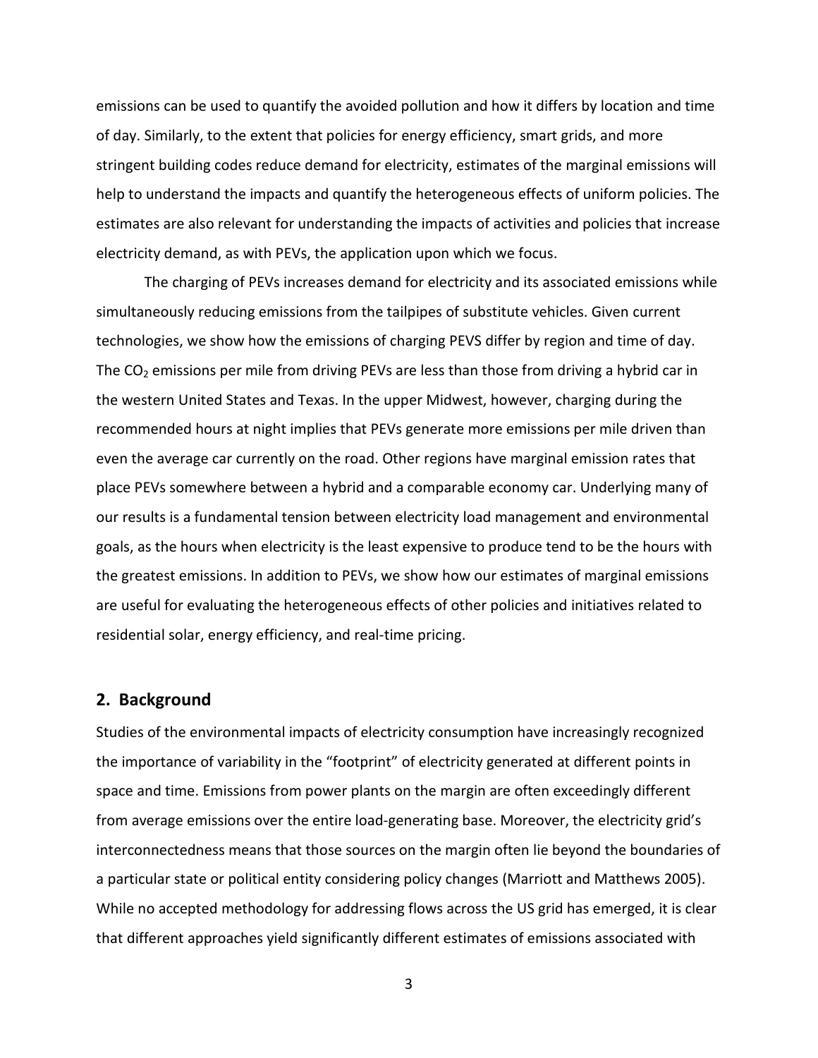emissions can be used to quantify the avoided pollution and how it differs by location and time of day. Similarly, to the extent that policies for energy efficiency, smart grids, and more stringent building codes reduce demand for electricity, estimates of the marginal emissions will help to understand the impacts and quantify the heterogeneous effects of uniform policies. The estimates are also relevant for understanding the impacts of activities and policies that increase electricity demand, as with PEVs, the application upon which we focus.

The charging of PEVs increases demand for electricity and its associated emissions while simultaneously reducing emissions from the tailpipes of substitute vehicles. Given current technologies, we show how the emissions of charging PEVS differ by region and time of day. The $CO_2$ emissions per mile from driving PEVs are less than those from driving a hybrid car in the western United States and Texas. In the upper Midwest, however, charging during the recommended hours at night implies that PEVs generate more emissions per mile driven than even the average car currently on the road. Other regions have marginal emission rates that place PEVs somewhere between a hybrid and a comparable economy car. Underlying many of our results is a fundamental tension between electricity load management and environmental goals, as the hours when electricity is the least expensive to produce tend to be the hours with the greatest emissions. In addition to PEVs, we show how our estimates of marginal emissions are useful for evaluating the heterogeneous effects of other policies and initiatives related to residential solar, energy efficiency, and real-time pricing.

## 2. Background

Studies of the environmental impacts of electricity consumption have increasingly recognized the importance of variability in the "footprint" of electricity generated at different points in space and time. Emissions from power plants on the margin are often exceedingly different from average emissions over the entire load-generating base. Moreover, the electricity grid's interconnectedness means that those sources on the margin often lie beyond the boundaries of a particular state or political entity considering policy changes (Marriott and Matthews 2005). While no accepted methodology for addressing flows across the US grid has emerged, it is clear that different approaches yield significantly different estimates of emissions associated with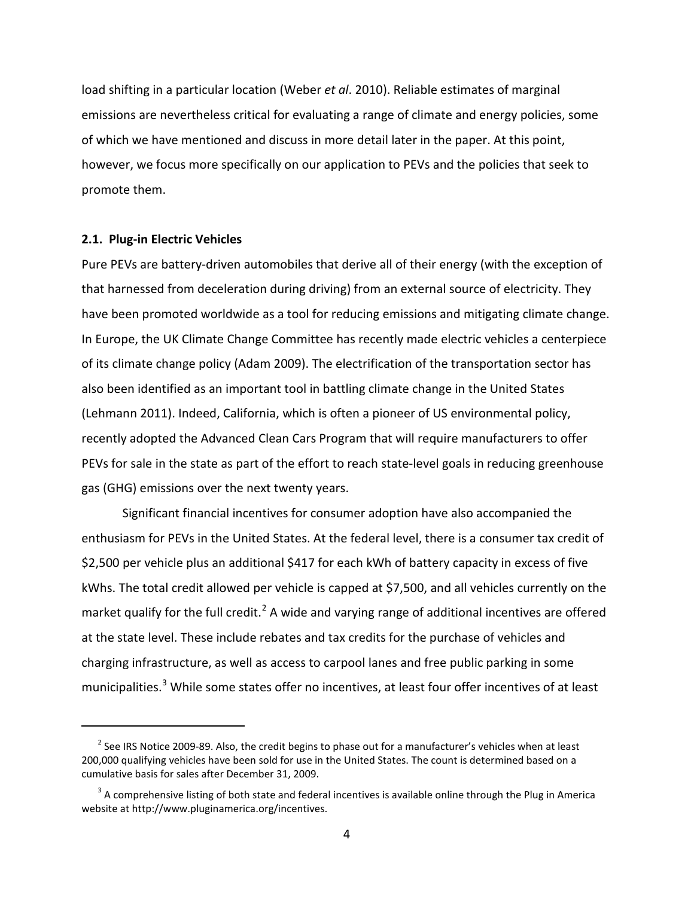load shifting in a particular location (Weber *et al*. 2010). Reliable estimates of marginal emissions are nevertheless critical for evaluating a range of climate and energy policies, some of which we have mentioned and discuss in more detail later in the paper. At this point, however, we focus more specifically on our application to PEVs and the policies that seek to promote them.

### 2.1. Plug-in Electric Vehicles

Pure PEVs are battery-driven automobiles that derive all of their energy (with the exception of that harnessed from deceleration during driving) from an external source of electricity. They have been promoted worldwide as a tool for reducing emissions and mitigating climate change. In Europe, the UK Climate Change Committee has recently made electric vehicles a centerpiece of its climate change policy (Adam 2009). The electrification of the transportation sector has also been identified as an important tool in battling climate change in the United States (Lehmann 2011). Indeed, California, which is often a pioneer of US environmental policy, recently adopted the Advanced Clean Cars Program that will require manufacturers to offer PEVs for sale in the state as part of the effort to reach state-level goals in reducing greenhouse gas (GHG) emissions over the next twenty years.

Significant financial incentives for consumer adoption have also accompanied the enthusiasm for PEVs in the United States. At the federal level, there is a consumer tax credit of $2,500 per vehicle plus an additional $417 for each kWh of battery capacity in excess of five kWhs. The total credit allowed per vehicle is capped at $7,500, and all vehicles currently on the market qualify for the full credit.[2] A wide and varying range of additional incentives are offered at the state level. These include rebates and tax credits for the purchase of vehicles and charging infrastructure, as well as access to carpool lanes and free public parking in some municipalities.[3] While some states offer no incentives, at least four offer incentives of at least

[2] See IRS Notice 2009-89. Also, the credit begins to phase out for a manufacturer's vehicles when at least 200,000 qualifying vehicles have been sold for use in the United States. The count is determined based on a cumulative basis for sales after December 31, 2009.

[3] A comprehensive listing of both state and federal incentives is available online through the Plug in America website at http://www.pluginamerica.org/incentives.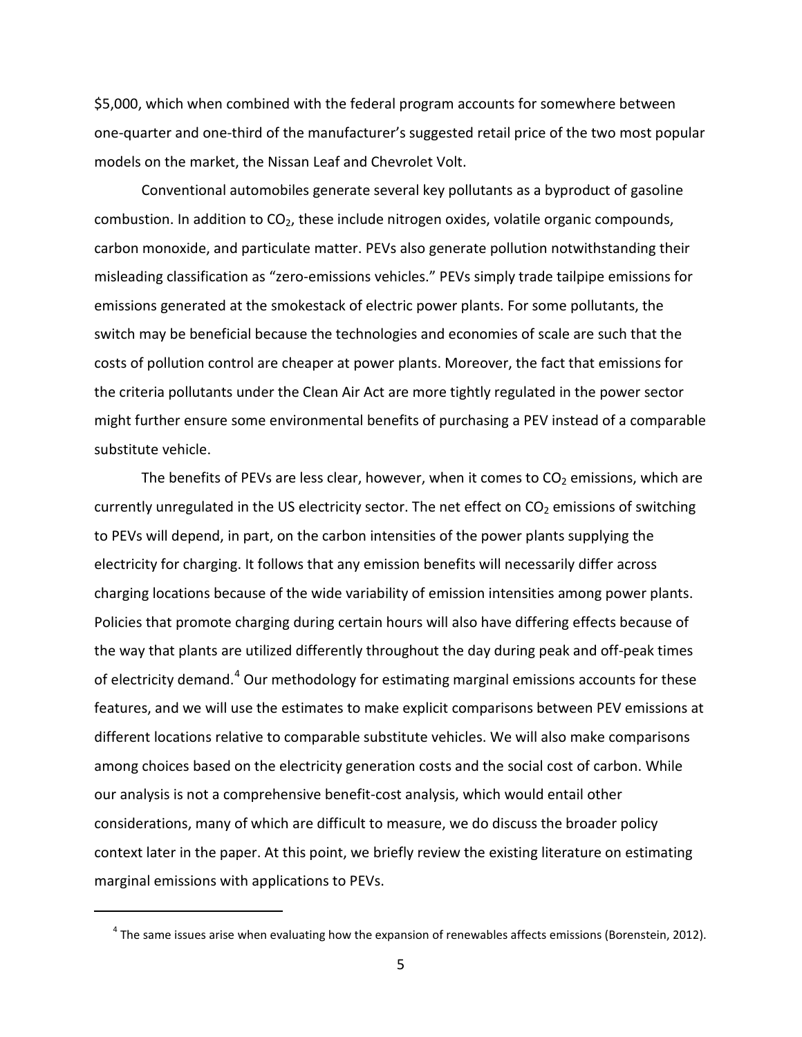$5,000, which when combined with the federal program accounts for somewhere between one-quarter and one-third of the manufacturer's suggested retail price of the two most popular models on the market, the Nissan Leaf and Chevrolet Volt.

Conventional automobiles generate several key pollutants as a byproduct of gasoline combustion. In addition to $CO_2$, these include nitrogen oxides, volatile organic compounds, carbon monoxide, and particulate matter. PEVs also generate pollution notwithstanding their misleading classification as "zero-emissions vehicles." PEVs simply trade tailpipe emissions for emissions generated at the smokestack of electric power plants. For some pollutants, the switch may be beneficial because the technologies and economies of scale are such that the costs of pollution control are cheaper at power plants. Moreover, the fact that emissions for the criteria pollutants under the Clean Air Act are more tightly regulated in the power sector might further ensure some environmental benefits of purchasing a PEV instead of a comparable substitute vehicle.

The benefits of PEVs are less clear, however, when it comes to $CO_2$ emissions, which are currently unregulated in the US electricity sector. The net effect on $CO_2$ emissions of switching to PEVs will depend, in part, on the carbon intensities of the power plants supplying the electricity for charging. It follows that any emission benefits will necessarily differ across charging locations because of the wide variability of emission intensities among power plants. Policies that promote charging during certain hours will also have differing effects because of the way that plants are utilized differently throughout the day during peak and off-peak times of electricity demand.[4] Our methodology for estimating marginal emissions accounts for these features, and we will use the estimates to make explicit comparisons between PEV emissions at different locations relative to comparable substitute vehicles. We will also make comparisons among choices based on the electricity generation costs and the social cost of carbon. While our analysis is not a comprehensive benefit-cost analysis, which would entail other considerations, many of which are difficult to measure, we do discuss the broader policy context later in the paper. At this point, we briefly review the existing literature on estimating marginal emissions with applications to PEVs.

[4] The same issues arise when evaluating how the expansion of renewables affects emissions (Borenstein, 2012).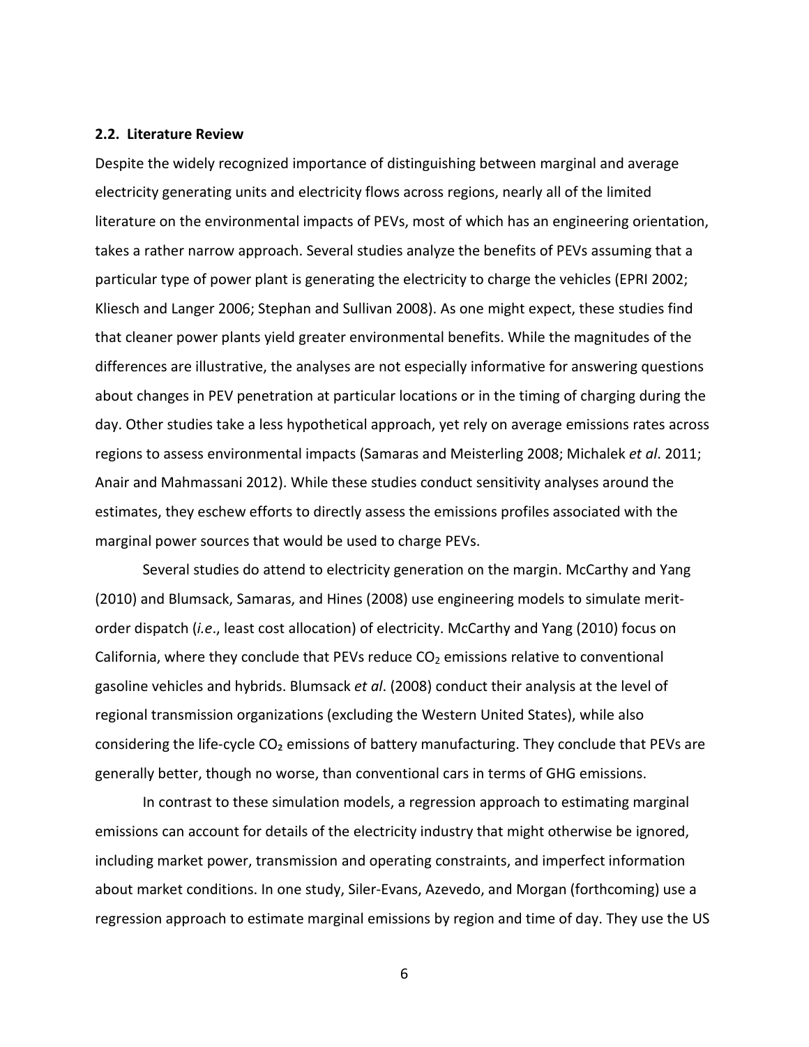### 2.2. Literature Review

Despite the widely recognized importance of distinguishing between marginal and average electricity generating units and electricity flows across regions, nearly all of the limited literature on the environmental impacts of PEVs, most of which has an engineering orientation, takes a rather narrow approach. Several studies analyze the benefits of PEVs assuming that a particular type of power plant is generating the electricity to charge the vehicles (EPRI 2002; Kliesch and Langer 2006; Stephan and Sullivan 2008). As one might expect, these studies find that cleaner power plants yield greater environmental benefits. While the magnitudes of the differences are illustrative, the analyses are not especially informative for answering questions about changes in PEV penetration at particular locations or in the timing of charging during the day. Other studies take a less hypothetical approach, yet rely on average emissions rates across regions to assess environmental impacts (Samaras and Meisterling 2008; Michalek *et al*. 2011; Anair and Mahmassani 2012). While these studies conduct sensitivity analyses around the estimates, they eschew efforts to directly assess the emissions profiles associated with the marginal power sources that would be used to charge PEVs.

Several studies do attend to electricity generation on the margin. McCarthy and Yang (2010) and Blumsack, Samaras, and Hines (2008) use engineering models to simulate merit-order dispatch (*i.e*., least cost allocation) of electricity. McCarthy and Yang (2010) focus on California, where they conclude that PEVs reduce $CO_2$ emissions relative to conventional gasoline vehicles and hybrids. Blumsack *et al*. (2008) conduct their analysis at the level of regional transmission organizations (excluding the Western United States), while also considering the life-cycle $CO_2$ emissions of battery manufacturing. They conclude that PEVs are generally better, though no worse, than conventional cars in terms of GHG emissions.

In contrast to these simulation models, a regression approach to estimating marginal emissions can account for details of the electricity industry that might otherwise be ignored, including market power, transmission and operating constraints, and imperfect information about market conditions. In one study, Siler-Evans, Azevedo, and Morgan (forthcoming) use a regression approach to estimate marginal emissions by region and time of day. They use the US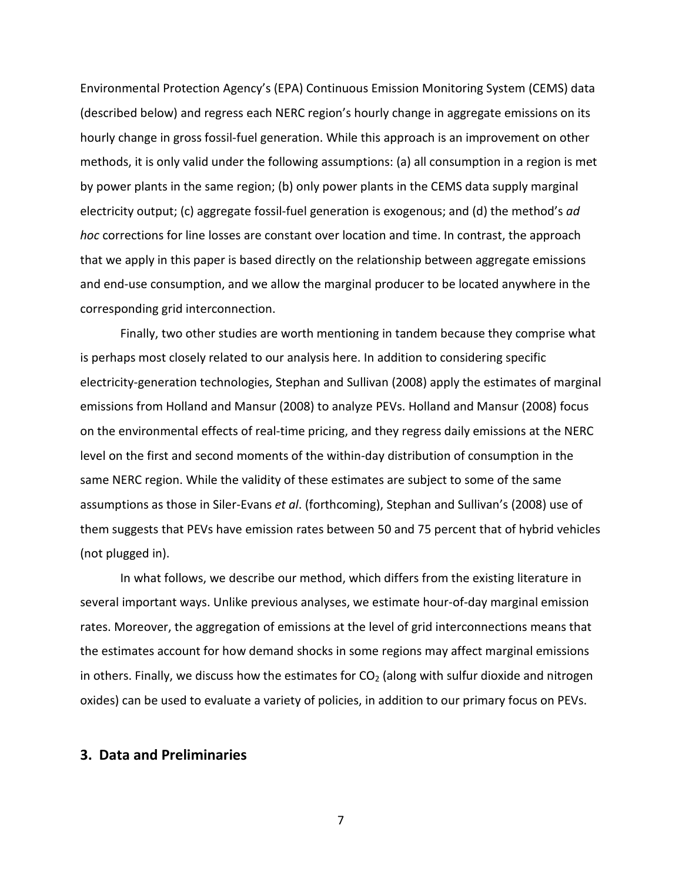Environmental Protection Agency's (EPA) Continuous Emission Monitoring System (CEMS) data (described below) and regress each NERC region's hourly change in aggregate emissions on its hourly change in gross fossil-fuel generation. While this approach is an improvement on other methods, it is only valid under the following assumptions: (a) all consumption in a region is met by power plants in the same region; (b) only power plants in the CEMS data supply marginal electricity output; (c) aggregate fossil-fuel generation is exogenous; and (d) the method's *ad hoc* corrections for line losses are constant over location and time. In contrast, the approach that we apply in this paper is based directly on the relationship between aggregate emissions and end-use consumption, and we allow the marginal producer to be located anywhere in the corresponding grid interconnection.

Finally, two other studies are worth mentioning in tandem because they comprise what is perhaps most closely related to our analysis here. In addition to considering specific electricity-generation technologies, Stephan and Sullivan (2008) apply the estimates of marginal emissions from Holland and Mansur (2008) to analyze PEVs. Holland and Mansur (2008) focus on the environmental effects of real-time pricing, and they regress daily emissions at the NERC level on the first and second moments of the within-day distribution of consumption in the same NERC region. While the validity of these estimates are subject to some of the same assumptions as those in Siler-Evans *et al*. (forthcoming), Stephan and Sullivan's (2008) use of them suggests that PEVs have emission rates between 50 and 75 percent that of hybrid vehicles (not plugged in).

In what follows, we describe our method, which differs from the existing literature in several important ways. Unlike previous analyses, we estimate hour-of-day marginal emission rates. Moreover, the aggregation of emissions at the level of grid interconnections means that the estimates account for how demand shocks in some regions may affect marginal emissions in others. Finally, we discuss how the estimates for $CO_2$ (along with sulfur dioxide and nitrogen oxides) can be used to evaluate a variety of policies, in addition to our primary focus on PEVs.

## 3. Data and Preliminaries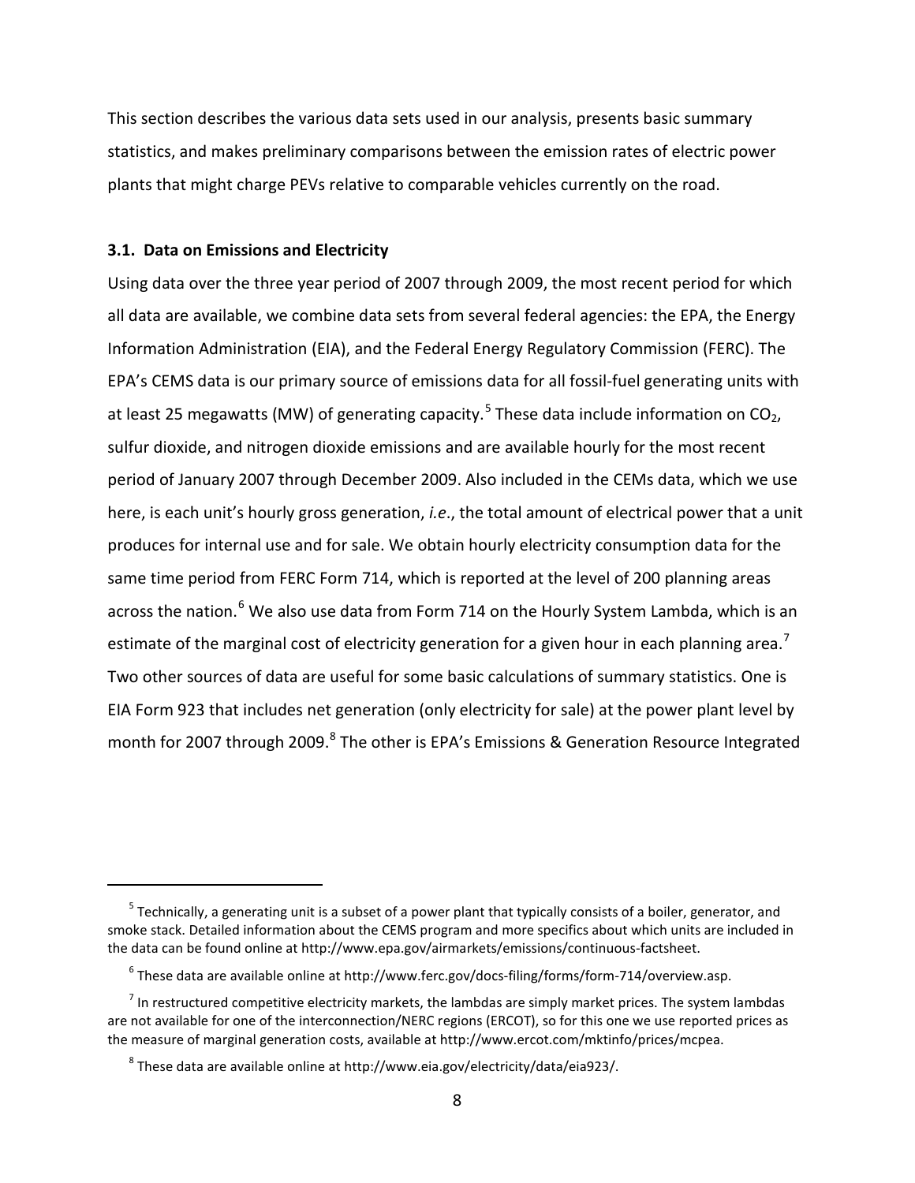This section describes the various data sets used in our analysis, presents basic summary statistics, and makes preliminary comparisons between the emission rates of electric power plants that might charge PEVs relative to comparable vehicles currently on the road.

### 3.1. Data on Emissions and Electricity

Using data over the three year period of 2007 through 2009, the most recent period for which all data are available, we combine data sets from several federal agencies: the EPA, the Energy Information Administration (EIA), and the Federal Energy Regulatory Commission (FERC). The EPA's CEMS data is our primary source of emissions data for all fossil-fuel generating units with at least 25 megawatts (MW) of generating capacity.[5] These data include information on $CO_2$, sulfur dioxide, and nitrogen dioxide emissions and are available hourly for the most recent period of January 2007 through December 2009. Also included in the CEMs data, which we use here, is each unit's hourly gross generation, *i.e.*, the total amount of electrical power that a unit produces for internal use and for sale. We obtain hourly electricity consumption data for the same time period from FERC Form 714, which is reported at the level of 200 planning areas across the nation.[6] We also use data from Form 714 on the Hourly System Lambda, which is an estimate of the marginal cost of electricity generation for a given hour in each planning area.[7] Two other sources of data are useful for some basic calculations of summary statistics. One is EIA Form 923 that includes net generation (only electricity for sale) at the power plant level by month for 2007 through 2009.[8] The other is EPA's Emissions & Generation Resource Integrated

---

[5] Technically, a generating unit is a subset of a power plant that typically consists of a boiler, generator, and smoke stack. Detailed information about the CEMS program and more specifics about which units are included in the data can be found online at http://www.epa.gov/airmarkets/emissions/continuous-factsheet.

[6] These data are available online at http://www.ferc.gov/docs-filing/forms/form-714/overview.asp.

[7] In restructured competitive electricity markets, the lambdas are simply market prices. The system lambdas are not available for one of the interconnection/NERC regions (ERCOT), so for this one we use reported prices as the measure of marginal generation costs, available at http://www.ercot.com/mktinfo/prices/mcpea.

[8] These data are available online at http://www.eia.gov/electricity/data/eia923/.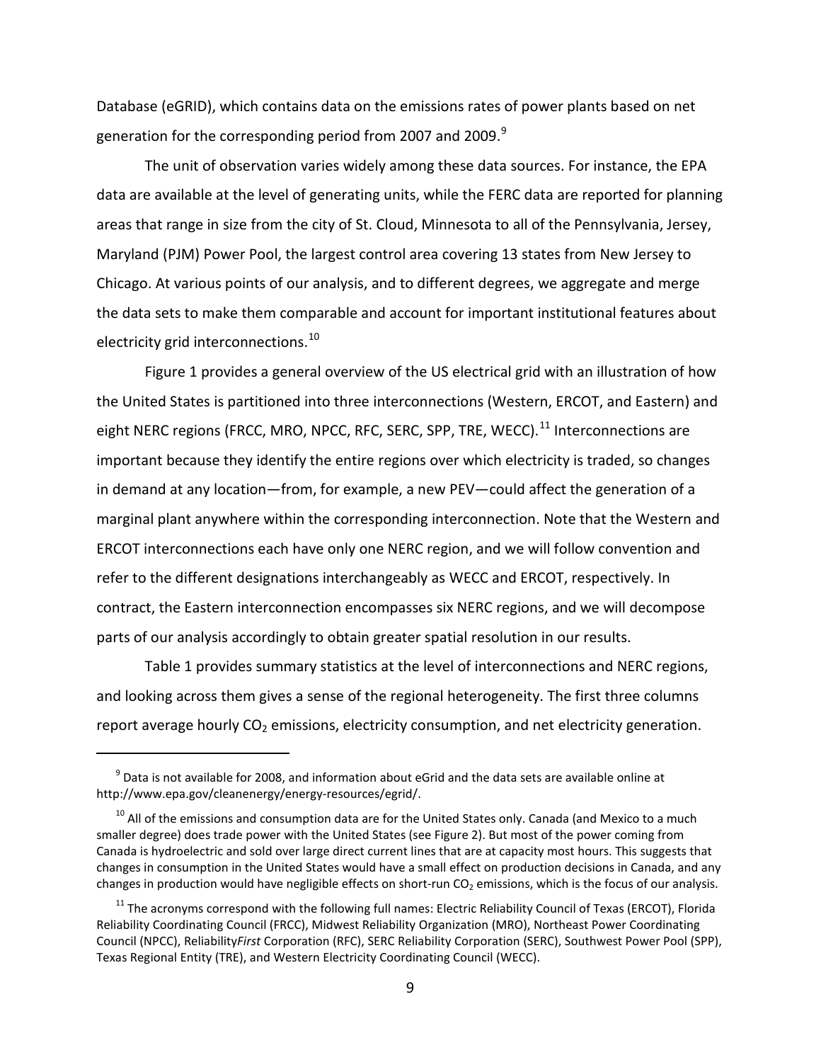Database (eGRID), which contains data on the emissions rates of power plants based on net generation for the corresponding period from 2007 and 2009.[9]

The unit of observation varies widely among these data sources. For instance, the EPA data are available at the level of generating units, while the FERC data are reported for planning areas that range in size from the city of St. Cloud, Minnesota to all of the Pennsylvania, Jersey, Maryland (PJM) Power Pool, the largest control area covering 13 states from New Jersey to Chicago. At various points of our analysis, and to different degrees, we aggregate and merge the data sets to make them comparable and account for important institutional features about electricity grid interconnections.[10]

Figure 1 provides a general overview of the US electrical grid with an illustration of how the United States is partitioned into three interconnections (Western, ERCOT, and Eastern) and eight NERC regions (FRCC, MRO, NPCC, RFC, SERC, SPP, TRE, WECC).[11] Interconnections are important because they identify the entire regions over which electricity is traded, so changes in demand at any location—from, for example, a new PEV—could affect the generation of a marginal plant anywhere within the corresponding interconnection. Note that the Western and ERCOT interconnections each have only one NERC region, and we will follow convention and refer to the different designations interchangeably as WECC and ERCOT, respectively. In contract, the Eastern interconnection encompasses six NERC regions, and we will decompose parts of our analysis accordingly to obtain greater spatial resolution in our results.

Table 1 provides summary statistics at the level of interconnections and NERC regions, and looking across them gives a sense of the regional heterogeneity. The first three columns report average hourly $CO_2$ emissions, electricity consumption, and net electricity generation.

---

[9] Data is not available for 2008, and information about eGrid and the data sets are available online at http://www.epa.gov/cleanenergy/energy-resources/egrid/.

[10] All of the emissions and consumption data are for the United States only. Canada (and Mexico to a much smaller degree) does trade power with the United States (see Figure 2). But most of the power coming from Canada is hydroelectric and sold over large direct current lines that are at capacity most hours. This suggests that changes in consumption in the United States would have a small effect on production decisions in Canada, and any changes in production would have negligible effects on short-run $CO_2$ emissions, which is the focus of our analysis.

[11] The acronyms correspond with the following full names: Electric Reliability Council of Texas (ERCOT), Florida Reliability Coordinating Council (FRCC), Midwest Reliability Organization (MRO), Northeast Power Coordinating Council (NPCC), Reliability*First* Corporation (RFC), SERC Reliability Corporation (SERC), Southwest Power Pool (SPP), Texas Regional Entity (TRE), and Western Electricity Coordinating Council (WECC).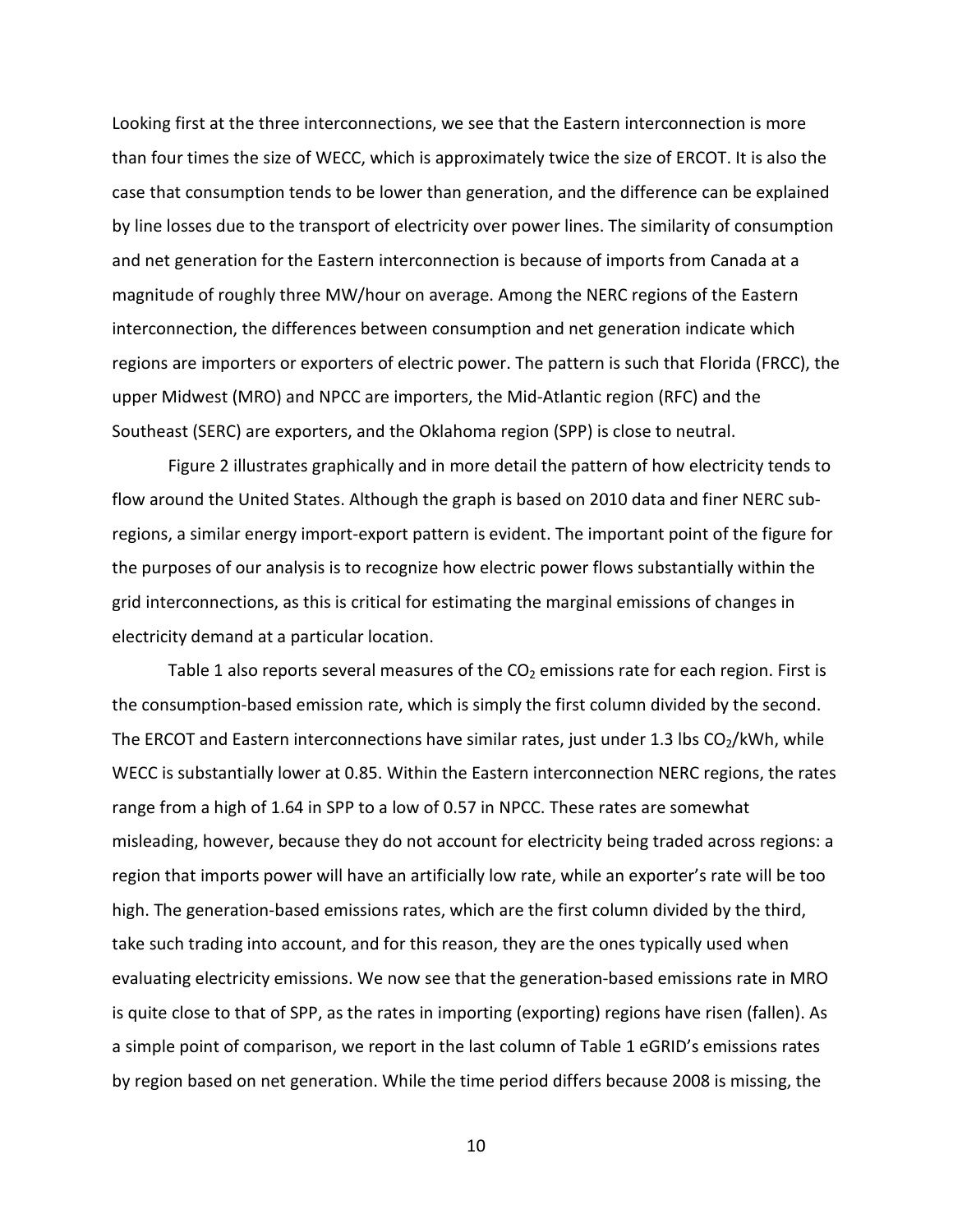Looking first at the three interconnections, we see that the Eastern interconnection is more than four times the size of WECC, which is approximately twice the size of ERCOT. It is also the case that consumption tends to be lower than generation, and the difference can be explained by line losses due to the transport of electricity over power lines. The similarity of consumption and net generation for the Eastern interconnection is because of imports from Canada at a magnitude of roughly three MW/hour on average. Among the NERC regions of the Eastern interconnection, the differences between consumption and net generation indicate which regions are importers or exporters of electric power. The pattern is such that Florida (FRCC), the upper Midwest (MRO) and NPCC are importers, the Mid-Atlantic region (RFC) and the Southeast (SERC) are exporters, and the Oklahoma region (SPP) is close to neutral.

Figure 2 illustrates graphically and in more detail the pattern of how electricity tends to flow around the United States. Although the graph is based on 2010 data and finer NERC sub-regions, a similar energy import-export pattern is evident. The important point of the figure for the purposes of our analysis is to recognize how electric power flows substantially within the grid interconnections, as this is critical for estimating the marginal emissions of changes in electricity demand at a particular location.

Table 1 also reports several measures of the $CO_2$ emissions rate for each region. First is the consumption-based emission rate, which is simply the first column divided by the second. The ERCOT and Eastern interconnections have similar rates, just under 1.3 lbs $CO_2$/kWh, while WECC is substantially lower at 0.85. Within the Eastern interconnection NERC regions, the rates range from a high of 1.64 in SPP to a low of 0.57 in NPCC. These rates are somewhat misleading, however, because they do not account for electricity being traded across regions: a region that imports power will have an artificially low rate, while an exporter's rate will be too high. The generation-based emissions rates, which are the first column divided by the third, take such trading into account, and for this reason, they are the ones typically used when evaluating electricity emissions. We now see that the generation-based emissions rate in MRO is quite close to that of SPP, as the rates in importing (exporting) regions have risen (fallen). As a simple point of comparison, we report in the last column of Table 1 eGRID's emissions rates by region based on net generation. While the time period differs because 2008 is missing, the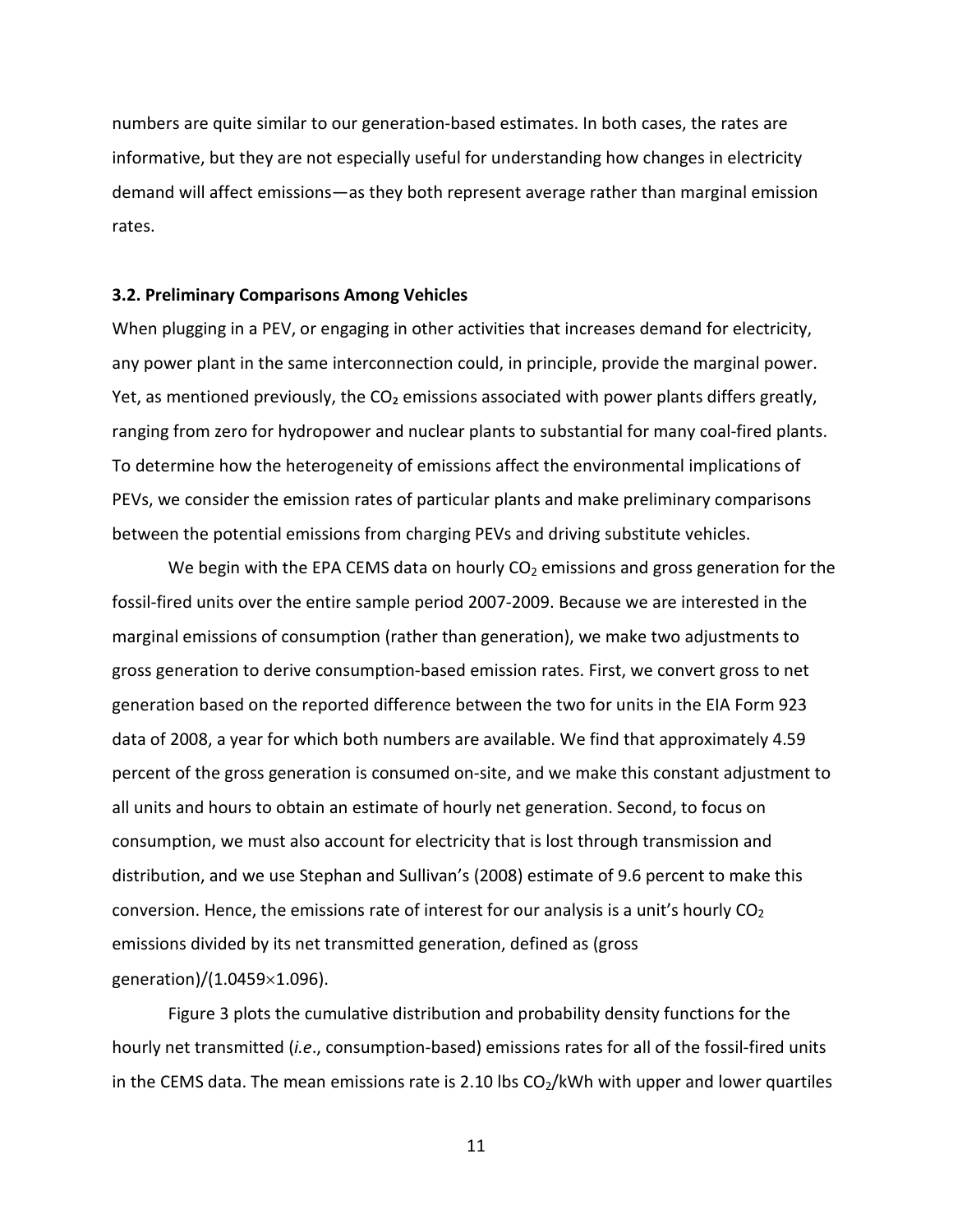numbers are quite similar to our generation-based estimates. In both cases, the rates are informative, but they are not especially useful for understanding how changes in electricity demand will affect emissions—as they both represent average rather than marginal emission rates.

### 3.2. Preliminary Comparisons Among Vehicles

When plugging in a PEV, or engaging in other activities that increases demand for electricity, any power plant in the same interconnection could, in principle, provide the marginal power. Yet, as mentioned previously, the $CO_2$ emissions associated with power plants differs greatly, ranging from zero for hydropower and nuclear plants to substantial for many coal-fired plants. To determine how the heterogeneity of emissions affect the environmental implications of PEVs, we consider the emission rates of particular plants and make preliminary comparisons between the potential emissions from charging PEVs and driving substitute vehicles.

We begin with the EPA CEMS data on hourly $CO_2$ emissions and gross generation for the fossil-fired units over the entire sample period 2007-2009. Because we are interested in the marginal emissions of consumption (rather than generation), we make two adjustments to gross generation to derive consumption-based emission rates. First, we convert gross to net generation based on the reported difference between the two for units in the EIA Form 923 data of 2008, a year for which both numbers are available. We find that approximately 4.59 percent of the gross generation is consumed on-site, and we make this constant adjustment to all units and hours to obtain an estimate of hourly net generation. Second, to focus on consumption, we must also account for electricity that is lost through transmission and distribution, and we use Stephan and Sullivan's (2008) estimate of 9.6 percent to make this conversion. Hence, the emissions rate of interest for our analysis is a unit's hourly $CO_2$ emissions divided by its net transmitted generation, defined as (gross generation)/($1.0459 \times 1.096$).

Figure 3 plots the cumulative distribution and probability density functions for the hourly net transmitted (*i.e*., consumption-based) emissions rates for all of the fossil-fired units in the CEMS data. The mean emissions rate is 2.10 lbs $CO_2$/kWh with upper and lower quartiles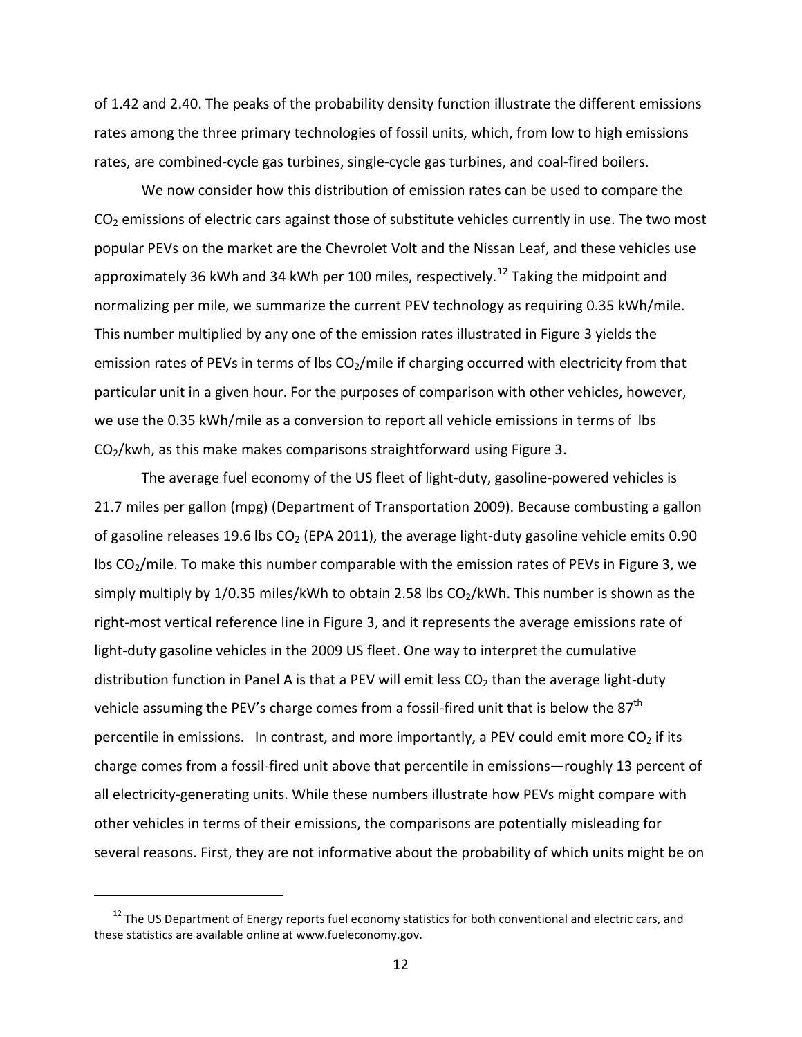of 1.42 and 2.40. The peaks of the probability density function illustrate the different emissions rates among the three primary technologies of fossil units, which, from low to high emissions rates, are combined-cycle gas turbines, single-cycle gas turbines, and coal-fired boilers.

We now consider how this distribution of emission rates can be used to compare the $CO_2$ emissions of electric cars against those of substitute vehicles currently in use. The two most popular PEVs on the market are the Chevrolet Volt and the Nissan Leaf, and these vehicles use approximately 36 kWh and 34 kWh per 100 miles, respectively.[12] Taking the midpoint and normalizing per mile, we summarize the current PEV technology as requiring 0.35 kWh/mile. This number multiplied by any one of the emission rates illustrated in Figure 3 yields the emission rates of PEVs in terms of lbs $CO_2$/mile if charging occurred with electricity from that particular unit in a given hour. For the purposes of comparison with other vehicles, however, we use the 0.35 kWh/mile as a conversion to report all vehicle emissions in terms of lbs $CO_2$/kwh, as this make makes comparisons straightforward using Figure 3.

The average fuel economy of the US fleet of light-duty, gasoline-powered vehicles is 21.7 miles per gallon (mpg) (Department of Transportation 2009). Because combusting a gallon of gasoline releases 19.6 lbs $CO_2$ (EPA 2011), the average light-duty gasoline vehicle emits 0.90 lbs $CO_2$/mile. To make this number comparable with the emission rates of PEVs in Figure 3, we simply multiply by 1/0.35 miles/kWh to obtain 2.58 lbs $CO_2$/kWh. This number is shown as the right-most vertical reference line in Figure 3, and it represents the average emissions rate of light-duty gasoline vehicles in the 2009 US fleet. One way to interpret the cumulative distribution function in Panel A is that a PEV will emit less $CO_2$ than the average light-duty vehicle assuming the PEV's charge comes from a fossil-fired unit that is below the 87th percentile in emissions. In contrast, and more importantly, a PEV could emit more $CO_2$ if its charge comes from a fossil-fired unit above that percentile in emissions—roughly 13 percent of all electricity-generating units. While these numbers illustrate how PEVs might compare with other vehicles in terms of their emissions, the comparisons are potentially misleading for several reasons. First, they are not informative about the probability of which units might be on

[12] The US Department of Energy reports fuel economy statistics for both conventional and electric cars, and these statistics are available online at www.fueleconomy.gov.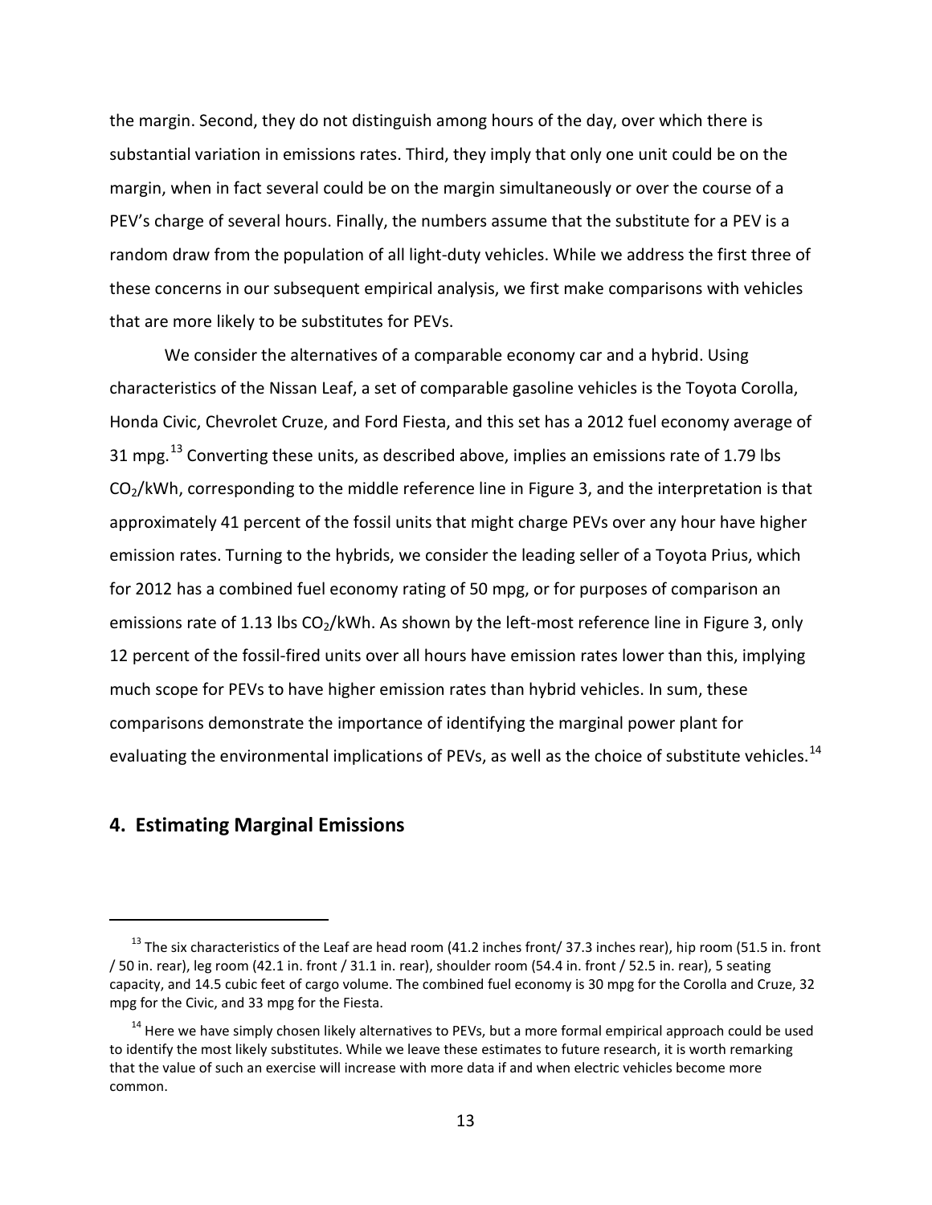the margin. Second, they do not distinguish among hours of the day, over which there is substantial variation in emissions rates. Third, they imply that only one unit could be on the margin, when in fact several could be on the margin simultaneously or over the course of a PEV's charge of several hours. Finally, the numbers assume that the substitute for a PEV is a random draw from the population of all light-duty vehicles. While we address the first three of these concerns in our subsequent empirical analysis, we first make comparisons with vehicles that are more likely to be substitutes for PEVs.

We consider the alternatives of a comparable economy car and a hybrid. Using characteristics of the Nissan Leaf, a set of comparable gasoline vehicles is the Toyota Corolla, Honda Civic, Chevrolet Cruze, and Ford Fiesta, and this set has a 2012 fuel economy average of 31 mpg.[13] Converting these units, as described above, implies an emissions rate of 1.79 lbs $CO_2$/kWh, corresponding to the middle reference line in Figure 3, and the interpretation is that approximately 41 percent of the fossil units that might charge PEVs over any hour have higher emission rates. Turning to the hybrids, we consider the leading seller of a Toyota Prius, which for 2012 has a combined fuel economy rating of 50 mpg, or for purposes of comparison an emissions rate of 1.13 lbs $CO_2$/kWh. As shown by the left-most reference line in Figure 3, only 12 percent of the fossil-fired units over all hours have emission rates lower than this, implying much scope for PEVs to have higher emission rates than hybrid vehicles. In sum, these comparisons demonstrate the importance of identifying the marginal power plant for evaluating the environmental implications of PEVs, as well as the choice of substitute vehicles.[14]

## 4. Estimating Marginal Emissions

[13] The six characteristics of the Leaf are head room (41.2 inches front/ 37.3 inches rear), hip room (51.5 in. front / 50 in. rear), leg room (42.1 in. front / 31.1 in. rear), shoulder room (54.4 in. front / 52.5 in. rear), 5 seating capacity, and 14.5 cubic feet of cargo volume. The combined fuel economy is 30 mpg for the Corolla and Cruze, 32 mpg for the Civic, and 33 mpg for the Fiesta.

[14] Here we have simply chosen likely alternatives to PEVs, but a more formal empirical approach could be used to identify the most likely substitutes. While we leave these estimates to future research, it is worth remarking that the value of such an exercise will increase with more data if and when electric vehicles become more common.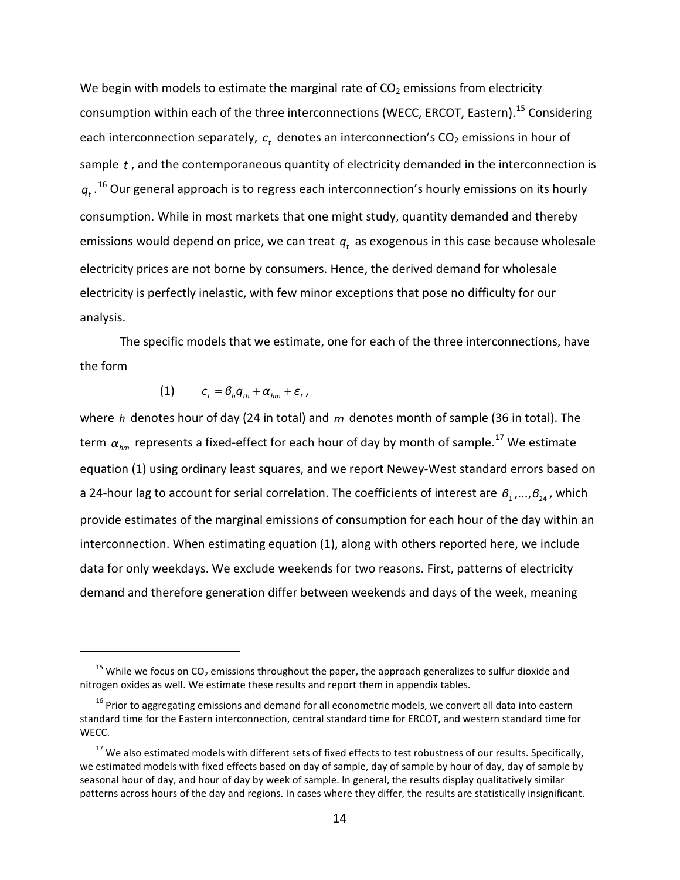We begin with models to estimate the marginal rate of $CO_2$ emissions from electricity consumption within each of the three interconnections (WECC, ERCOT, Eastern).[15] Considering each interconnection separately, $c_t$ denotes an interconnection's $CO_2$ emissions in hour of sample $t$, and the contemporaneous quantity of electricity demanded in the interconnection is $q_t$.[16] Our general approach is to regress each interconnection's hourly emissions on its hourly consumption. While in most markets that one might study, quantity demanded and thereby emissions would depend on price, we can treat $q_t$ as exogenous in this case because wholesale electricity prices are not borne by consumers. Hence, the derived demand for wholesale electricity is perfectly inelastic, with few minor exceptions that pose no difficulty for our analysis.

The specific models that we estimate, one for each of the three interconnections, have the form

$$(1) \qquad c_t = \beta_h q_{th} + \alpha_{hm} + \varepsilon_t ,$$

where $h$ denotes hour of day (24 in total) and $m$ denotes month of sample (36 in total). The term $\alpha_{hm}$ represents a fixed-effect for each hour of day by month of sample.[17] We estimate equation (1) using ordinary least squares, and we report Newey-West standard errors based on a 24-hour lag to account for serial correlation. The coefficients of interest are $\beta_1,...,\beta_{24}$, which provide estimates of the marginal emissions of consumption for each hour of the day within an interconnection. When estimating equation (1), along with others reported here, we include data for only weekdays. We exclude weekends for two reasons. First, patterns of electricity demand and therefore generation differ between weekends and days of the week, meaning

---

[15] While we focus on $CO_2$ emissions throughout the paper, the approach generalizes to sulfur dioxide and nitrogen oxides as well. We estimate these results and report them in appendix tables.

[16] Prior to aggregating emissions and demand for all econometric models, we convert all data into eastern standard time for the Eastern interconnection, central standard time for ERCOT, and western standard time for WECC.

[17] We also estimated models with different sets of fixed effects to test robustness of our results. Specifically, we estimated models with fixed effects based on day of sample, day of sample by hour of day, day of sample by seasonal hour of day, and hour of day by week of sample. In general, the results display qualitatively similar patterns across hours of the day and regions. In cases where they differ, the results are statistically insignificant.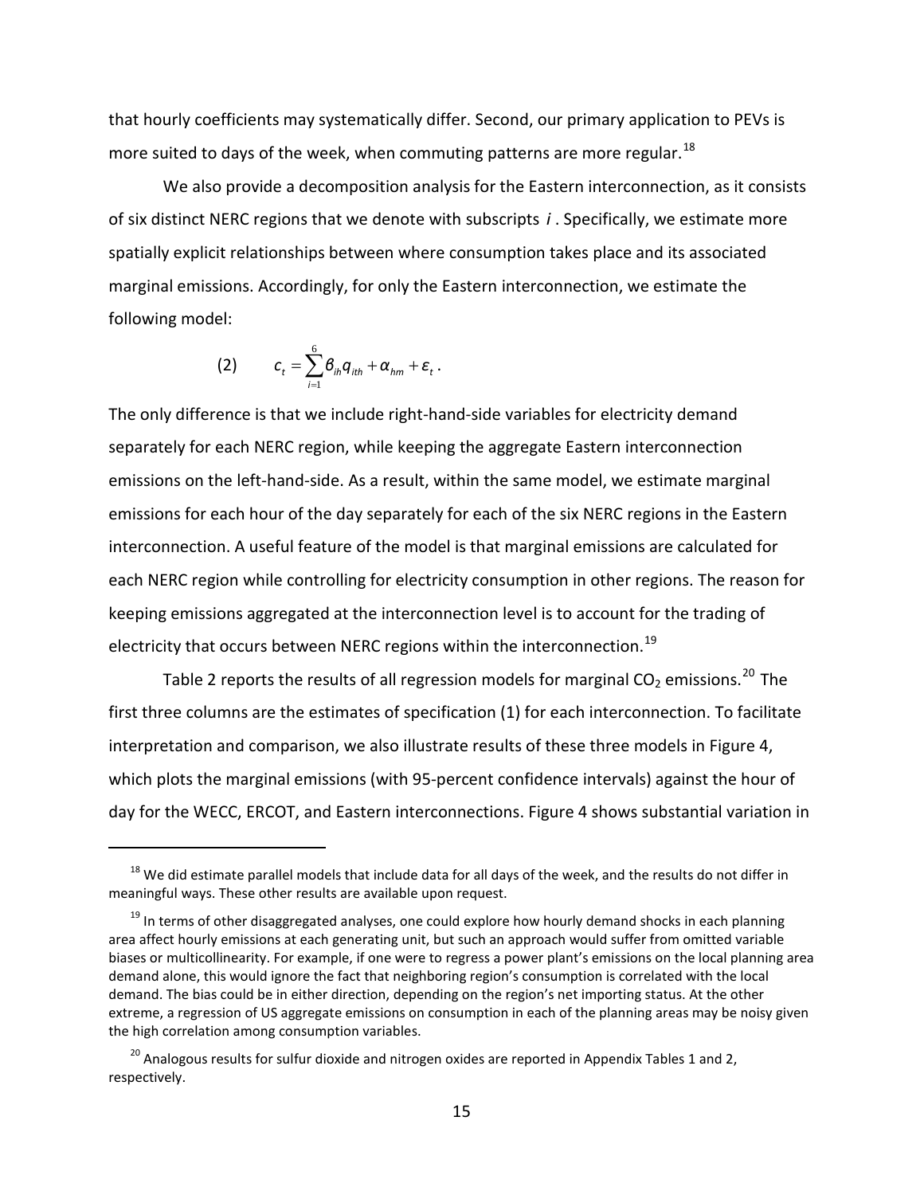that hourly coefficients may systematically differ. Second, our primary application to PEVs is more suited to days of the week, when commuting patterns are more regular.[18]

We also provide a decomposition analysis for the Eastern interconnection, as it consists of six distinct NERC regions that we denote with subscripts $i$. Specifically, we estimate more spatially explicit relationships between where consumption takes place and its associated marginal emissions. Accordingly, for only the Eastern interconnection, we estimate the following model:

$$(2) \qquad c_t = \sum_{i=1}^{6} \beta_{ih} q_{ith} + \alpha_{hm} + \varepsilon_t .$$

The only difference is that we include right-hand-side variables for electricity demand separately for each NERC region, while keeping the aggregate Eastern interconnection emissions on the left-hand-side. As a result, within the same model, we estimate marginal emissions for each hour of the day separately for each of the six NERC regions in the Eastern interconnection. A useful feature of the model is that marginal emissions are calculated for each NERC region while controlling for electricity consumption in other regions. The reason for keeping emissions aggregated at the interconnection level is to account for the trading of electricity that occurs between NERC regions within the interconnection.[19]

Table 2 reports the results of all regression models for marginal $CO_2$ emissions.[20] The first three columns are the estimates of specification (1) for each interconnection. To facilitate interpretation and comparison, we also illustrate results of these three models in Figure 4, which plots the marginal emissions (with 95-percent confidence intervals) against the hour of day for the WECC, ERCOT, and Eastern interconnections. Figure 4 shows substantial variation in

---

[18] We did estimate parallel models that include data for all days of the week, and the results do not differ in meaningful ways. These other results are available upon request.

[19] In terms of other disaggregated analyses, one could explore how hourly demand shocks in each planning area affect hourly emissions at each generating unit, but such an approach would suffer from omitted variable biases or multicollinearity. For example, if one were to regress a power plant's emissions on the local planning area demand alone, this would ignore the fact that neighboring region's consumption is correlated with the local demand. The bias could be in either direction, depending on the region's net importing status. At the other extreme, a regression of US aggregate emissions on consumption in each of the planning areas may be noisy given the high correlation among consumption variables.

[20] Analogous results for sulfur dioxide and nitrogen oxides are reported in Appendix Tables 1 and 2, respectively.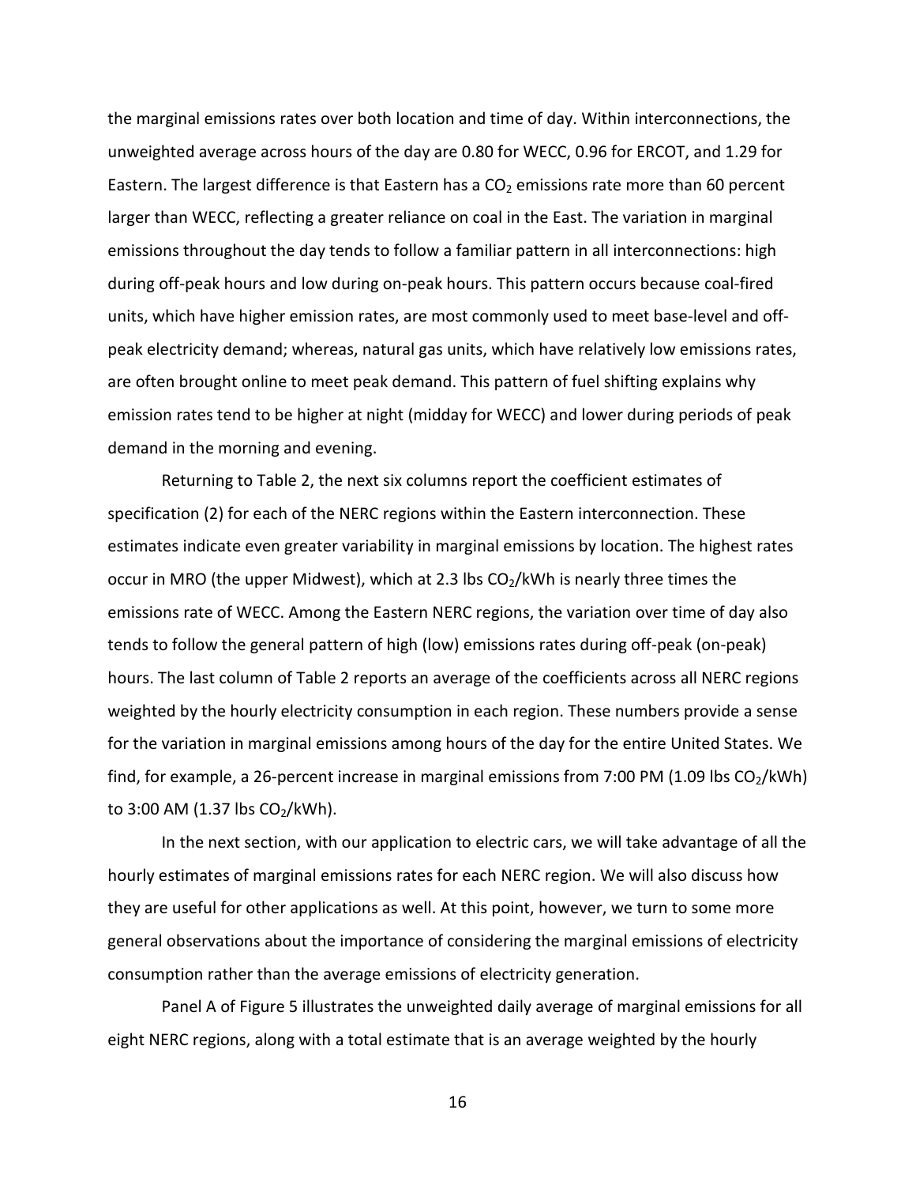the marginal emissions rates over both location and time of day. Within interconnections, the unweighted average across hours of the day are 0.80 for WECC, 0.96 for ERCOT, and 1.29 for Eastern. The largest difference is that Eastern has a $CO_2$ emissions rate more than 60 percent larger than WECC, reflecting a greater reliance on coal in the East. The variation in marginal emissions throughout the day tends to follow a familiar pattern in all interconnections: high during off-peak hours and low during on-peak hours. This pattern occurs because coal-fired units, which have higher emission rates, are most commonly used to meet base-level and off-peak electricity demand; whereas, natural gas units, which have relatively low emissions rates, are often brought online to meet peak demand. This pattern of fuel shifting explains why emission rates tend to be higher at night (midday for WECC) and lower during periods of peak demand in the morning and evening.

Returning to Table 2, the next six columns report the coefficient estimates of specification (2) for each of the NERC regions within the Eastern interconnection. These estimates indicate even greater variability in marginal emissions by location. The highest rates occur in MRO (the upper Midwest), which at 2.3 lbs $CO_2$/kWh is nearly three times the emissions rate of WECC. Among the Eastern NERC regions, the variation over time of day also tends to follow the general pattern of high (low) emissions rates during off-peak (on-peak) hours. The last column of Table 2 reports an average of the coefficients across all NERC regions weighted by the hourly electricity consumption in each region. These numbers provide a sense for the variation in marginal emissions among hours of the day for the entire United States. We find, for example, a 26-percent increase in marginal emissions from 7:00 PM (1.09 lbs $CO_2$/kWh) to 3:00 AM (1.37 lbs $CO_2$/kWh).

In the next section, with our application to electric cars, we will take advantage of all the hourly estimates of marginal emissions rates for each NERC region. We will also discuss how they are useful for other applications as well. At this point, however, we turn to some more general observations about the importance of considering the marginal emissions of electricity consumption rather than the average emissions of electricity generation.

Panel A of Figure 5 illustrates the unweighted daily average of marginal emissions for all eight NERC regions, along with a total estimate that is an average weighted by the hourly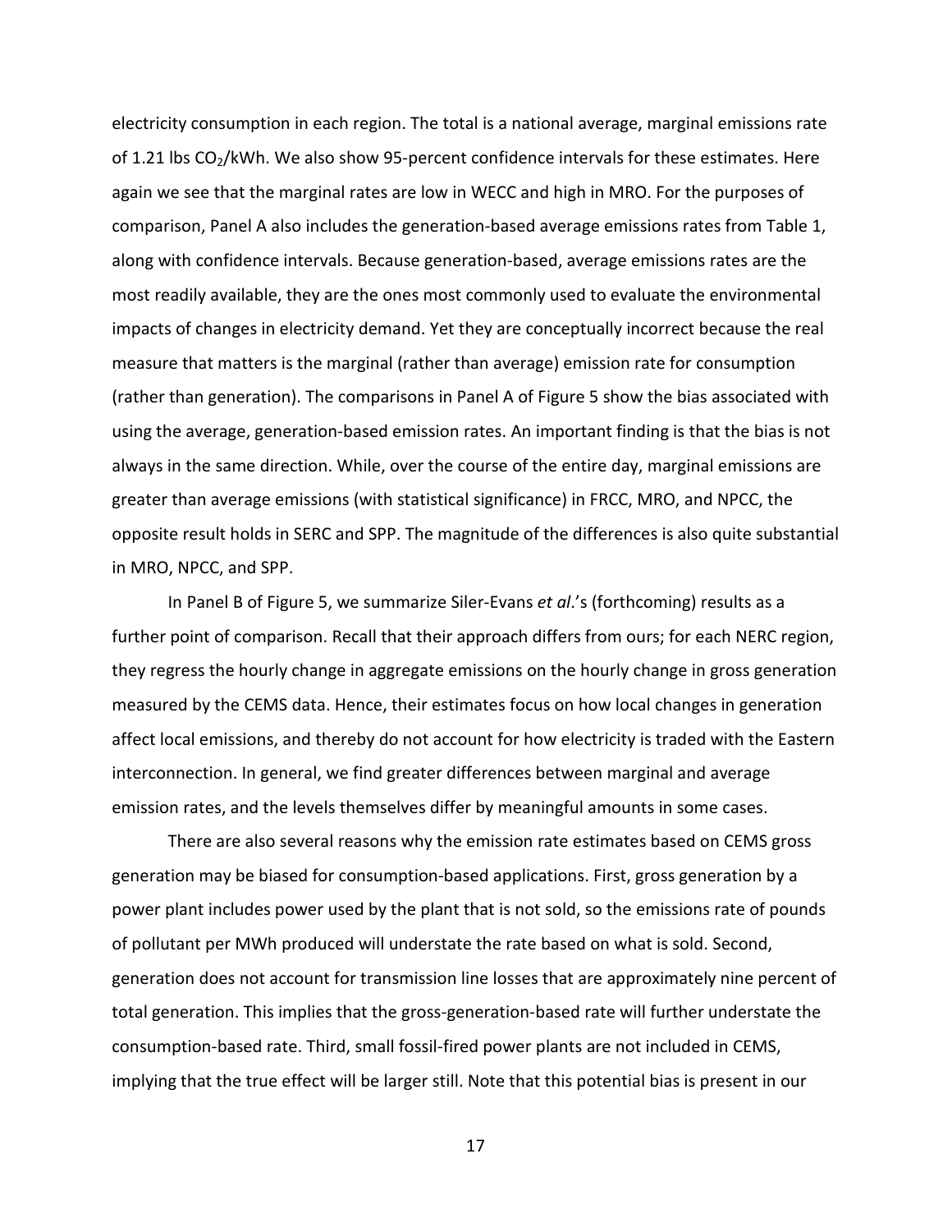electricity consumption in each region. The total is a national average, marginal emissions rate of 1.21 lbs $CO_2$/kWh. We also show 95-percent confidence intervals for these estimates. Here again we see that the marginal rates are low in WECC and high in MRO. For the purposes of comparison, Panel A also includes the generation-based average emissions rates from Table 1, along with confidence intervals. Because generation-based, average emissions rates are the most readily available, they are the ones most commonly used to evaluate the environmental impacts of changes in electricity demand. Yet they are conceptually incorrect because the real measure that matters is the marginal (rather than average) emission rate for consumption (rather than generation). The comparisons in Panel A of Figure 5 show the bias associated with using the average, generation-based emission rates. An important finding is that the bias is not always in the same direction. While, over the course of the entire day, marginal emissions are greater than average emissions (with statistical significance) in FRCC, MRO, and NPCC, the opposite result holds in SERC and SPP. The magnitude of the differences is also quite substantial in MRO, NPCC, and SPP.

In Panel B of Figure 5, we summarize Siler-Evans *et al*.'s (forthcoming) results as a further point of comparison. Recall that their approach differs from ours; for each NERC region, they regress the hourly change in aggregate emissions on the hourly change in gross generation measured by the CEMS data. Hence, their estimates focus on how local changes in generation affect local emissions, and thereby do not account for how electricity is traded with the Eastern interconnection. In general, we find greater differences between marginal and average emission rates, and the levels themselves differ by meaningful amounts in some cases.

There are also several reasons why the emission rate estimates based on CEMS gross generation may be biased for consumption-based applications. First, gross generation by a power plant includes power used by the plant that is not sold, so the emissions rate of pounds of pollutant per MWh produced will understate the rate based on what is sold. Second, generation does not account for transmission line losses that are approximately nine percent of total generation. This implies that the gross-generation-based rate will further understate the consumption-based rate. Third, small fossil-fired power plants are not included in CEMS, implying that the true effect will be larger still. Note that this potential bias is present in our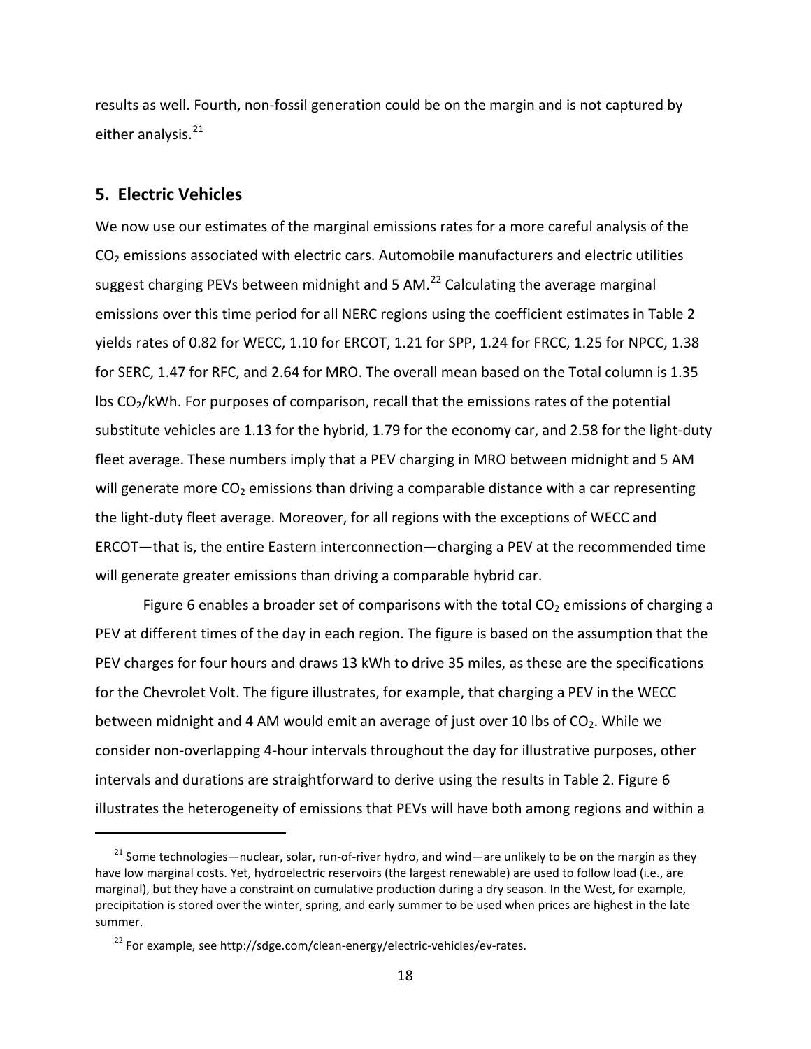results as well. Fourth, non-fossil generation could be on the margin and is not captured by either analysis.[21]

## 5. Electric Vehicles

We now use our estimates of the marginal emissions rates for a more careful analysis of the $CO_2$ emissions associated with electric cars. Automobile manufacturers and electric utilities suggest charging PEVs between midnight and 5 AM.[22] Calculating the average marginal emissions over this time period for all NERC regions using the coefficient estimates in Table 2 yields rates of 0.82 for WECC, 1.10 for ERCOT, 1.21 for SPP, 1.24 for FRCC, 1.25 for NPCC, 1.38 for SERC, 1.47 for RFC, and 2.64 for MRO. The overall mean based on the Total column is 1.35 lbs $CO_2$/kWh. For purposes of comparison, recall that the emissions rates of the potential substitute vehicles are 1.13 for the hybrid, 1.79 for the economy car, and 2.58 for the light-duty fleet average. These numbers imply that a PEV charging in MRO between midnight and 5 AM will generate more $CO_2$ emissions than driving a comparable distance with a car representing the light-duty fleet average. Moreover, for all regions with the exceptions of WECC and ERCOT—that is, the entire Eastern interconnection—charging a PEV at the recommended time will generate greater emissions than driving a comparable hybrid car.

Figure 6 enables a broader set of comparisons with the total $CO_2$ emissions of charging a PEV at different times of the day in each region. The figure is based on the assumption that the PEV charges for four hours and draws 13 kWh to drive 35 miles, as these are the specifications for the Chevrolet Volt. The figure illustrates, for example, that charging a PEV in the WECC between midnight and 4 AM would emit an average of just over 10 lbs of $CO_2$. While we consider non-overlapping 4-hour intervals throughout the day for illustrative purposes, other intervals and durations are straightforward to derive using the results in Table 2. Figure 6 illustrates the heterogeneity of emissions that PEVs will have both among regions and within a

[21] Some technologies—nuclear, solar, run-of-river hydro, and wind—are unlikely to be on the margin as they have low marginal costs. Yet, hydroelectric reservoirs (the largest renewable) are used to follow load (i.e., are marginal), but they have a constraint on cumulative production during a dry season. In the West, for example, precipitation is stored over the winter, spring, and early summer to be used when prices are highest in the late summer.

[22] For example, see http://sdge.com/clean-energy/electric-vehicles/ev-rates.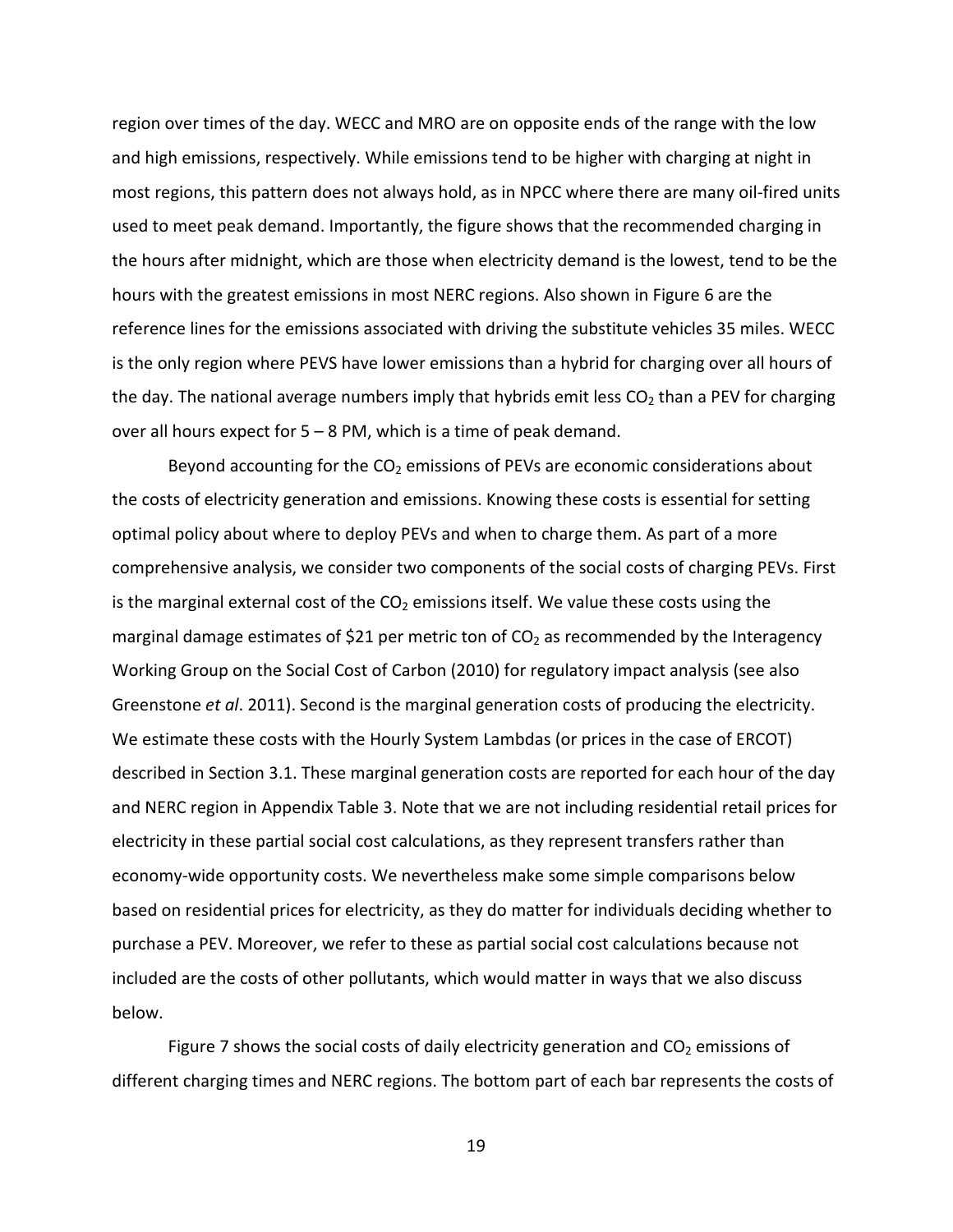region over times of the day. WECC and MRO are on opposite ends of the range with the low and high emissions, respectively. While emissions tend to be higher with charging at night in most regions, this pattern does not always hold, as in NPCC where there are many oil-fired units used to meet peak demand. Importantly, the figure shows that the recommended charging in the hours after midnight, which are those when electricity demand is the lowest, tend to be the hours with the greatest emissions in most NERC regions. Also shown in Figure 6 are the reference lines for the emissions associated with driving the substitute vehicles 35 miles. WECC is the only region where PEVS have lower emissions than a hybrid for charging over all hours of the day. The national average numbers imply that hybrids emit less $CO_2$ than a PEV for charging over all hours expect for 5 – 8 PM, which is a time of peak demand.

Beyond accounting for the $CO_2$ emissions of PEVs are economic considerations about the costs of electricity generation and emissions. Knowing these costs is essential for setting optimal policy about where to deploy PEVs and when to charge them. As part of a more comprehensive analysis, we consider two components of the social costs of charging PEVs. First is the marginal external cost of the $CO_2$ emissions itself. We value these costs using the marginal damage estimates of $21 per metric ton of $CO_2$ as recommended by the Interagency Working Group on the Social Cost of Carbon (2010) for regulatory impact analysis (see also Greenstone *et al*. 2011). Second is the marginal generation costs of producing the electricity. We estimate these costs with the Hourly System Lambdas (or prices in the case of ERCOT) described in Section 3.1. These marginal generation costs are reported for each hour of the day and NERC region in Appendix Table 3. Note that we are not including residential retail prices for electricity in these partial social cost calculations, as they represent transfers rather than economy-wide opportunity costs. We nevertheless make some simple comparisons below based on residential prices for electricity, as they do matter for individuals deciding whether to purchase a PEV. Moreover, we refer to these as partial social cost calculations because not included are the costs of other pollutants, which would matter in ways that we also discuss below.

Figure 7 shows the social costs of daily electricity generation and $CO_2$ emissions of different charging times and NERC regions. The bottom part of each bar represents the costs of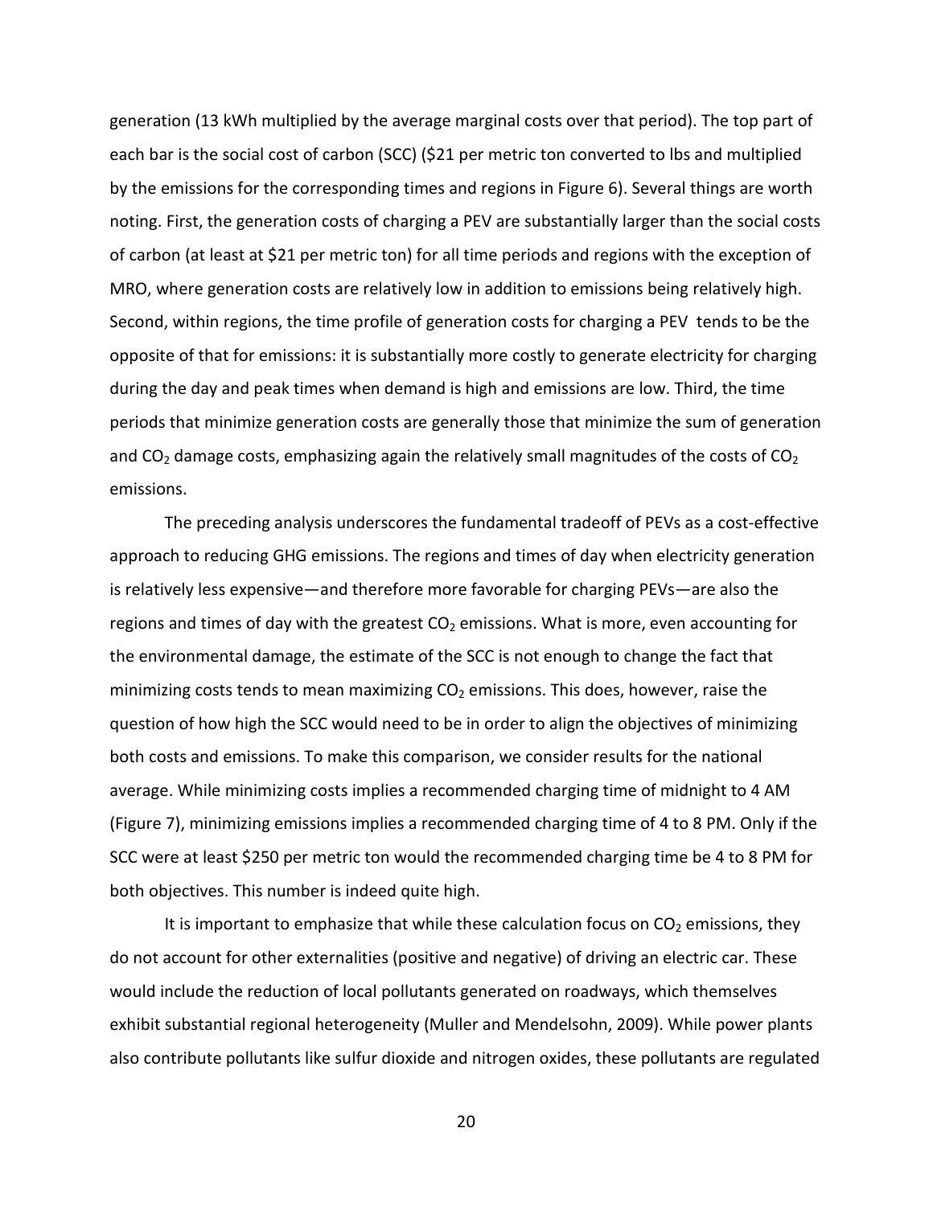generation (13 kWh multiplied by the average marginal costs over that period). The top part of each bar is the social cost of carbon (SCC) ($21 per metric ton converted to lbs and multiplied by the emissions for the corresponding times and regions in Figure 6). Several things are worth noting. First, the generation costs of charging a PEV are substantially larger than the social costs of carbon (at least at $21 per metric ton) for all time periods and regions with the exception of MRO, where generation costs are relatively low in addition to emissions being relatively high. Second, within regions, the time profile of generation costs for charging a PEV tends to be the opposite of that for emissions: it is substantially more costly to generate electricity for charging during the day and peak times when demand is high and emissions are low. Third, the time periods that minimize generation costs are generally those that minimize the sum of generation and $CO_2$ damage costs, emphasizing again the relatively small magnitudes of the costs of $CO_2$ emissions.

The preceding analysis underscores the fundamental tradeoff of PEVs as a cost-effective approach to reducing GHG emissions. The regions and times of day when electricity generation is relatively less expensive—and therefore more favorable for charging PEVs—are also the regions and times of day with the greatest $CO_2$ emissions. What is more, even accounting for the environmental damage, the estimate of the SCC is not enough to change the fact that minimizing costs tends to mean maximizing $CO_2$ emissions. This does, however, raise the question of how high the SCC would need to be in order to align the objectives of minimizing both costs and emissions. To make this comparison, we consider results for the national average. While minimizing costs implies a recommended charging time of midnight to 4 AM (Figure 7), minimizing emissions implies a recommended charging time of 4 to 8 PM. Only if the SCC were at least $250 per metric ton would the recommended charging time be 4 to 8 PM for both objectives. This number is indeed quite high.

It is important to emphasize that while these calculation focus on $CO_2$ emissions, they do not account for other externalities (positive and negative) of driving an electric car. These would include the reduction of local pollutants generated on roadways, which themselves exhibit substantial regional heterogeneity (Muller and Mendelsohn, 2009). While power plants also contribute pollutants like sulfur dioxide and nitrogen oxides, these pollutants are regulated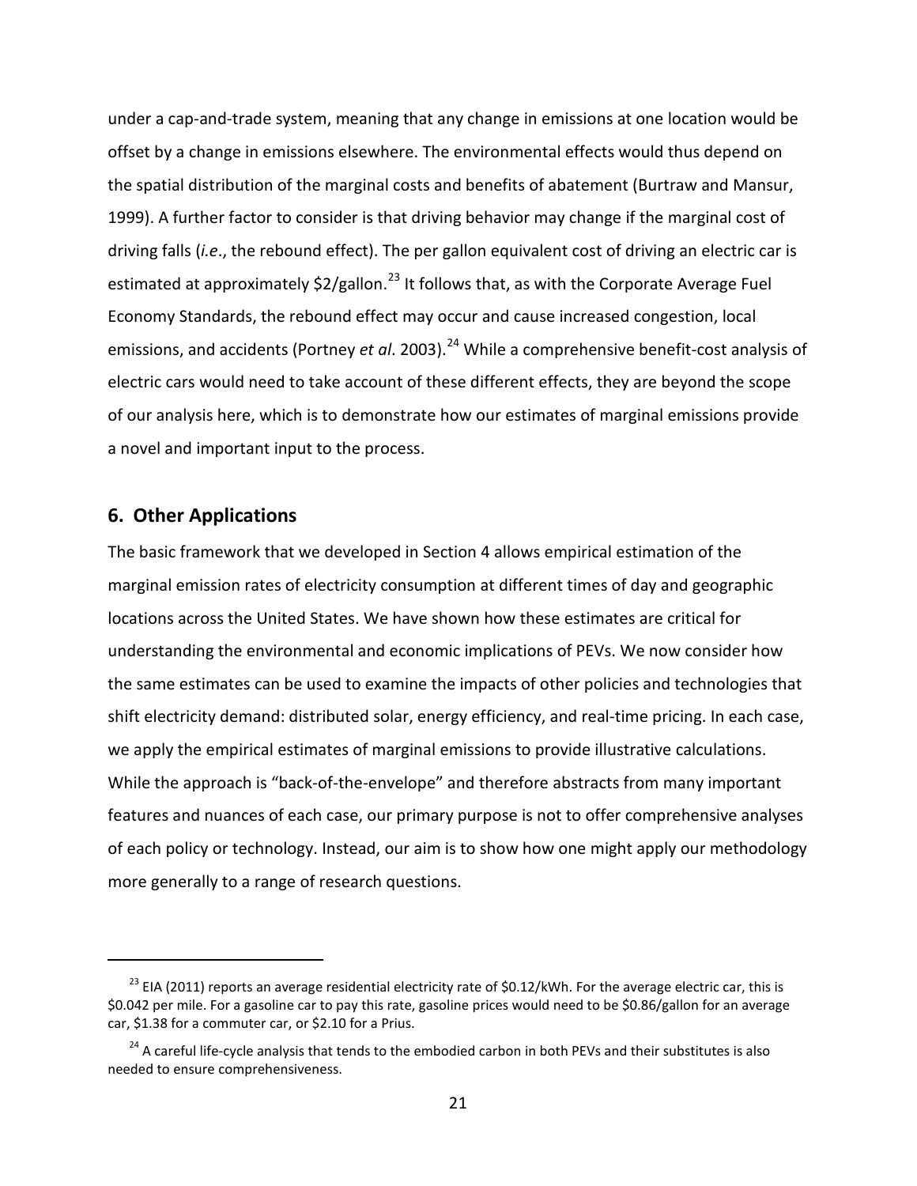under a cap-and-trade system, meaning that any change in emissions at one location would be offset by a change in emissions elsewhere. The environmental effects would thus depend on the spatial distribution of the marginal costs and benefits of abatement (Burtraw and Mansur, 1999). A further factor to consider is that driving behavior may change if the marginal cost of driving falls (*i.e*., the rebound effect). The per gallon equivalent cost of driving an electric car is estimated at approximately $2/gallon.[23] It follows that, as with the Corporate Average Fuel Economy Standards, the rebound effect may occur and cause increased congestion, local emissions, and accidents (Portney *et al*. 2003).[24] While a comprehensive benefit-cost analysis of electric cars would need to take account of these different effects, they are beyond the scope of our analysis here, which is to demonstrate how our estimates of marginal emissions provide a novel and important input to the process.

## 6. Other Applications

The basic framework that we developed in Section 4 allows empirical estimation of the marginal emission rates of electricity consumption at different times of day and geographic locations across the United States. We have shown how these estimates are critical for understanding the environmental and economic implications of PEVs. We now consider how the same estimates can be used to examine the impacts of other policies and technologies that shift electricity demand: distributed solar, energy efficiency, and real-time pricing. In each case, we apply the empirical estimates of marginal emissions to provide illustrative calculations. While the approach is "back-of-the-envelope" and therefore abstracts from many important features and nuances of each case, our primary purpose is not to offer comprehensive analyses of each policy or technology. Instead, our aim is to show how one might apply our methodology more generally to a range of research questions.

---

[23] EIA (2011) reports an average residential electricity rate of $0.12/kWh. For the average electric car, this is $0.042 per mile. For a gasoline car to pay this rate, gasoline prices would need to be $0.86/gallon for an average car, $1.38 for a commuter car, or $2.10 for a Prius.

[24] A careful life-cycle analysis that tends to the embodied carbon in both PEVs and their substitutes is also needed to ensure comprehensiveness.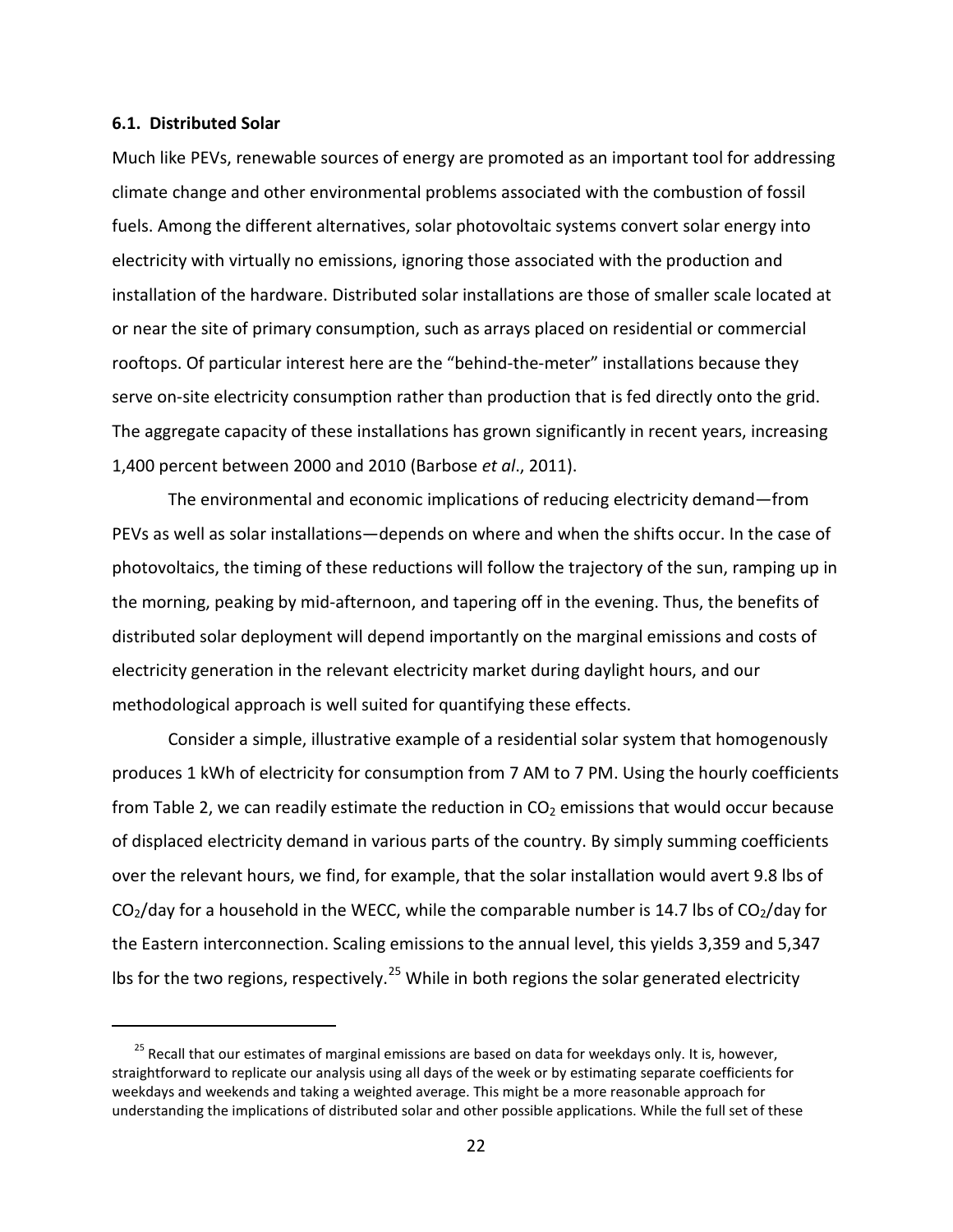### 6.1. Distributed Solar

Much like PEVs, renewable sources of energy are promoted as an important tool for addressing climate change and other environmental problems associated with the combustion of fossil fuels. Among the different alternatives, solar photovoltaic systems convert solar energy into electricity with virtually no emissions, ignoring those associated with the production and installation of the hardware. Distributed solar installations are those of smaller scale located at or near the site of primary consumption, such as arrays placed on residential or commercial rooftops. Of particular interest here are the "behind-the-meter" installations because they serve on-site electricity consumption rather than production that is fed directly onto the grid. The aggregate capacity of these installations has grown significantly in recent years, increasing 1,400 percent between 2000 and 2010 (Barbose *et al*., 2011).

The environmental and economic implications of reducing electricity demand—from PEVs as well as solar installations—depends on where and when the shifts occur. In the case of photovoltaics, the timing of these reductions will follow the trajectory of the sun, ramping up in the morning, peaking by mid-afternoon, and tapering off in the evening. Thus, the benefits of distributed solar deployment will depend importantly on the marginal emissions and costs of electricity generation in the relevant electricity market during daylight hours, and our methodological approach is well suited for quantifying these effects.

Consider a simple, illustrative example of a residential solar system that homogenously produces 1 kWh of electricity for consumption from 7 AM to 7 PM. Using the hourly coefficients from Table 2, we can readily estimate the reduction in $CO_2$ emissions that would occur because of displaced electricity demand in various parts of the country. By simply summing coefficients over the relevant hours, we find, for example, that the solar installation would avert 9.8 lbs of $CO_2$/day for a household in the WECC, while the comparable number is 14.7 lbs of $CO_2$/day for the Eastern interconnection. Scaling emissions to the annual level, this yields 3,359 and 5,347 lbs for the two regions, respectively.[25] While in both regions the solar generated electricity

[25] Recall that our estimates of marginal emissions are based on data for weekdays only. It is, however, straightforward to replicate our analysis using all days of the week or by estimating separate coefficients for weekdays and weekends and taking a weighted average. This might be a more reasonable approach for understanding the implications of distributed solar and other possible applications. While the full set of these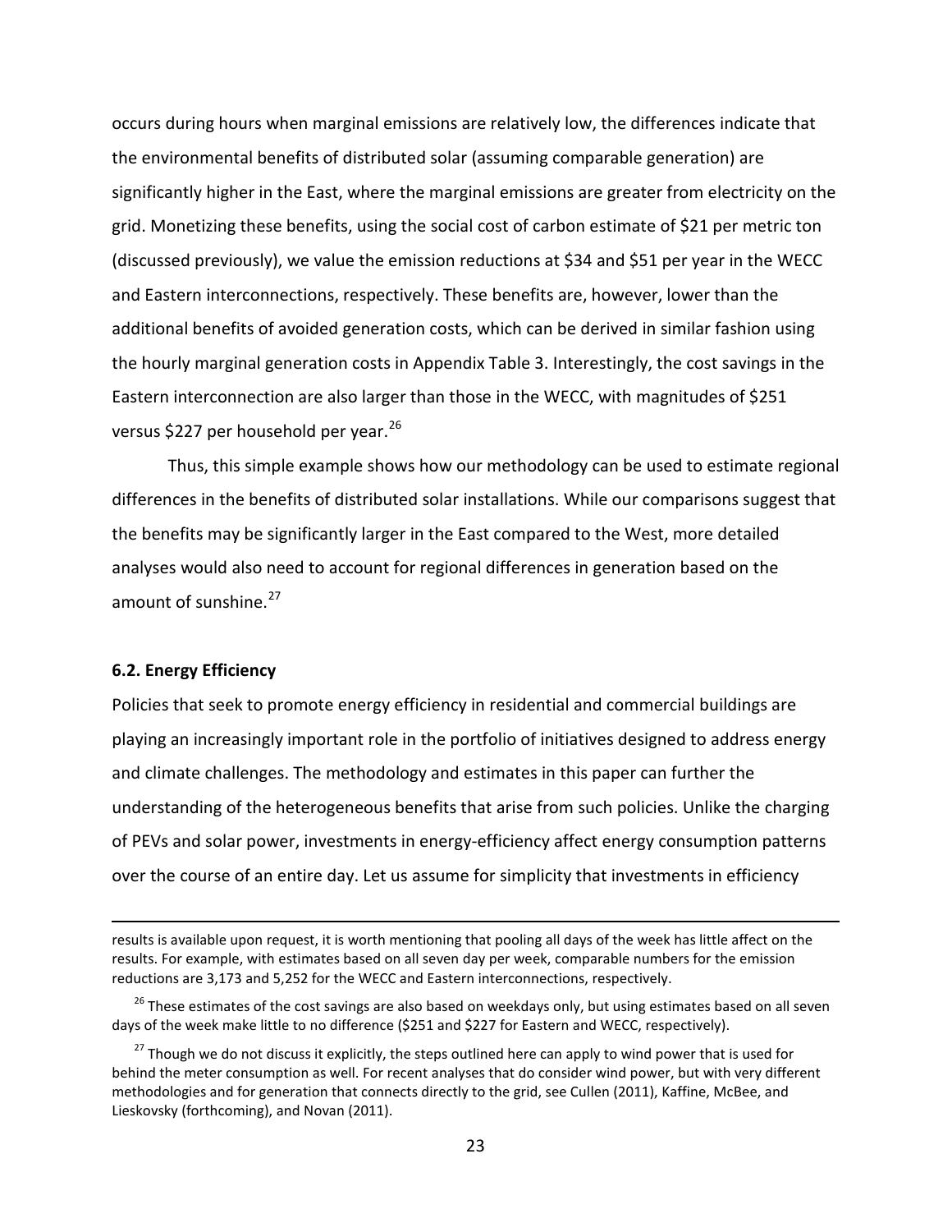occurs during hours when marginal emissions are relatively low, the differences indicate that the environmental benefits of distributed solar (assuming comparable generation) are significantly higher in the East, where the marginal emissions are greater from electricity on the grid. Monetizing these benefits, using the social cost of carbon estimate of $21 per metric ton (discussed previously), we value the emission reductions at $34 and $51 per year in the WECC and Eastern interconnections, respectively. These benefits are, however, lower than the additional benefits of avoided generation costs, which can be derived in similar fashion using the hourly marginal generation costs in Appendix Table 3. Interestingly, the cost savings in the Eastern interconnection are also larger than those in the WECC, with magnitudes of $251 versus $227 per household per year.[26]

Thus, this simple example shows how our methodology can be used to estimate regional differences in the benefits of distributed solar installations. While our comparisons suggest that the benefits may be significantly larger in the East compared to the West, more detailed analyses would also need to account for regional differences in generation based on the amount of sunshine.[27]

### 6.2. Energy Efficiency

Policies that seek to promote energy efficiency in residential and commercial buildings are playing an increasingly important role in the portfolio of initiatives designed to address energy and climate challenges. The methodology and estimates in this paper can further the understanding of the heterogeneous benefits that arise from such policies. Unlike the charging of PEVs and solar power, investments in energy-efficiency affect energy consumption patterns over the course of an entire day. Let us assume for simplicity that investments in efficiency

---

results is available upon request, it is worth mentioning that pooling all days of the week has little affect on the results. For example, with estimates based on all seven day per week, comparable numbers for the emission reductions are 3,173 and 5,252 for the WECC and Eastern interconnections, respectively.

[26] These estimates of the cost savings are also based on weekdays only, but using estimates based on all seven days of the week make little to no difference ($251 and $227 for Eastern and WECC, respectively).

[27] Though we do not discuss it explicitly, the steps outlined here can apply to wind power that is used for behind the meter consumption as well. For recent analyses that do consider wind power, but with very different methodologies and for generation that connects directly to the grid, see Cullen (2011), Kaffine, McBee, and Lieskovsky (forthcoming), and Novan (2011).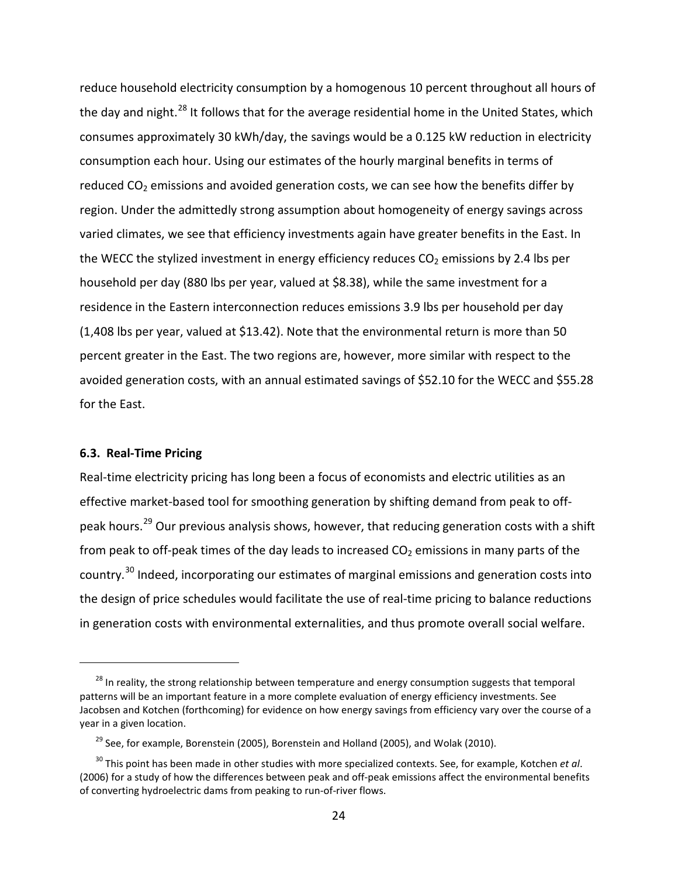reduce household electricity consumption by a homogenous 10 percent throughout all hours of the day and night.[28] It follows that for the average residential home in the United States, which consumes approximately 30 kWh/day, the savings would be a 0.125 kW reduction in electricity consumption each hour. Using our estimates of the hourly marginal benefits in terms of reduced $CO_2$ emissions and avoided generation costs, we can see how the benefits differ by region. Under the admittedly strong assumption about homogeneity of energy savings across varied climates, we see that efficiency investments again have greater benefits in the East. In the WECC the stylized investment in energy efficiency reduces $CO_2$ emissions by 2.4 lbs per household per day (880 lbs per year, valued at $8.38), while the same investment for a residence in the Eastern interconnection reduces emissions 3.9 lbs per household per day (1,408 lbs per year, valued at $13.42). Note that the environmental return is more than 50 percent greater in the East. The two regions are, however, more similar with respect to the avoided generation costs, with an annual estimated savings of $52.10 for the WECC and $55.28 for the East.

### 6.3. Real-Time Pricing

Real-time electricity pricing has long been a focus of economists and electric utilities as an effective market-based tool for smoothing generation by shifting demand from peak to off-peak hours.[29] Our previous analysis shows, however, that reducing generation costs with a shift from peak to off-peak times of the day leads to increased $CO_2$ emissions in many parts of the country.[30] Indeed, incorporating our estimates of marginal emissions and generation costs into the design of price schedules would facilitate the use of real-time pricing to balance reductions in generation costs with environmental externalities, and thus promote overall social welfare.

---

[28] In reality, the strong relationship between temperature and energy consumption suggests that temporal patterns will be an important feature in a more complete evaluation of energy efficiency investments. See Jacobsen and Kotchen (forthcoming) for evidence on how energy savings from efficiency vary over the course of a year in a given location.

[29] See, for example, Borenstein (2005), Borenstein and Holland (2005), and Wolak (2010).

[30] This point has been made in other studies with more specialized contexts. See, for example, Kotchen *et al*. (2006) for a study of how the differences between peak and off-peak emissions affect the environmental benefits of converting hydroelectric dams from peaking to run-of-river flows.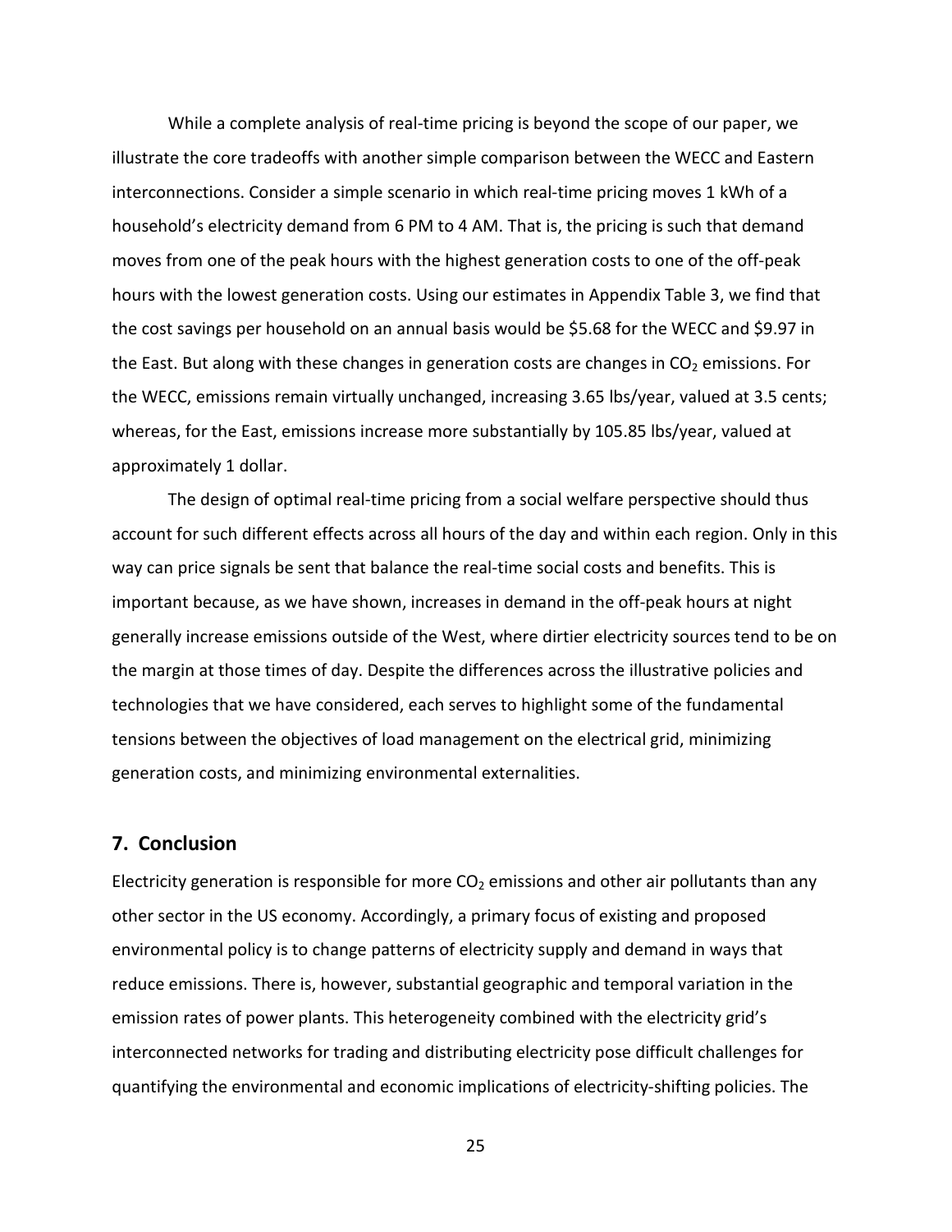While a complete analysis of real-time pricing is beyond the scope of our paper, we illustrate the core tradeoffs with another simple comparison between the WECC and Eastern interconnections. Consider a simple scenario in which real-time pricing moves 1 kWh of a household's electricity demand from 6 PM to 4 AM. That is, the pricing is such that demand moves from one of the peak hours with the highest generation costs to one of the off-peak hours with the lowest generation costs. Using our estimates in Appendix Table 3, we find that the cost savings per household on an annual basis would be $5.68 for the WECC and $9.97 in the East. But along with these changes in generation costs are changes in $CO_2$ emissions. For the WECC, emissions remain virtually unchanged, increasing 3.65 lbs/year, valued at 3.5 cents; whereas, for the East, emissions increase more substantially by 105.85 lbs/year, valued at approximately 1 dollar.

The design of optimal real-time pricing from a social welfare perspective should thus account for such different effects across all hours of the day and within each region. Only in this way can price signals be sent that balance the real-time social costs and benefits. This is important because, as we have shown, increases in demand in the off-peak hours at night generally increase emissions outside of the West, where dirtier electricity sources tend to be on the margin at those times of day. Despite the differences across the illustrative policies and technologies that we have considered, each serves to highlight some of the fundamental tensions between the objectives of load management on the electrical grid, minimizing generation costs, and minimizing environmental externalities.

## 7. Conclusion

Electricity generation is responsible for more $CO_2$ emissions and other air pollutants than any other sector in the US economy. Accordingly, a primary focus of existing and proposed environmental policy is to change patterns of electricity supply and demand in ways that reduce emissions. There is, however, substantial geographic and temporal variation in the emission rates of power plants. This heterogeneity combined with the electricity grid's interconnected networks for trading and distributing electricity pose difficult challenges for quantifying the environmental and economic implications of electricity-shifting policies. The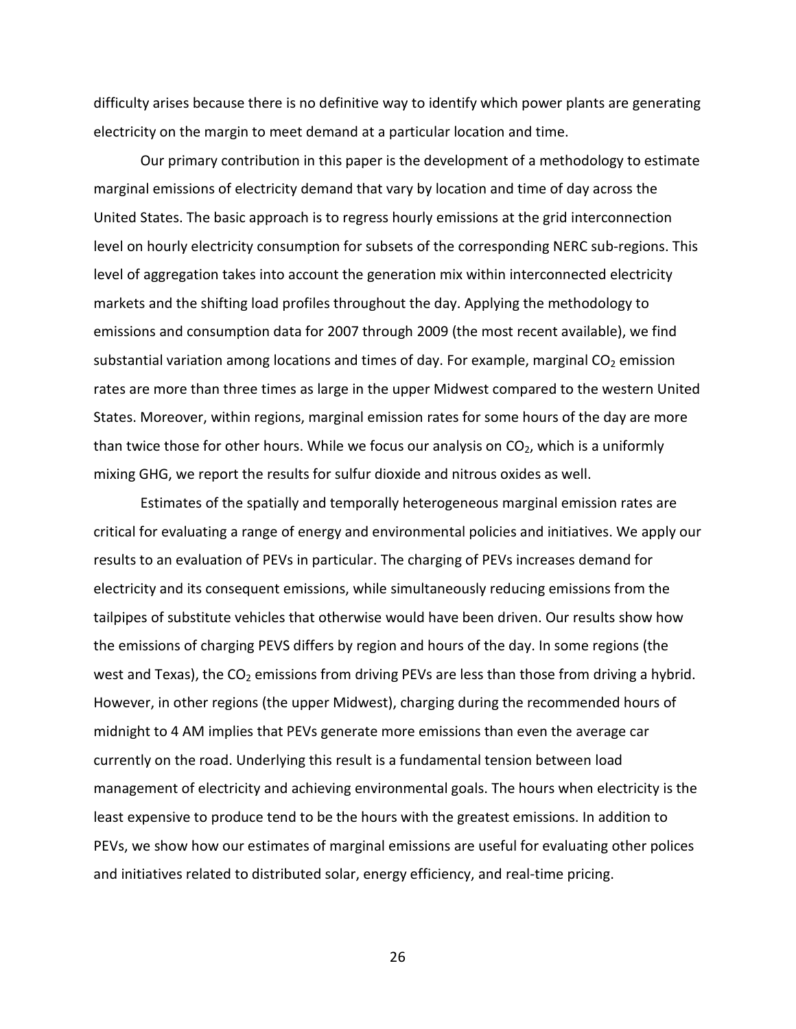difficulty arises because there is no definitive way to identify which power plants are generating electricity on the margin to meet demand at a particular location and time.

Our primary contribution in this paper is the development of a methodology to estimate marginal emissions of electricity demand that vary by location and time of day across the United States. The basic approach is to regress hourly emissions at the grid interconnection level on hourly electricity consumption for subsets of the corresponding NERC sub-regions. This level of aggregation takes into account the generation mix within interconnected electricity markets and the shifting load profiles throughout the day. Applying the methodology to emissions and consumption data for 2007 through 2009 (the most recent available), we find substantial variation among locations and times of day. For example, marginal $CO_2$ emission rates are more than three times as large in the upper Midwest compared to the western United States. Moreover, within regions, marginal emission rates for some hours of the day are more than twice those for other hours. While we focus our analysis on $CO_2$, which is a uniformly mixing GHG, we report the results for sulfur dioxide and nitrous oxides as well.

Estimates of the spatially and temporally heterogeneous marginal emission rates are critical for evaluating a range of energy and environmental policies and initiatives. We apply our results to an evaluation of PEVs in particular. The charging of PEVs increases demand for electricity and its consequent emissions, while simultaneously reducing emissions from the tailpipes of substitute vehicles that otherwise would have been driven. Our results show how the emissions of charging PEVS differs by region and hours of the day. In some regions (the west and Texas), the $CO_2$ emissions from driving PEVs are less than those from driving a hybrid. However, in other regions (the upper Midwest), charging during the recommended hours of midnight to 4 AM implies that PEVs generate more emissions than even the average car currently on the road. Underlying this result is a fundamental tension between load management of electricity and achieving environmental goals. The hours when electricity is the least expensive to produce tend to be the hours with the greatest emissions. In addition to PEVs, we show how our estimates of marginal emissions are useful for evaluating other polices and initiatives related to distributed solar, energy efficiency, and real-time pricing.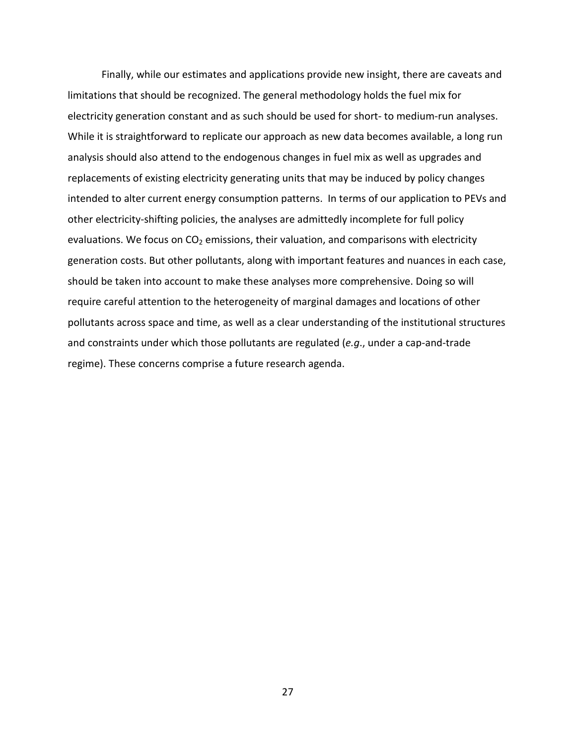Finally, while our estimates and applications provide new insight, there are caveats and limitations that should be recognized. The general methodology holds the fuel mix for electricity generation constant and as such should be used for short- to medium-run analyses. While it is straightforward to replicate our approach as new data becomes available, a long run analysis should also attend to the endogenous changes in fuel mix as well as upgrades and replacements of existing electricity generating units that may be induced by policy changes intended to alter current energy consumption patterns. In terms of our application to PEVs and other electricity-shifting policies, the analyses are admittedly incomplete for full policy evaluations. We focus on $CO_2$ emissions, their valuation, and comparisons with electricity generation costs. But other pollutants, along with important features and nuances in each case, should be taken into account to make these analyses more comprehensive. Doing so will require careful attention to the heterogeneity of marginal damages and locations of other pollutants across space and time, as well as a clear understanding of the institutional structures and constraints under which those pollutants are regulated (*e.g.*, under a cap-and-trade regime). These concerns comprise a future research agenda.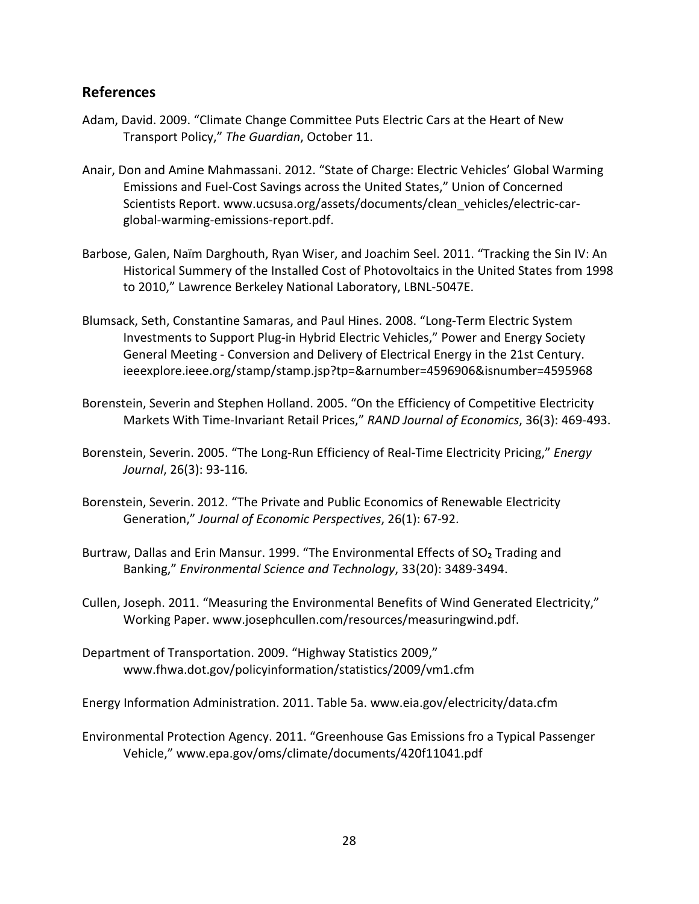## References

Adam, David. 2009. "Climate Change Committee Puts Electric Cars at the Heart of New Transport Policy," *The Guardian*, October 11.

Anair, Don and Amine Mahmassani. 2012. "State of Charge: Electric Vehicles' Global Warming Emissions and Fuel-Cost Savings across the United States," Union of Concerned Scientists Report. www.ucsusa.org/assets/documents/clean_vehicles/electric-car-global-warming-emissions-report.pdf.

Barbose, Galen, Naïm Darghouth, Ryan Wiser, and Joachim Seel. 2011. "Tracking the Sin IV: An Historical Summery of the Installed Cost of Photovoltaics in the United States from 1998 to 2010," Lawrence Berkeley National Laboratory, LBNL-5047E.

Blumsack, Seth, Constantine Samaras, and Paul Hines. 2008. "Long-Term Electric System Investments to Support Plug-in Hybrid Electric Vehicles," Power and Energy Society General Meeting - Conversion and Delivery of Electrical Energy in the 21st Century. ieeexplore.ieee.org/stamp/stamp.jsp?tp=&arnumber=4596906&isnumber=4595968

Borenstein, Severin and Stephen Holland. 2005. "On the Efficiency of Competitive Electricity Markets With Time-Invariant Retail Prices," *RAND Journal of Economics*, 36(3): 469-493.

Borenstein, Severin. 2005. "The Long-Run Efficiency of Real-Time Electricity Pricing," *Energy Journal*, 26(3): 93-116.

Borenstein, Severin. 2012. "The Private and Public Economics of Renewable Electricity Generation," *Journal of Economic Perspectives*, 26(1): 67-92.

Burtraw, Dallas and Erin Mansur. 1999. "The Environmental Effects of $SO_2$ Trading and Banking," *Environmental Science and Technology*, 33(20): 3489-3494.

Cullen, Joseph. 2011. "Measuring the Environmental Benefits of Wind Generated Electricity," Working Paper. www.josephcullen.com/resources/measuringwind.pdf.

Department of Transportation. 2009. "Highway Statistics 2009," www.fhwa.dot.gov/policyinformation/statistics/2009/vm1.cfm

Energy Information Administration. 2011. Table 5a. www.eia.gov/electricity/data.cfm

Environmental Protection Agency. 2011. "Greenhouse Gas Emissions fro a Typical Passenger Vehicle," www.epa.gov/oms/climate/documents/420f11041.pdf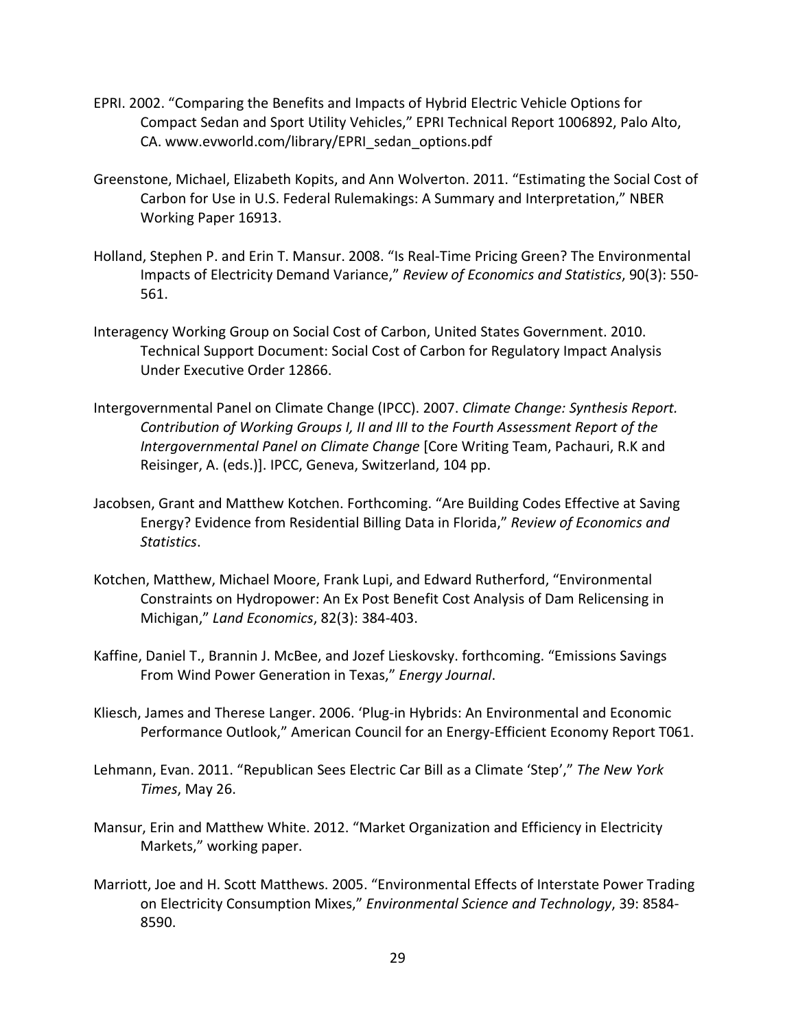EPRI. 2002. “Comparing the Benefits and Impacts of Hybrid Electric Vehicle Options for Compact Sedan and Sport Utility Vehicles,” EPRI Technical Report 1006892, Palo Alto, CA. www.evworld.com/library/EPRI_sedan_options.pdf

Greenstone, Michael, Elizabeth Kopits, and Ann Wolverton. 2011. “Estimating the Social Cost of Carbon for Use in U.S. Federal Rulemakings: A Summary and Interpretation,” NBER Working Paper 16913.

Holland, Stephen P. and Erin T. Mansur. 2008. “Is Real-Time Pricing Green? The Environmental Impacts of Electricity Demand Variance,” *Review of Economics and Statistics*, 90(3): 550-561.

Interagency Working Group on Social Cost of Carbon, United States Government. 2010. Technical Support Document: Social Cost of Carbon for Regulatory Impact Analysis Under Executive Order 12866.

Intergovernmental Panel on Climate Change (IPCC). 2007. *Climate Change: Synthesis Report. Contribution of Working Groups I, II and III to the Fourth Assessment Report of the Intergovernmental Panel on Climate Change* [Core Writing Team, Pachauri, R.K and Reisinger, A. (eds.)]. IPCC, Geneva, Switzerland, 104 pp.

Jacobsen, Grant and Matthew Kotchen. Forthcoming. “Are Building Codes Effective at Saving Energy? Evidence from Residential Billing Data in Florida,” *Review of Economics and Statistics*.

Kotchen, Matthew, Michael Moore, Frank Lupi, and Edward Rutherford, “Environmental Constraints on Hydropower: An Ex Post Benefit Cost Analysis of Dam Relicensing in Michigan,” *Land Economics*, 82(3): 384-403.

Kaffine, Daniel T., Brannin J. McBee, and Jozef Lieskovsky. forthcoming. “Emissions Savings From Wind Power Generation in Texas,” *Energy Journal*.

Kliesch, James and Therese Langer. 2006. ‘Plug-in Hybrids: An Environmental and Economic Performance Outlook,” American Council for an Energy-Efficient Economy Report T061.

Lehmann, Evan. 2011. “Republican Sees Electric Car Bill as a Climate ‘Step’,” *The New York Times*, May 26.

Mansur, Erin and Matthew White. 2012. “Market Organization and Efficiency in Electricity Markets,” working paper.

Marriott, Joe and H. Scott Matthews. 2005. “Environmental Effects of Interstate Power Trading on Electricity Consumption Mixes,” *Environmental Science and Technology*, 39: 8584-8590.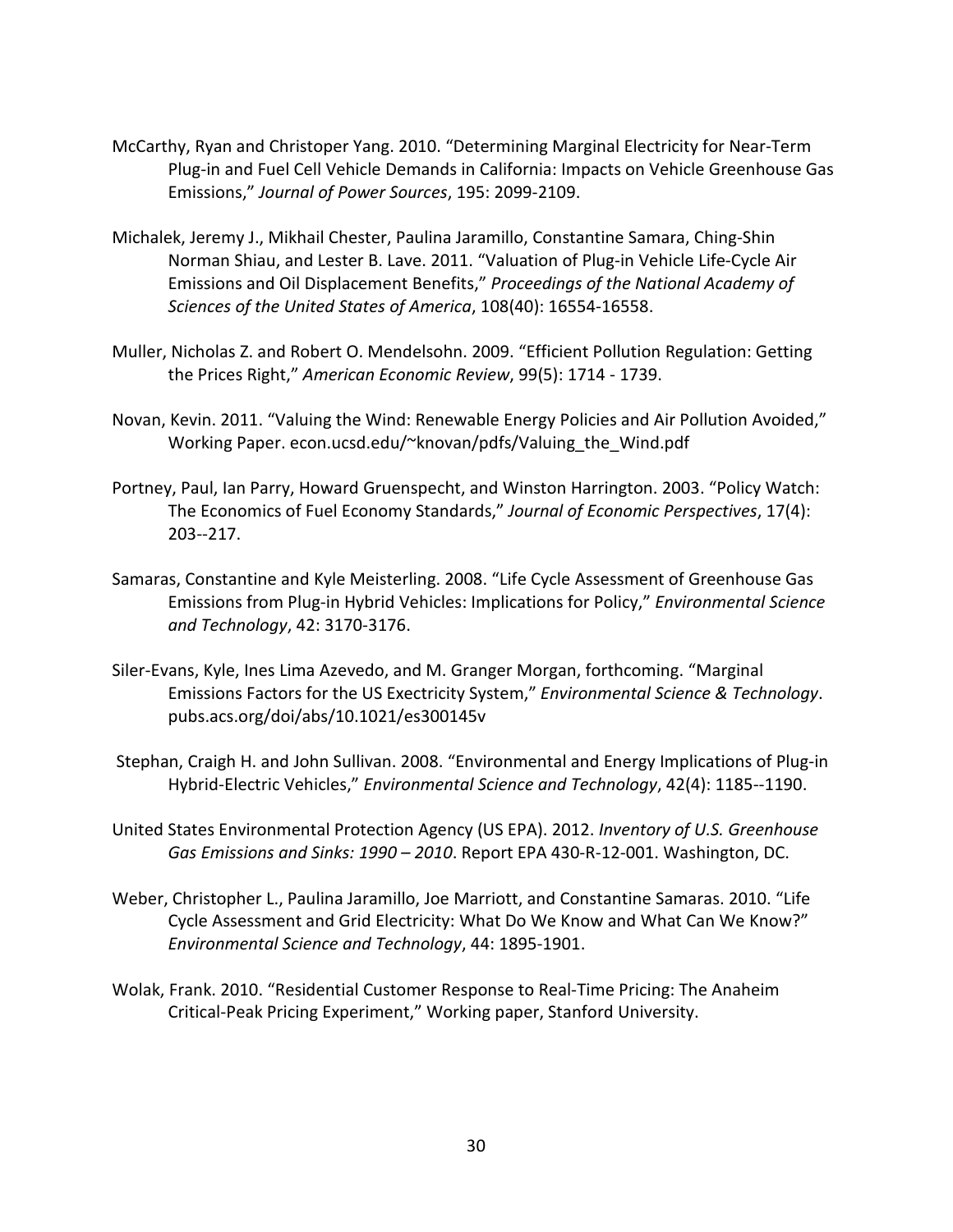McCarthy, Ryan and Christoper Yang. 2010. “Determining Marginal Electricity for Near-Term Plug-in and Fuel Cell Vehicle Demands in California: Impacts on Vehicle Greenhouse Gas Emissions,” *Journal of Power Sources*, 195: 2099-2109.

Michalek, Jeremy J., Mikhail Chester, Paulina Jaramillo, Constantine Samara, Ching-Shin Norman Shiau, and Lester B. Lave. 2011. “Valuation of Plug-in Vehicle Life-Cycle Air Emissions and Oil Displacement Benefits,” *Proceedings of the National Academy of Sciences of the United States of America*, 108(40): 16554-16558.

Muller, Nicholas Z. and Robert O. Mendelsohn. 2009. “Efficient Pollution Regulation: Getting the Prices Right,” *American Economic Review*, 99(5): 1714 - 1739.

Novan, Kevin. 2011. “Valuing the Wind: Renewable Energy Policies and Air Pollution Avoided,” Working Paper. econ.ucsd.edu/~knovan/pdfs/Valuing_the_Wind.pdf

Portney, Paul, Ian Parry, Howard Gruenspecht, and Winston Harrington. 2003. “Policy Watch: The Economics of Fuel Economy Standards,” *Journal of Economic Perspectives*, 17(4): 203--217.

Samaras, Constantine and Kyle Meisterling. 2008. “Life Cycle Assessment of Greenhouse Gas Emissions from Plug-in Hybrid Vehicles: Implications for Policy,” *Environmental Science and Technology*, 42: 3170-3176.

Siler-Evans, Kyle, Ines Lima Azevedo, and M. Granger Morgan, forthcoming. “Marginal Emissions Factors for the US Exectricity System,” *Environmental Science & Technology*. pubs.acs.org/doi/abs/10.1021/es300145v

Stephan, Craigh H. and John Sullivan. 2008. “Environmental and Energy Implications of Plug-in Hybrid-Electric Vehicles,” *Environmental Science and Technology*, 42(4): 1185--1190.

United States Environmental Protection Agency (US EPA). 2012. *Inventory of U.S. Greenhouse Gas Emissions and Sinks: 1990 – 2010*. Report EPA 430-R-12-001. Washington, DC.

Weber, Christopher L., Paulina Jaramillo, Joe Marriott, and Constantine Samaras. 2010. “Life Cycle Assessment and Grid Electricity: What Do We Know and What Can We Know?” *Environmental Science and Technology*, 44: 1895-1901.

Wolak, Frank. 2010. “Residential Customer Response to Real-Time Pricing: The Anaheim Critical-Peak Pricing Experiment,” Working paper, Stanford University.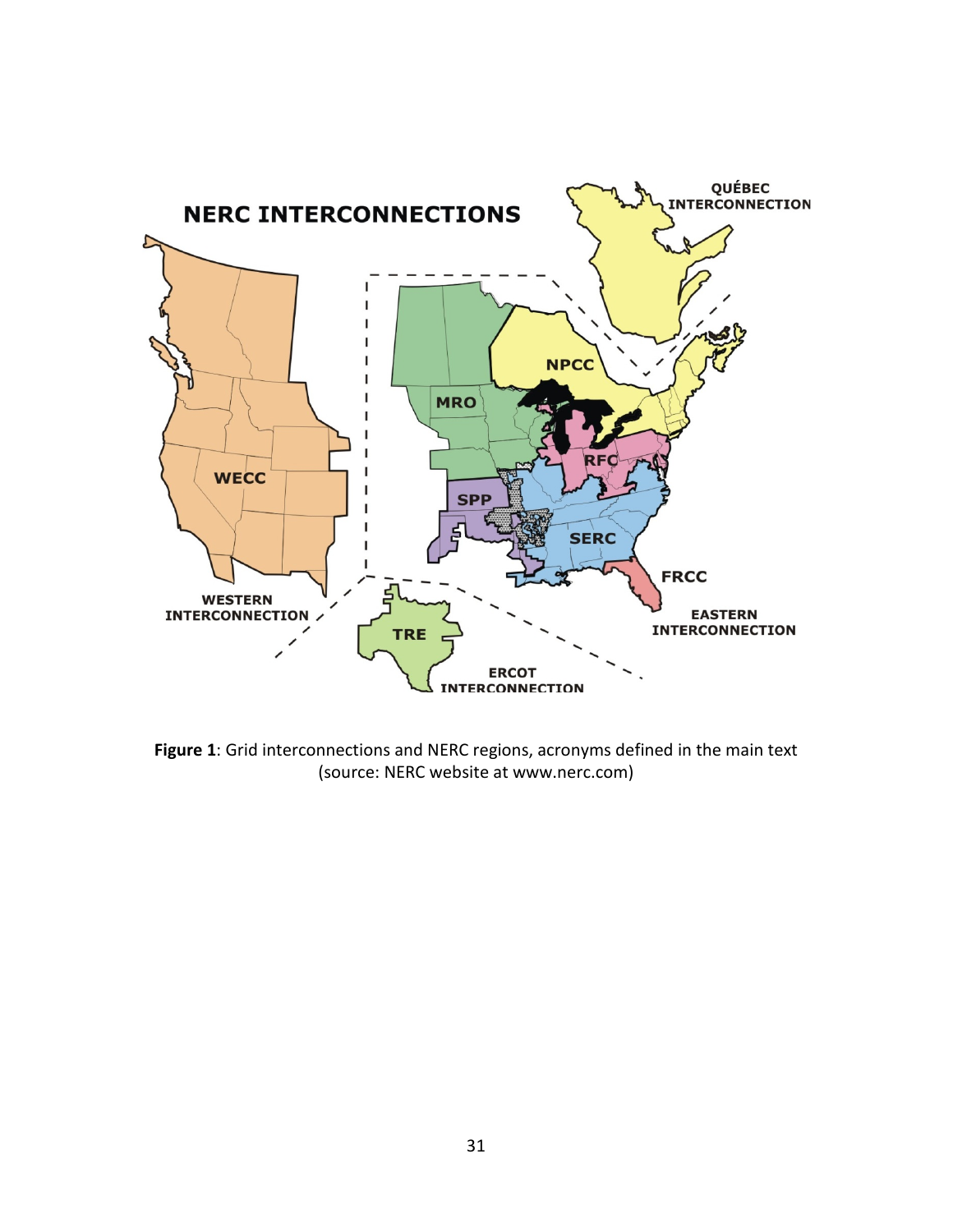**Figure 1**: Grid interconnections and NERC regions, acronyms defined in the main text (source: NERC website at www.nerc.com)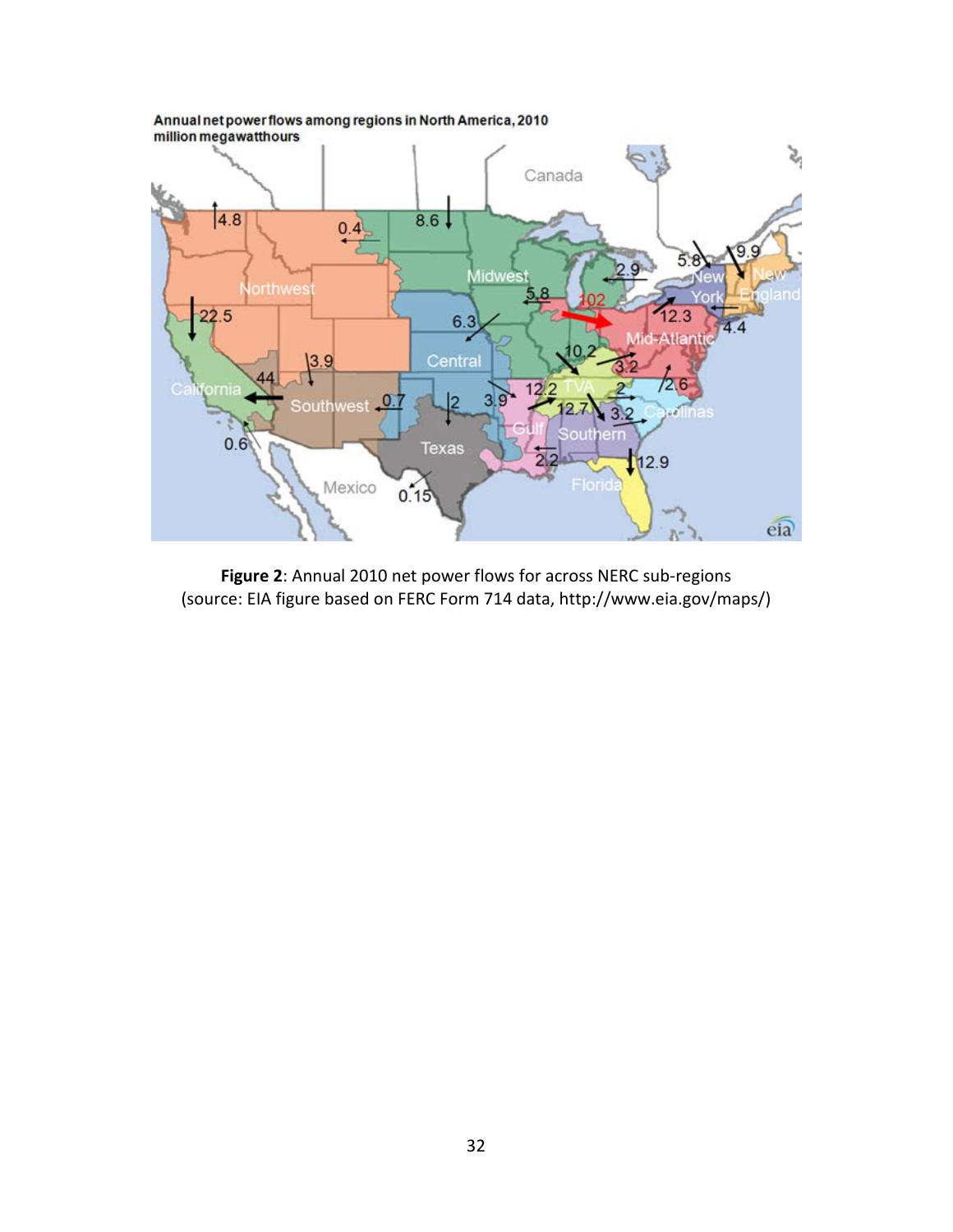**Figure 2**: Annual 2010 net power flows for across NERC sub-regions (source: EIA figure based on FERC Form 714 data, http://www.eia.gov/maps/)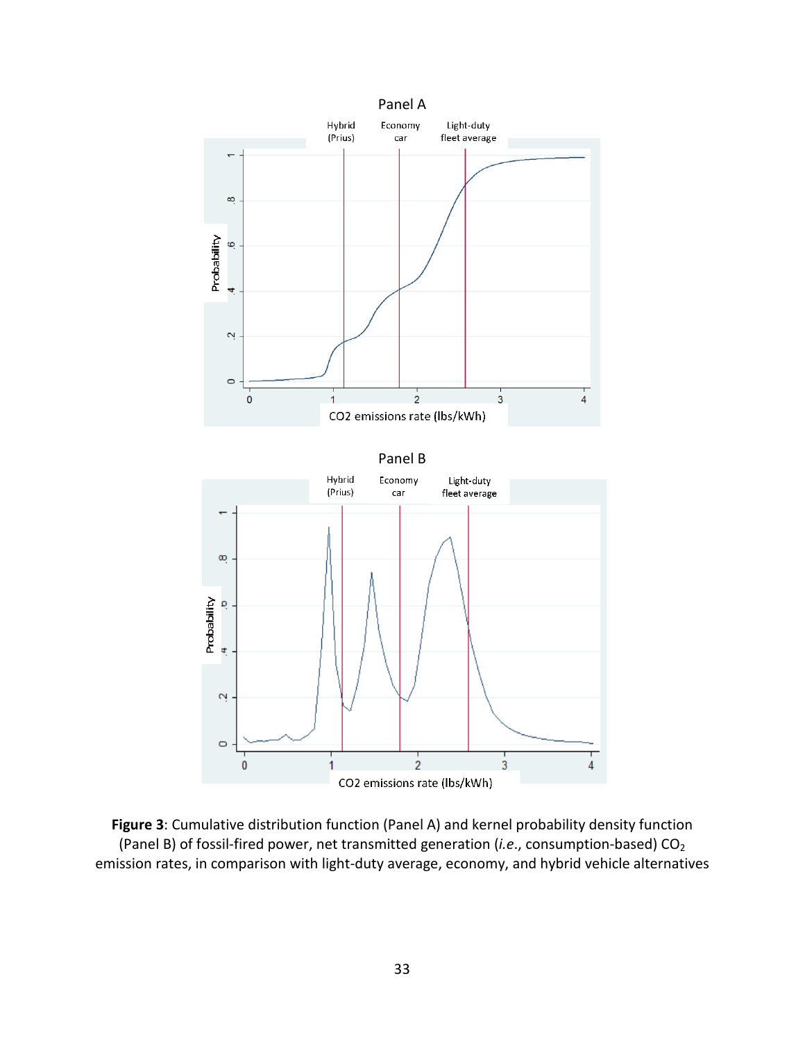**Figure 3**: Cumulative distribution function (Panel A) and kernel probability density function (Panel B) of fossil-fired power, net transmitted generation (*i.e.*, consumption-based) $CO_2$ emission rates, in comparison with light-duty average, economy, and hybrid vehicle alternatives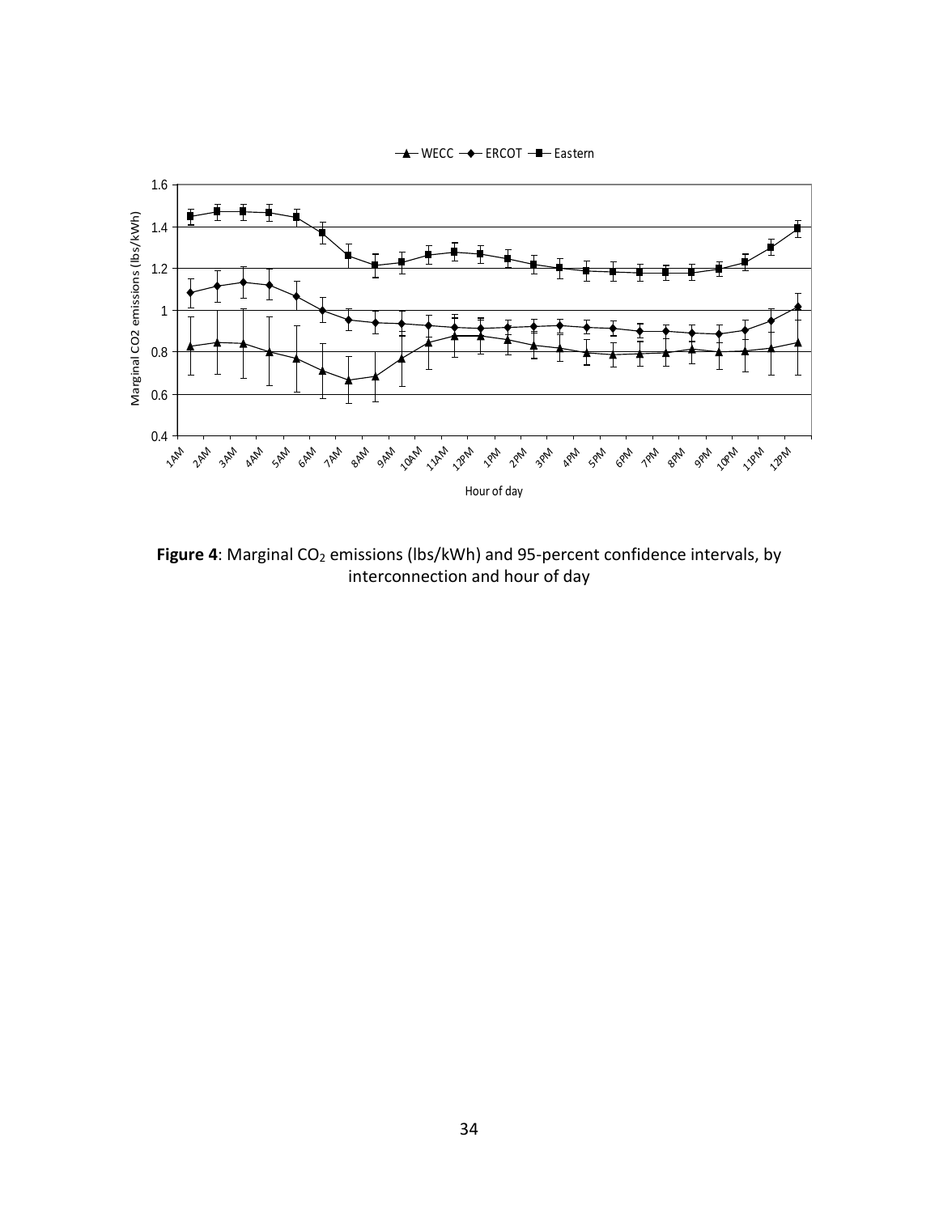**Figure 4**: Marginal $CO_2$ emissions (lbs/kWh) and 95-percent confidence intervals, by interconnection and hour of day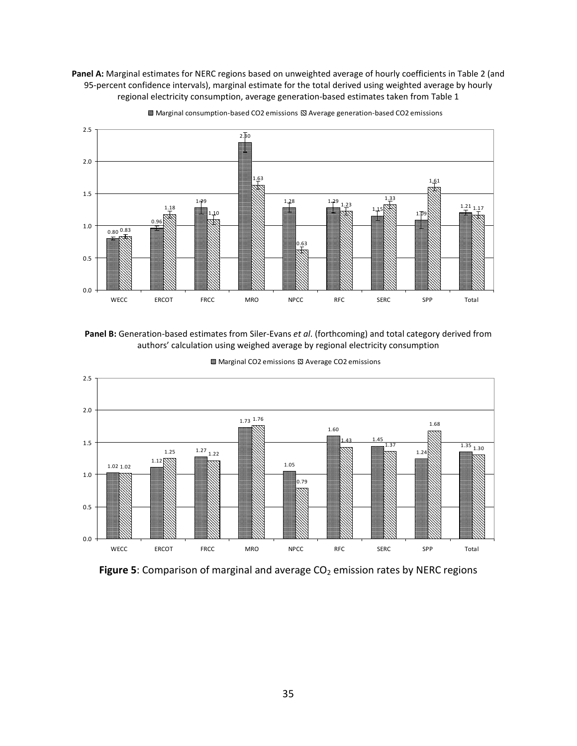**Panel A:** Marginal estimates for NERC regions based on unweighted average of hourly coefficients in Table 2 (and 95-percent confidence intervals), marginal estimate for the total derived using weighted average by hourly regional electricity consumption, average generation-based estimates taken from Table 1

| | WECC | ERCOT | FRCC | MRO | NPCC | RFC | SERC | SPP | Total |
|---|---|---|---|---|---|---|---|---|---|
| Marginal consumption-based CO2 emissions | 0.80 | 0.96 | 1.29 | 2.30 | 1.28 | 1.29 | 1.15 | 1.09 | 1.21 |
| Average generation-based CO2 emissions | 0.83 | 1.18 | 1.10 | 1.63 | 0.63 | 1.23 | 1.33 | 1.61 | 1.17 |

**Panel B:** Generation-based estimates from Siler-Evans *et al*. (forthcoming) and total category derived from authors' calculation using weighed average by regional electricity consumption

| | WECC | ERCOT | FRCC | MRO | NPCC | RFC | SERC | SPP | Total |
|---|---|---|---|---|---|---|---|---|---|
| Marginal CO2 emissions | 1.02 | 1.12 | 1.27 | 1.73 | 1.05 | 1.60 | 1.45 | 1.24 | 1.35 |
| Average CO2 emissions | 1.02 | 1.25 | 1.22 | 1.76 | 0.79 | 1.43 | 1.37 | 1.68 | 1.30 |

**Figure 5**: Comparison of marginal and average $CO_2$ emission rates by NERC regions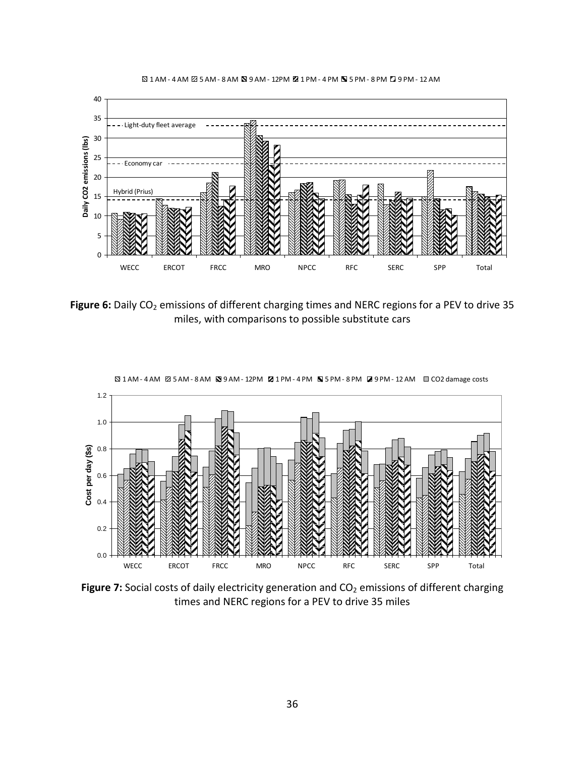**Figure 6:** Daily $CO_2$ emissions of different charging times and NERC regions for a PEV to drive 35 miles, with comparisons to possible substitute cars

**Figure 7:** Social costs of daily electricity generation and $CO_2$ emissions of different charging times and NERC regions for a PEV to drive 35 miles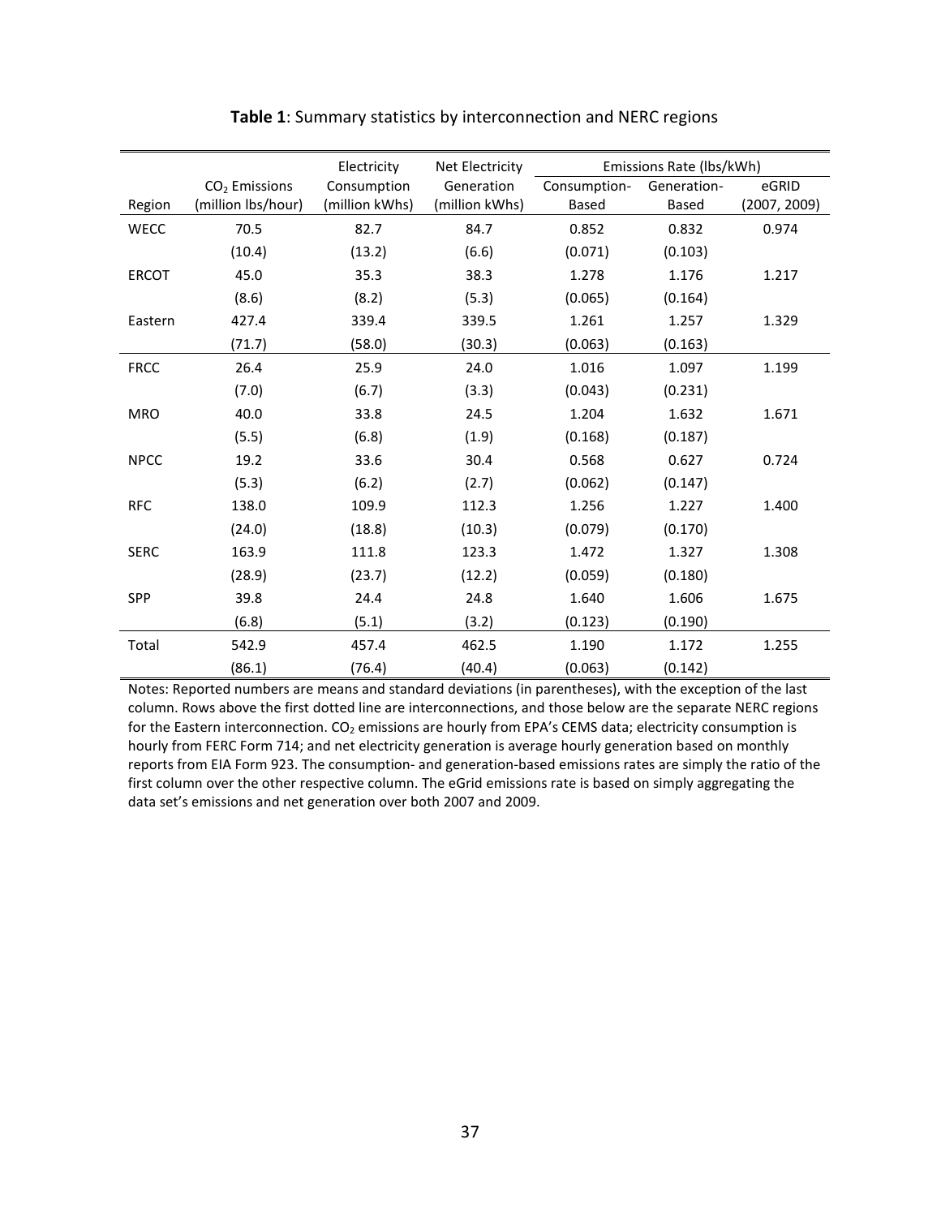**Table 1**: Summary statistics by interconnection and NERC regions

| Region | $CO_2$ Emissions (million lbs/hour) | Electricity Consumption (million kWhs) | Net Electricity Generation (million kWhs) | Emissions Rate (lbs/kWh) | | |
|---|---|---|---|---|---|---|
| | | | | Consumption-Based | Generation-Based | eGRID (2007, 2009) |
| WECC | 70.5 | 82.7 | 84.7 | 0.852 | 0.832 | 0.974 |
| | (10.4) | (13.2) | (6.6) | (0.071) | (0.103) | |
| ERCOT | 45.0 | 35.3 | 38.3 | 1.278 | 1.176 | 1.217 |
| | (8.6) | (8.2) | (5.3) | (0.065) | (0.164) | |
| Eastern | 427.4 | 339.4 | 339.5 | 1.261 | 1.257 | 1.329 |
| | (71.7) | (58.0) | (30.3) | (0.063) | (0.163) | |
| FRCC | 26.4 | 25.9 | 24.0 | 1.016 | 1.097 | 1.199 |
| | (7.0) | (6.7) | (3.3) | (0.043) | (0.231) | |
| MRO | 40.0 | 33.8 | 24.5 | 1.204 | 1.632 | 1.671 |
| | (5.5) | (6.8) | (1.9) | (0.168) | (0.187) | |
| NPCC | 19.2 | 33.6 | 30.4 | 0.568 | 0.627 | 0.724 |
| | (5.3) | (6.2) | (2.7) | (0.062) | (0.147) | |
| RFC | 138.0 | 109.9 | 112.3 | 1.256 | 1.227 | 1.400 |
| | (24.0) | (18.8) | (10.3) | (0.079) | (0.170) | |
| SERC | 163.9 | 111.8 | 123.3 | 1.472 | 1.327 | 1.308 |
| | (28.9) | (23.7) | (12.2) | (0.059) | (0.180) | |
| SPP | 39.8 | 24.4 | 24.8 | 1.640 | 1.606 | 1.675 |
| | (6.8) | (5.1) | (3.2) | (0.123) | (0.190) | |
| Total | 542.9 | 457.4 | 462.5 | 1.190 | 1.172 | 1.255 |
| | (86.1) | (76.4) | (40.4) | (0.063) | (0.142) | |

Notes: Reported numbers are means and standard deviations (in parentheses), with the exception of the last column. Rows above the first dotted line are interconnections, and those below are the separate NERC regions for the Eastern interconnection. $CO_2$ emissions are hourly from EPA's CEMS data; electricity consumption is hourly from FERC Form 714; and net electricity generation is average hourly generation based on monthly reports from EIA Form 923. The consumption- and generation-based emissions rates are simply the ratio of the first column over the other respective column. The eGrid emissions rate is based on simply aggregating the data set's emissions and net generation over both 2007 and 2009.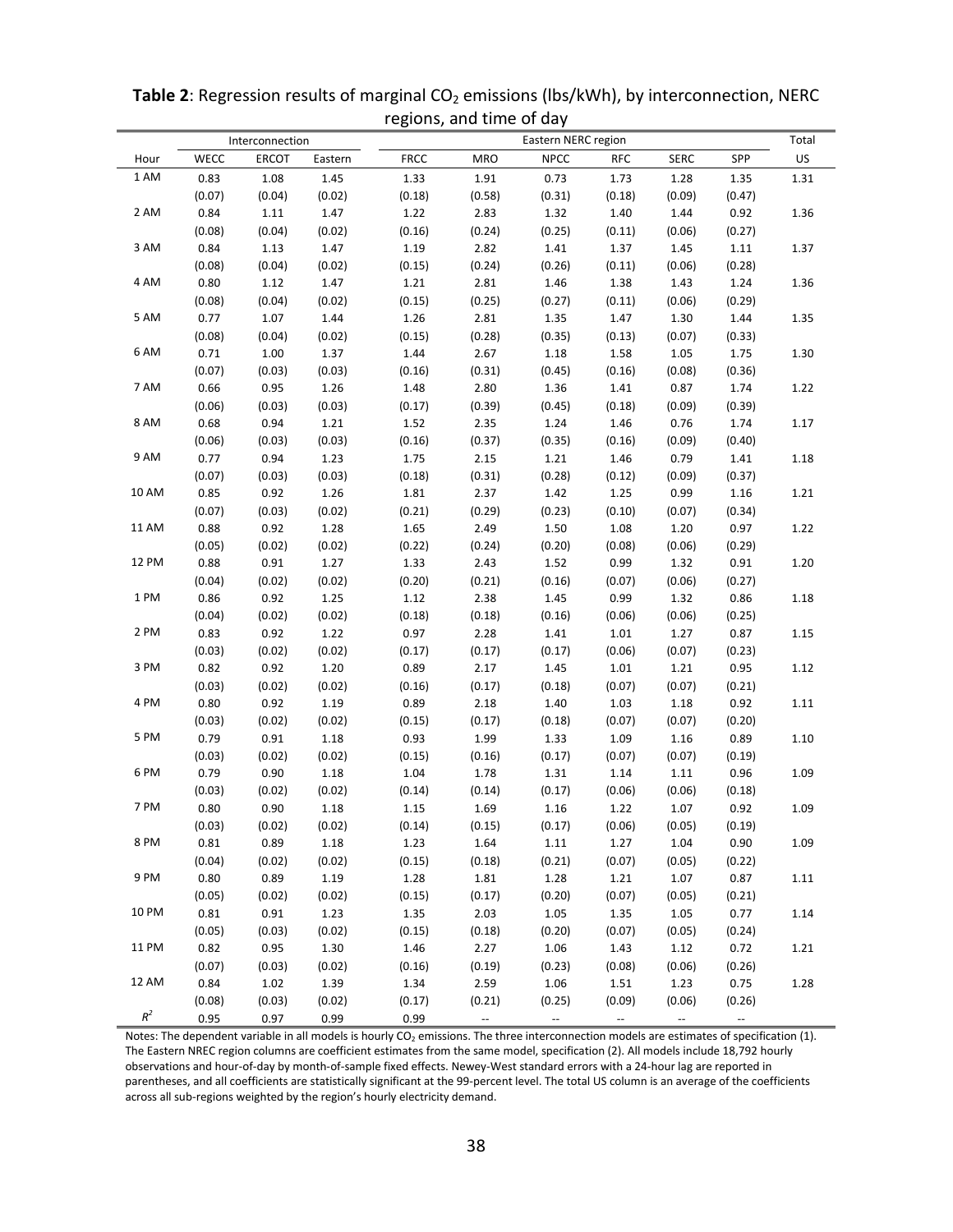**Table 2**: Regression results of marginal $CO_2$ emissions (lbs/kWh), by interconnection, NERC regions, and time of day

| | Interconnection | | | Eastern NERC region | | | | | | Total |
|---|---|---|---|---|---|---|---|---|---|---|
| Hour | WECC | ERCOT | Eastern | FRCC | MRO | NPCC | RFC | SERC | SPP | US |
| 1 AM | 0.83 | 1.08 | 1.45 | 1.33 | 1.91 | 0.73 | 1.73 | 1.28 | 1.35 | 1.31 |
| | (0.07) | (0.04) | (0.02) | (0.18) | (0.58) | (0.31) | (0.18) | (0.09) | (0.47) | |
| 2 AM | 0.84 | 1.11 | 1.47 | 1.22 | 2.83 | 1.32 | 1.40 | 1.44 | 0.92 | 1.36 |
| | (0.08) | (0.04) | (0.02) | (0.16) | (0.24) | (0.25) | (0.11) | (0.06) | (0.27) | |
| 3 AM | 0.84 | 1.13 | 1.47 | 1.19 | 2.82 | 1.41 | 1.37 | 1.45 | 1.11 | 1.37 |
| | (0.08) | (0.04) | (0.02) | (0.15) | (0.24) | (0.26) | (0.11) | (0.06) | (0.28) | |
| 4 AM | 0.80 | 1.12 | 1.47 | 1.21 | 2.81 | 1.46 | 1.38 | 1.43 | 1.24 | 1.36 |
| | (0.08) | (0.04) | (0.02) | (0.15) | (0.25) | (0.27) | (0.11) | (0.06) | (0.29) | |
| 5 AM | 0.77 | 1.07 | 1.44 | 1.26 | 2.81 | 1.35 | 1.47 | 1.30 | 1.44 | 1.35 |
| | (0.08) | (0.04) | (0.02) | (0.15) | (0.28) | (0.35) | (0.13) | (0.07) | (0.33) | |
| 6 AM | 0.71 | 1.00 | 1.37 | 1.44 | 2.67 | 1.18 | 1.58 | 1.05 | 1.75 | 1.30 |
| | (0.07) | (0.03) | (0.03) | (0.16) | (0.31) | (0.45) | (0.16) | (0.08) | (0.36) | |
| 7 AM | 0.66 | 0.95 | 1.26 | 1.48 | 2.80 | 1.36 | 1.41 | 0.87 | 1.74 | 1.22 |
| | (0.06) | (0.03) | (0.03) | (0.17) | (0.39) | (0.45) | (0.18) | (0.09) | (0.39) | |
| 8 AM | 0.68 | 0.94 | 1.21 | 1.52 | 2.35 | 1.24 | 1.46 | 0.76 | 1.74 | 1.17 |
| | (0.06) | (0.03) | (0.03) | (0.16) | (0.37) | (0.35) | (0.16) | (0.09) | (0.40) | |
| 9 AM | 0.77 | 0.94 | 1.23 | 1.75 | 2.15 | 1.21 | 1.46 | 0.79 | 1.41 | 1.18 |
| | (0.07) | (0.03) | (0.03) | (0.18) | (0.31) | (0.28) | (0.12) | (0.09) | (0.37) | |
| 10 AM | 0.85 | 0.92 | 1.26 | 1.81 | 2.37 | 1.42 | 1.25 | 0.99 | 1.16 | 1.21 |
| | (0.07) | (0.03) | (0.02) | (0.21) | (0.29) | (0.23) | (0.10) | (0.07) | (0.34) | |
| 11 AM | 0.88 | 0.92 | 1.28 | 1.65 | 2.49 | 1.50 | 1.08 | 1.20 | 0.97 | 1.22 |
| | (0.05) | (0.02) | (0.02) | (0.22) | (0.24) | (0.20) | (0.08) | (0.06) | (0.29) | |
| 12 PM | 0.88 | 0.91 | 1.27 | 1.33 | 2.43 | 1.52 | 0.99 | 1.32 | 0.91 | 1.20 |
| | (0.04) | (0.02) | (0.02) | (0.20) | (0.21) | (0.16) | (0.07) | (0.06) | (0.27) | |
| 1 PM | 0.86 | 0.92 | 1.25 | 1.12 | 2.38 | 1.45 | 0.99 | 1.32 | 0.86 | 1.18 |
| | (0.04) | (0.02) | (0.02) | (0.18) | (0.18) | (0.16) | (0.06) | (0.06) | (0.25) | |
| 2 PM | 0.83 | 0.92 | 1.22 | 0.97 | 2.28 | 1.41 | 1.01 | 1.27 | 0.87 | 1.15 |
| | (0.03) | (0.02) | (0.02) | (0.17) | (0.17) | (0.17) | (0.06) | (0.07) | (0.23) | |
| 3 PM | 0.82 | 0.92 | 1.20 | 0.89 | 2.17 | 1.45 | 1.01 | 1.21 | 0.95 | 1.12 |
| | (0.03) | (0.02) | (0.02) | (0.16) | (0.17) | (0.18) | (0.07) | (0.07) | (0.21) | |
| 4 PM | 0.80 | 0.92 | 1.19 | 0.89 | 2.18 | 1.40 | 1.03 | 1.18 | 0.92 | 1.11 |
| | (0.03) | (0.02) | (0.02) | (0.15) | (0.17) | (0.18) | (0.07) | (0.07) | (0.20) | |
| 5 PM | 0.79 | 0.91 | 1.18 | 0.93 | 1.99 | 1.33 | 1.09 | 1.16 | 0.89 | 1.10 |
| | (0.03) | (0.02) | (0.02) | (0.15) | (0.16) | (0.17) | (0.07) | (0.07) | (0.19) | |
| 6 PM | 0.79 | 0.90 | 1.18 | 1.04 | 1.78 | 1.31 | 1.14 | 1.11 | 0.96 | 1.09 |
| | (0.03) | (0.02) | (0.02) | (0.14) | (0.14) | (0.17) | (0.06) | (0.06) | (0.18) | |
| 7 PM | 0.80 | 0.90 | 1.18 | 1.15 | 1.69 | 1.16 | 1.22 | 1.07 | 0.92 | 1.09 |
| | (0.03) | (0.02) | (0.02) | (0.14) | (0.15) | (0.17) | (0.06) | (0.05) | (0.19) | |
| 8 PM | 0.81 | 0.89 | 1.18 | 1.23 | 1.64 | 1.11 | 1.27 | 1.04 | 0.90 | 1.09 |
| | (0.04) | (0.02) | (0.02) | (0.15) | (0.18) | (0.21) | (0.07) | (0.05) | (0.22) | |
| 9 PM | 0.80 | 0.89 | 1.19 | 1.28 | 1.81 | 1.28 | 1.21 | 1.07 | 0.87 | 1.11 |
| | (0.05) | (0.02) | (0.02) | (0.15) | (0.17) | (0.20) | (0.07) | (0.05) | (0.21) | |
| 10 PM | 0.81 | 0.91 | 1.23 | 1.35 | 2.03 | 1.05 | 1.35 | 1.05 | 0.77 | 1.14 |
| | (0.05) | (0.03) | (0.02) | (0.15) | (0.18) | (0.20) | (0.07) | (0.05) | (0.24) | |
| 11 PM | 0.82 | 0.95 | 1.30 | 1.46 | 2.27 | 1.06 | 1.43 | 1.12 | 0.72 | 1.21 |
| | (0.07) | (0.03) | (0.02) | (0.16) | (0.19) | (0.23) | (0.08) | (0.06) | (0.26) | |
| 12 AM | 0.84 | 1.02 | 1.39 | 1.34 | 2.59 | 1.06 | 1.51 | 1.23 | 0.75 | 1.28 |
| | (0.08) | (0.03) | (0.02) | (0.17) | (0.21) | (0.25) | (0.09) | (0.06) | (0.26) | |
| $R^2$ | 0.95 | 0.97 | 0.99 | 0.99 | -- | -- | -- | -- | -- | |

Notes: The dependent variable in all models is hourly $CO_2$ emissions. The three interconnection models are estimates of specification (1). The Eastern NREC region columns are coefficient estimates from the same model, specification (2). All models include 18,792 hourly observations and hour-of-day by month-of-sample fixed effects. Newey-West standard errors with a 24-hour lag are reported in parentheses, and all coefficients are statistically significant at the 99-percent level. The total US column is an average of the coefficients across all sub-regions weighted by the region's hourly electricity demand.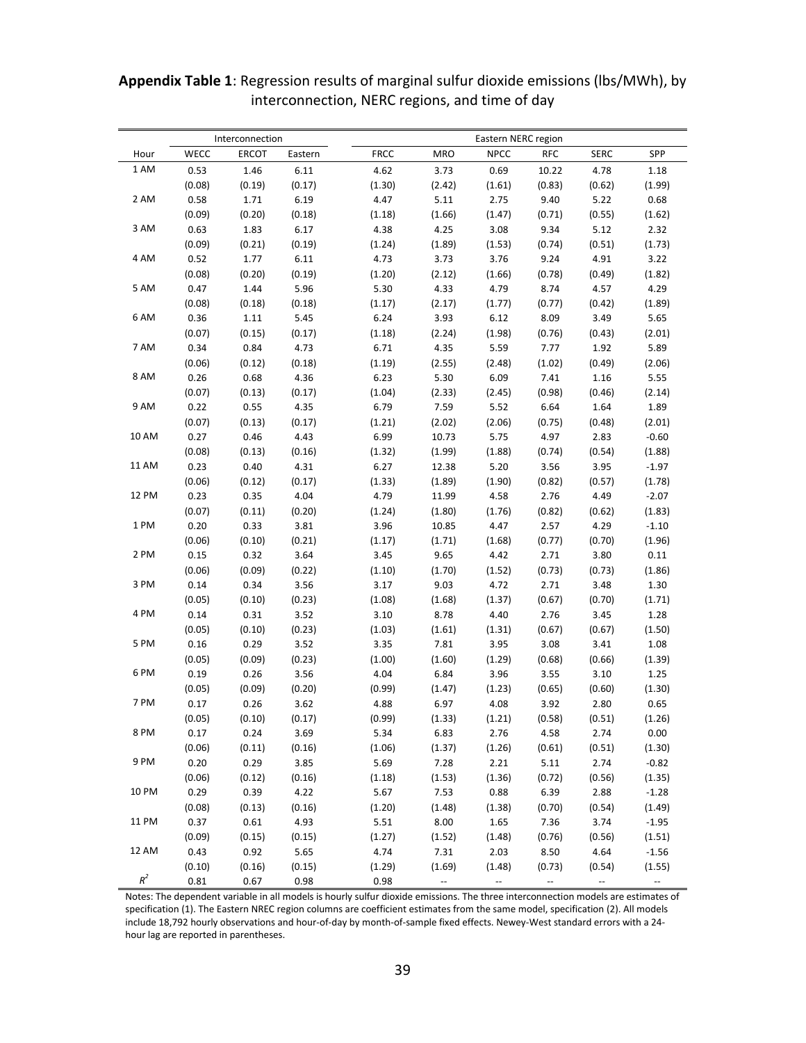**Appendix Table 1**: Regression results of marginal sulfur dioxide emissions (lbs/MWh), by interconnection, NERC regions, and time of day

| | Interconnection | | | Eastern NERC region | | | | | |
|---|---|---|---|---|---|---|---|---|---|
| Hour | WECC | ERCOT | Eastern | FRCC | MRO | NPCC | RFC | SERC | SPP |
| 1 AM | 0.53 | 1.46 | 6.11 | 4.62 | 3.73 | 0.69 | 10.22 | 4.78 | 1.18 |
| | (0.08) | (0.19) | (0.17) | (1.30) | (2.42) | (1.61) | (0.83) | (0.62) | (1.99) |
| 2 AM | 0.58 | 1.71 | 6.19 | 4.47 | 5.11 | 2.75 | 9.40 | 5.22 | 0.68 |
| | (0.09) | (0.20) | (0.18) | (1.18) | (1.66) | (1.47) | (0.71) | (0.55) | (1.62) |
| 3 AM | 0.63 | 1.83 | 6.17 | 4.38 | 4.25 | 3.08 | 9.34 | 5.12 | 2.32 |
| | (0.09) | (0.21) | (0.19) | (1.24) | (1.89) | (1.53) | (0.74) | (0.51) | (1.73) |
| 4 AM | 0.52 | 1.77 | 6.11 | 4.73 | 3.73 | 3.76 | 9.24 | 4.91 | 3.22 |
| | (0.08) | (0.20) | (0.19) | (1.20) | (2.12) | (1.66) | (0.78) | (0.49) | (1.82) |
| 5 AM | 0.47 | 1.44 | 5.96 | 5.30 | 4.33 | 4.79 | 8.74 | 4.57 | 4.29 |
| | (0.08) | (0.18) | (0.18) | (1.17) | (2.17) | (1.77) | (0.77) | (0.42) | (1.89) |
| 6 AM | 0.36 | 1.11 | 5.45 | 6.24 | 3.93 | 6.12 | 8.09 | 3.49 | 5.65 |
| | (0.07) | (0.15) | (0.17) | (1.18) | (2.24) | (1.98) | (0.76) | (0.43) | (2.01) |
| 7 AM | 0.34 | 0.84 | 4.73 | 6.71 | 4.35 | 5.59 | 7.77 | 1.92 | 5.89 |
| | (0.06) | (0.12) | (0.18) | (1.19) | (2.55) | (2.48) | (1.02) | (0.49) | (2.06) |
| 8 AM | 0.26 | 0.68 | 4.36 | 6.23 | 5.30 | 6.09 | 7.41 | 1.16 | 5.55 |
| | (0.07) | (0.13) | (0.17) | (1.04) | (2.33) | (2.45) | (0.98) | (0.46) | (2.14) |
| 9 AM | 0.22 | 0.55 | 4.35 | 6.79 | 7.59 | 5.52 | 6.64 | 1.64 | 1.89 |
| | (0.07) | (0.13) | (0.17) | (1.21) | (2.02) | (2.06) | (0.75) | (0.48) | (2.01) |
| 10 AM | 0.27 | 0.46 | 4.43 | 6.99 | 10.73 | 5.75 | 4.97 | 2.83 | -0.60 |
| | (0.08) | (0.13) | (0.16) | (1.32) | (1.99) | (1.88) | (0.74) | (0.54) | (1.88) |
| 11 AM | 0.23 | 0.40 | 4.31 | 6.27 | 12.38 | 5.20 | 3.56 | 3.95 | -1.97 |
| | (0.06) | (0.12) | (0.17) | (1.33) | (1.89) | (1.90) | (0.82) | (0.57) | (1.78) |
| 12 PM | 0.23 | 0.35 | 4.04 | 4.79 | 11.99 | 4.58 | 2.76 | 4.49 | -2.07 |
| | (0.07) | (0.11) | (0.20) | (1.24) | (1.80) | (1.76) | (0.82) | (0.62) | (1.83) |
| 1 PM | 0.20 | 0.33 | 3.81 | 3.96 | 10.85 | 4.47 | 2.57 | 4.29 | -1.10 |
| | (0.06) | (0.10) | (0.21) | (1.17) | (1.71) | (1.68) | (0.77) | (0.70) | (1.96) |
| 2 PM | 0.15 | 0.32 | 3.64 | 3.45 | 9.65 | 4.42 | 2.71 | 3.80 | 0.11 |
| | (0.06) | (0.09) | (0.22) | (1.10) | (1.70) | (1.52) | (0.73) | (0.73) | (1.86) |
| 3 PM | 0.14 | 0.34 | 3.56 | 3.17 | 9.03 | 4.72 | 2.71 | 3.48 | 1.30 |
| | (0.05) | (0.10) | (0.23) | (1.08) | (1.68) | (1.37) | (0.67) | (0.70) | (1.71) |
| 4 PM | 0.14 | 0.31 | 3.52 | 3.10 | 8.78 | 4.40 | 2.76 | 3.45 | 1.28 |
| | (0.05) | (0.10) | (0.23) | (1.03) | (1.61) | (1.31) | (0.67) | (0.67) | (1.50) |
| 5 PM | 0.16 | 0.29 | 3.52 | 3.35 | 7.81 | 3.95 | 3.08 | 3.41 | 1.08 |
| | (0.05) | (0.09) | (0.23) | (1.00) | (1.60) | (1.29) | (0.68) | (0.66) | (1.39) |
| 6 PM | 0.19 | 0.26 | 3.56 | 4.04 | 6.84 | 3.96 | 3.55 | 3.10 | 1.25 |
| | (0.05) | (0.09) | (0.20) | (0.99) | (1.47) | (1.23) | (0.65) | (0.60) | (1.30) |
| 7 PM | 0.17 | 0.26 | 3.62 | 4.88 | 6.97 | 4.08 | 3.92 | 2.80 | 0.65 |
| | (0.05) | (0.10) | (0.17) | (0.99) | (1.33) | (1.21) | (0.58) | (0.51) | (1.26) |
| 8 PM | 0.17 | 0.24 | 3.69 | 5.34 | 6.83 | 2.76 | 4.58 | 2.74 | 0.00 |
| | (0.06) | (0.11) | (0.16) | (1.06) | (1.37) | (1.26) | (0.61) | (0.51) | (1.30) |
| 9 PM | 0.20 | 0.29 | 3.85 | 5.69 | 7.28 | 2.21 | 5.11 | 2.74 | -0.82 |
| | (0.06) | (0.12) | (0.16) | (1.18) | (1.53) | (1.36) | (0.72) | (0.56) | (1.35) |
| 10 PM | 0.29 | 0.39 | 4.22 | 5.67 | 7.53 | 0.88 | 6.39 | 2.88 | -1.28 |
| | (0.08) | (0.13) | (0.16) | (1.20) | (1.48) | (1.38) | (0.70) | (0.54) | (1.49) |
| 11 PM | 0.37 | 0.61 | 4.93 | 5.51 | 8.00 | 1.65 | 7.36 | 3.74 | -1.95 |
| | (0.09) | (0.15) | (0.15) | (1.27) | (1.52) | (1.48) | (0.76) | (0.56) | (1.51) |
| 12 AM | 0.43 | 0.92 | 5.65 | 4.74 | 7.31 | 2.03 | 8.50 | 4.64 | -1.56 |
| | (0.10) | (0.16) | (0.15) | (1.29) | (1.69) | (1.48) | (0.73) | (0.54) | (1.55) |
| $R^2$ | 0.81 | 0.67 | 0.98 | 0.98 | -- | -- | -- | -- | -- |

Notes: The dependent variable in all models is hourly sulfur dioxide emissions. The three interconnection models are estimates of specification (1). The Eastern NREC region columns are coefficient estimates from the same model, specification (2). All models include 18,792 hourly observations and hour-of-day by month-of-sample fixed effects. Newey-West standard errors with a 24-hour lag are reported in parentheses.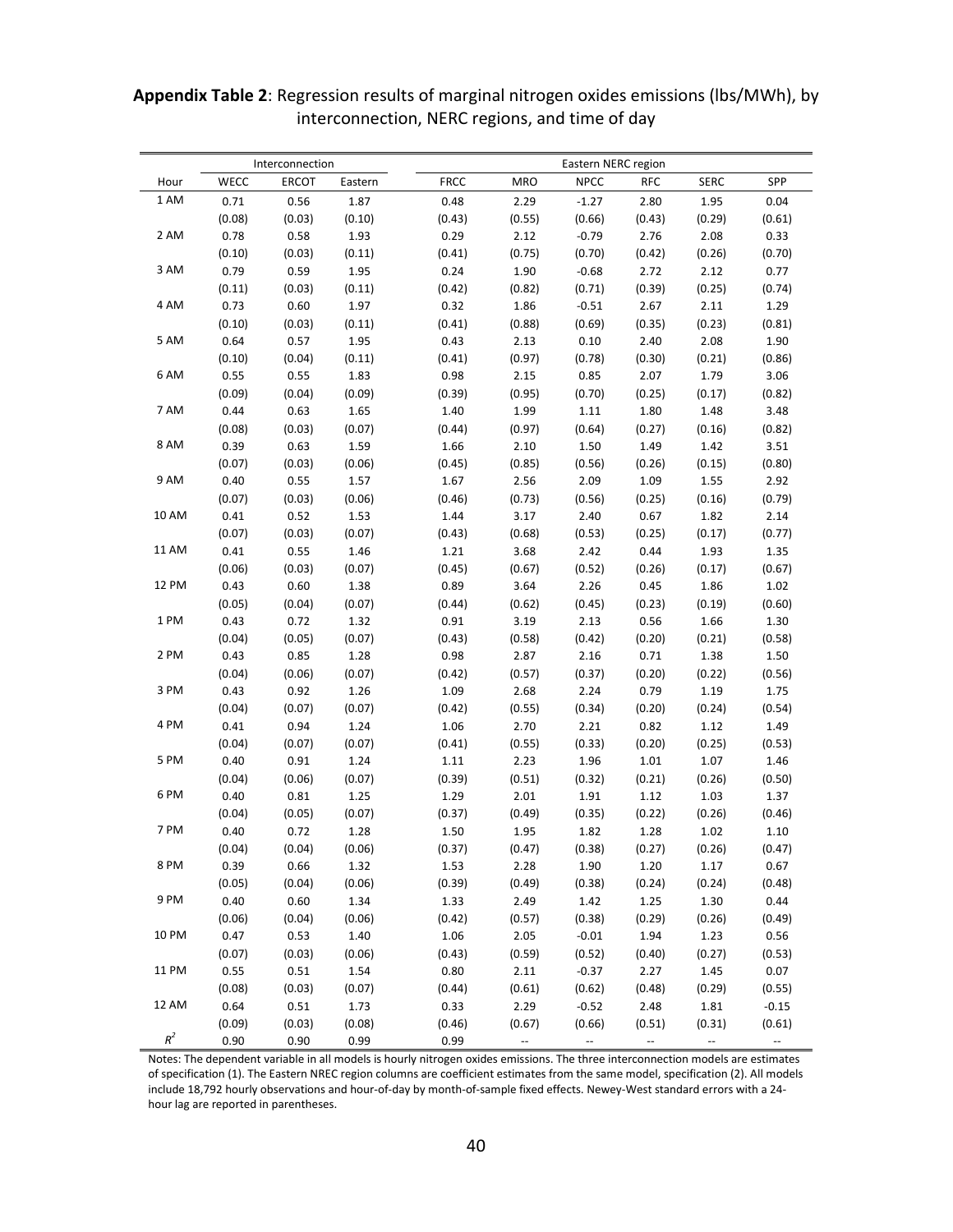**Appendix Table 2**: Regression results of marginal nitrogen oxides emissions (lbs/MWh), by interconnection, NERC regions, and time of day

| | Interconnection | | | Eastern NERC region | | | | | |
|---|---|---|---|---|---|---|---|---|---|
| Hour | WECC | ERCOT | Eastern | FRCC | MRO | NPCC | RFC | SERC | SPP |
| 1 AM | 0.71 | 0.56 | 1.87 | 0.48 | 2.29 | -1.27 | 2.80 | 1.95 | 0.04 |
| | (0.08) | (0.03) | (0.10) | (0.43) | (0.55) | (0.66) | (0.43) | (0.29) | (0.61) |
| 2 AM | 0.78 | 0.58 | 1.93 | 0.29 | 2.12 | -0.79 | 2.76 | 2.08 | 0.33 |
| | (0.10) | (0.03) | (0.11) | (0.41) | (0.75) | (0.70) | (0.42) | (0.26) | (0.70) |
| 3 AM | 0.79 | 0.59 | 1.95 | 0.24 | 1.90 | -0.68 | 2.72 | 2.12 | 0.77 |
| | (0.11) | (0.03) | (0.11) | (0.42) | (0.82) | (0.71) | (0.39) | (0.25) | (0.74) |
| 4 AM | 0.73 | 0.60 | 1.97 | 0.32 | 1.86 | -0.51 | 2.67 | 2.11 | 1.29 |
| | (0.10) | (0.03) | (0.11) | (0.41) | (0.88) | (0.69) | (0.35) | (0.23) | (0.81) |
| 5 AM | 0.64 | 0.57 | 1.95 | 0.43 | 2.13 | 0.10 | 2.40 | 2.08 | 1.90 |
| | (0.10) | (0.04) | (0.11) | (0.41) | (0.97) | (0.78) | (0.30) | (0.21) | (0.86) |
| 6 AM | 0.55 | 0.55 | 1.83 | 0.98 | 2.15 | 0.85 | 2.07 | 1.79 | 3.06 |
| | (0.09) | (0.04) | (0.09) | (0.39) | (0.95) | (0.70) | (0.25) | (0.17) | (0.82) |
| 7 AM | 0.44 | 0.63 | 1.65 | 1.40 | 1.99 | 1.11 | 1.80 | 1.48 | 3.48 |
| | (0.08) | (0.03) | (0.07) | (0.44) | (0.97) | (0.64) | (0.27) | (0.16) | (0.82) |
| 8 AM | 0.39 | 0.63 | 1.59 | 1.66 | 2.10 | 1.50 | 1.49 | 1.42 | 3.51 |
| | (0.07) | (0.03) | (0.06) | (0.45) | (0.85) | (0.56) | (0.26) | (0.15) | (0.80) |
| 9 AM | 0.40 | 0.55 | 1.57 | 1.67 | 2.56 | 2.09 | 1.09 | 1.55 | 2.92 |
| | (0.07) | (0.03) | (0.06) | (0.46) | (0.73) | (0.56) | (0.25) | (0.16) | (0.79) |
| 10 AM | 0.41 | 0.52 | 1.53 | 1.44 | 3.17 | 2.40 | 0.67 | 1.82 | 2.14 |
| | (0.07) | (0.03) | (0.07) | (0.43) | (0.68) | (0.53) | (0.25) | (0.17) | (0.77) |
| 11 AM | 0.41 | 0.55 | 1.46 | 1.21 | 3.68 | 2.42 | 0.44 | 1.93 | 1.35 |
| | (0.06) | (0.03) | (0.07) | (0.45) | (0.67) | (0.52) | (0.26) | (0.17) | (0.67) |
| 12 PM | 0.43 | 0.60 | 1.38 | 0.89 | 3.64 | 2.26 | 0.45 | 1.86 | 1.02 |
| | (0.05) | (0.04) | (0.07) | (0.44) | (0.62) | (0.45) | (0.23) | (0.19) | (0.60) |
| 1 PM | 0.43 | 0.72 | 1.32 | 0.91 | 3.19 | 2.13 | 0.56 | 1.66 | 1.30 |
| | (0.04) | (0.05) | (0.07) | (0.43) | (0.58) | (0.42) | (0.20) | (0.21) | (0.58) |
| 2 PM | 0.43 | 0.85 | 1.28 | 0.98 | 2.87 | 2.16 | 0.71 | 1.38 | 1.50 |
| | (0.04) | (0.06) | (0.07) | (0.42) | (0.57) | (0.37) | (0.20) | (0.22) | (0.56) |
| 3 PM | 0.43 | 0.92 | 1.26 | 1.09 | 2.68 | 2.24 | 0.79 | 1.19 | 1.75 |
| | (0.04) | (0.07) | (0.07) | (0.42) | (0.55) | (0.34) | (0.20) | (0.24) | (0.54) |
| 4 PM | 0.41 | 0.94 | 1.24 | 1.06 | 2.70 | 2.21 | 0.82 | 1.12 | 1.49 |
| | (0.04) | (0.07) | (0.07) | (0.41) | (0.55) | (0.33) | (0.20) | (0.25) | (0.53) |
| 5 PM | 0.40 | 0.91 | 1.24 | 1.11 | 2.23 | 1.96 | 1.01 | 1.07 | 1.46 |
| | (0.04) | (0.06) | (0.07) | (0.39) | (0.51) | (0.32) | (0.21) | (0.26) | (0.50) |
| 6 PM | 0.40 | 0.81 | 1.25 | 1.29 | 2.01 | 1.91 | 1.12 | 1.03 | 1.37 |
| | (0.04) | (0.05) | (0.07) | (0.37) | (0.49) | (0.35) | (0.22) | (0.26) | (0.46) |
| 7 PM | 0.40 | 0.72 | 1.28 | 1.50 | 1.95 | 1.82 | 1.28 | 1.02 | 1.10 |
| | (0.04) | (0.04) | (0.06) | (0.37) | (0.47) | (0.38) | (0.27) | (0.26) | (0.47) |
| 8 PM | 0.39 | 0.66 | 1.32 | 1.53 | 2.28 | 1.90 | 1.20 | 1.17 | 0.67 |
| | (0.05) | (0.04) | (0.06) | (0.39) | (0.49) | (0.38) | (0.24) | (0.24) | (0.48) |
| 9 PM | 0.40 | 0.60 | 1.34 | 1.33 | 2.49 | 1.42 | 1.25 | 1.30 | 0.44 |
| | (0.06) | (0.04) | (0.06) | (0.42) | (0.57) | (0.38) | (0.29) | (0.26) | (0.49) |
| 10 PM | 0.47 | 0.53 | 1.40 | 1.06 | 2.05 | -0.01 | 1.94 | 1.23 | 0.56 |
| | (0.07) | (0.03) | (0.06) | (0.43) | (0.59) | (0.52) | (0.40) | (0.27) | (0.53) |
| 11 PM | 0.55 | 0.51 | 1.54 | 0.80 | 2.11 | -0.37 | 2.27 | 1.45 | 0.07 |
| | (0.08) | (0.03) | (0.07) | (0.44) | (0.61) | (0.62) | (0.48) | (0.29) | (0.55) |
| 12 AM | 0.64 | 0.51 | 1.73 | 0.33 | 2.29 | -0.52 | 2.48 | 1.81 | -0.15 |
| | (0.09) | (0.03) | (0.08) | (0.46) | (0.67) | (0.66) | (0.51) | (0.31) | (0.61) |
| $R^2$ | 0.90 | 0.90 | 0.99 | 0.99 | -- | -- | -- | -- | -- |

Notes: The dependent variable in all models is hourly nitrogen oxides emissions. The three interconnection models are estimates of specification (1). The Eastern NREC region columns are coefficient estimates from the same model, specification (2). All models include 18,792 hourly observations and hour-of-day by month-of-sample fixed effects. Newey-West standard errors with a 24-hour lag are reported in parentheses.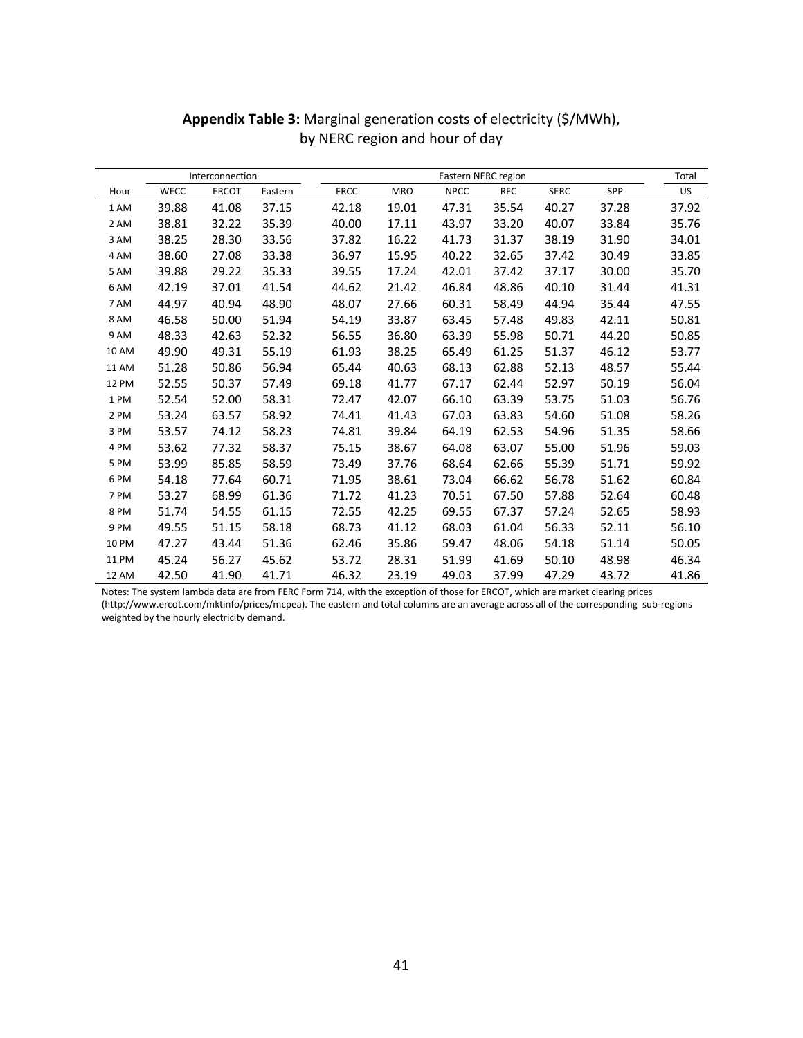**Appendix Table 3:** Marginal generation costs of electricity ($/MWh), by NERC region and hour of day

| | Interconnection | | | Eastern NERC region | | | | | | Total |
|---|---|---|---|---|---|---|---|---|---|---|
| Hour | WECC | ERCOT | Eastern | FRCC | MRO | NPCC | RFC | SERC | SPP | US |
| 1 AM | 39.88 | 41.08 | 37.15 | 42.18 | 19.01 | 47.31 | 35.54 | 40.27 | 37.28 | 37.92 |
| 2 AM | 38.81 | 32.22 | 35.39 | 40.00 | 17.11 | 43.97 | 33.20 | 40.07 | 33.84 | 35.76 |
| 3 AM | 38.25 | 28.30 | 33.56 | 37.82 | 16.22 | 41.73 | 31.37 | 38.19 | 31.90 | 34.01 |
| 4 AM | 38.60 | 27.08 | 33.38 | 36.97 | 15.95 | 40.22 | 32.65 | 37.42 | 30.49 | 33.85 |
| 5 AM | 39.88 | 29.22 | 35.33 | 39.55 | 17.24 | 42.01 | 37.42 | 37.17 | 30.00 | 35.70 |
| 6 AM | 42.19 | 37.01 | 41.54 | 44.62 | 21.42 | 46.84 | 48.86 | 40.10 | 31.44 | 41.31 |
| 7 AM | 44.97 | 40.94 | 48.90 | 48.07 | 27.66 | 60.31 | 58.49 | 44.94 | 35.44 | 47.55 |
| 8 AM | 46.58 | 50.00 | 51.94 | 54.19 | 33.87 | 63.45 | 57.48 | 49.83 | 42.11 | 50.81 |
| 9 AM | 48.33 | 42.63 | 52.32 | 56.55 | 36.80 | 63.39 | 55.98 | 50.71 | 44.20 | 50.85 |
| 10 AM | 49.90 | 49.31 | 55.19 | 61.93 | 38.25 | 65.49 | 61.25 | 51.37 | 46.12 | 53.77 |
| 11 AM | 51.28 | 50.86 | 56.94 | 65.44 | 40.63 | 68.13 | 62.88 | 52.13 | 48.57 | 55.44 |
| 12 PM | 52.55 | 50.37 | 57.49 | 69.18 | 41.77 | 67.17 | 62.44 | 52.97 | 50.19 | 56.04 |
| 1 PM | 52.54 | 52.00 | 58.31 | 72.47 | 42.07 | 66.10 | 63.39 | 53.75 | 51.03 | 56.76 |
| 2 PM | 53.24 | 63.57 | 58.92 | 74.41 | 41.43 | 67.03 | 63.83 | 54.60 | 51.08 | 58.26 |
| 3 PM | 53.57 | 74.12 | 58.23 | 74.81 | 39.84 | 64.19 | 62.53 | 54.96 | 51.35 | 58.66 |
| 4 PM | 53.62 | 77.32 | 58.37 | 75.15 | 38.67 | 64.08 | 63.07 | 55.00 | 51.96 | 59.03 |
| 5 PM | 53.99 | 85.85 | 58.59 | 73.49 | 37.76 | 68.64 | 62.66 | 55.39 | 51.71 | 59.92 |
| 6 PM | 54.18 | 77.64 | 60.71 | 71.95 | 38.61 | 73.04 | 66.62 | 56.78 | 51.62 | 60.84 |
| 7 PM | 53.27 | 68.99 | 61.36 | 71.72 | 41.23 | 70.51 | 67.50 | 57.88 | 52.64 | 60.48 |
| 8 PM | 51.74 | 54.55 | 61.15 | 72.55 | 42.25 | 69.55 | 67.37 | 57.24 | 52.65 | 58.93 |
| 9 PM | 49.55 | 51.15 | 58.18 | 68.73 | 41.12 | 68.03 | 61.04 | 56.33 | 52.11 | 56.10 |
| 10 PM | 47.27 | 43.44 | 51.36 | 62.46 | 35.86 | 59.47 | 48.06 | 54.18 | 51.14 | 50.05 |
| 11 PM | 45.24 | 56.27 | 45.62 | 53.72 | 28.31 | 51.99 | 41.69 | 50.10 | 48.98 | 46.34 |
| 12 AM | 42.50 | 41.90 | 41.71 | 46.32 | 23.19 | 49.03 | 37.99 | 47.29 | 43.72 | 41.86 |

Notes: The system lambda data are from FERC Form 714, with the exception of those for ERCOT, which are market clearing prices (http://www.ercot.com/mktinfo/prices/mcpea). The eastern and total columns are an average across all of the corresponding sub-regions weighted by the hourly electricity demand.